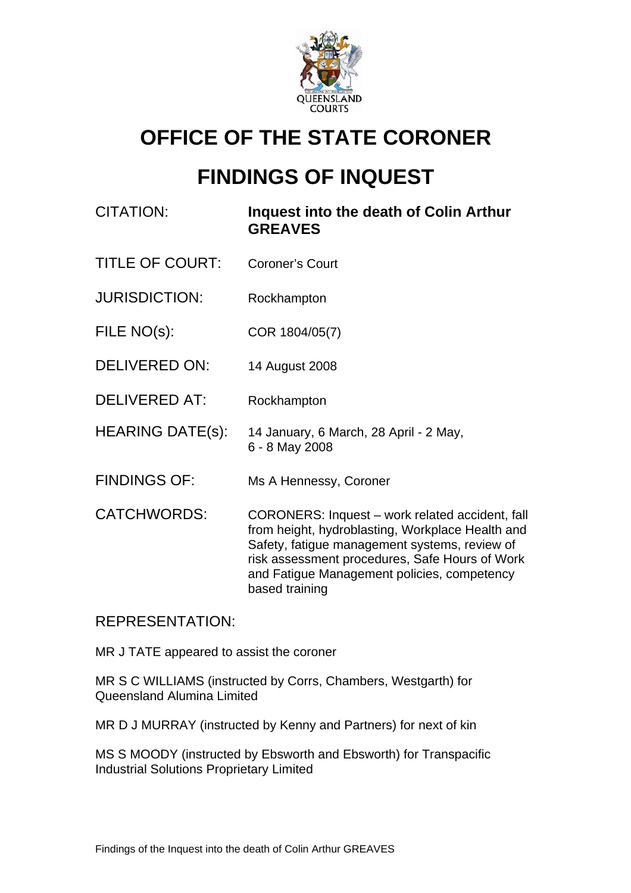# OFFICE OF THE STATE CORONER

# FINDINGS OF INQUEST

| | |
|---|---|
| CITATION: | **Inquest into the death of Colin Arthur GREAVES** |
| TITLE OF COURT: | Coroner's Court |
| JURISDICTION: | Rockhampton |
| FILE NO(s): | COR 1804/05(7) |
| DELIVERED ON: | 14 August 2008 |
| DELIVERED AT: | Rockhampton |
| HEARING DATE(s): | 14 January, 6 March, 28 April - 2 May, 6 - 8 May 2008 |
| FINDINGS OF: | Ms A Hennessy, Coroner |
| CATCHWORDS: | CORONERS: Inquest – work related accident, fall from height, hydroblasting, Workplace Health and Safety, fatigue management systems, review of risk assessment procedures, Safe Hours of Work and Fatigue Management policies, competency based training |

REPRESENTATION:

MR J TATE appeared to assist the coroner

MR S C WILLIAMS (instructed by Corrs, Chambers, Westgarth) for Queensland Alumina Limited

MR D J MURRAY (instructed by Kenny and Partners) for next of kin

MS S MOODY (instructed by Ebsworth and Ebsworth) for Transpacific Industrial Solutions Proprietary Limited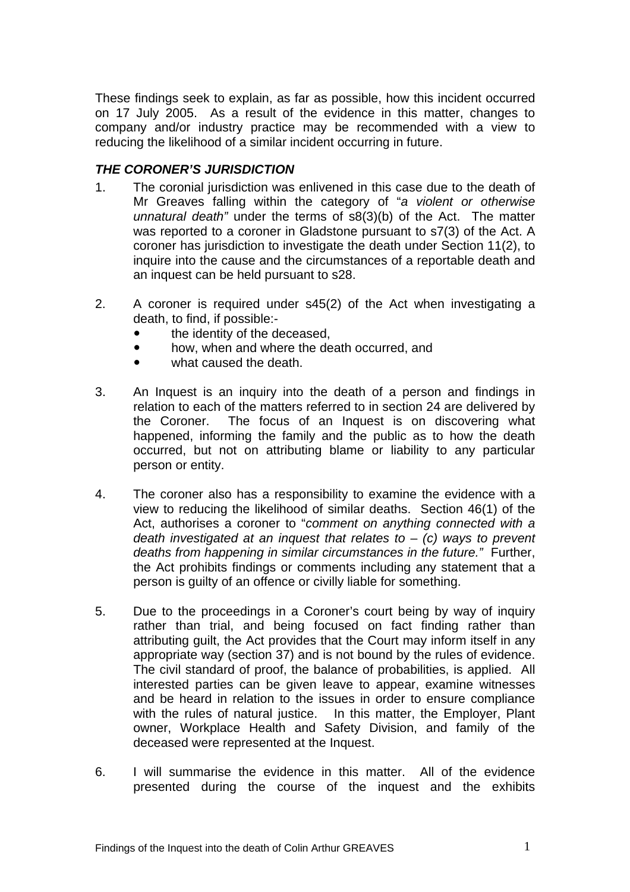These findings seek to explain, as far as possible, how this incident occurred on 17 July 2005. As a result of the evidence in this matter, changes to company and/or industry practice may be recommended with a view to reducing the likelihood of a similar incident occurring in future.

### *THE CORONER'S JURISDICTION*

1. The coronial jurisdiction was enlivened in this case due to the death of Mr Greaves falling within the category of "*a violent or otherwise unnatural death"* under the terms of s8(3)(b) of the Act. The matter was reported to a coroner in Gladstone pursuant to s7(3) of the Act. A coroner has jurisdiction to investigate the death under Section 11(2), to inquire into the cause and the circumstances of a reportable death and an inquest can be held pursuant to s28.

2. A coroner is required under s45(2) of the Act when investigating a death, to find, if possible:-
   - the identity of the deceased,
   - how, when and where the death occurred, and
   - what caused the death.

3. An Inquest is an inquiry into the death of a person and findings in relation to each of the matters referred to in section 24 are delivered by the Coroner. The focus of an Inquest is on discovering what happened, informing the family and the public as to how the death occurred, but not on attributing blame or liability to any particular person or entity.

4. The coroner also has a responsibility to examine the evidence with a view to reducing the likelihood of similar deaths. Section 46(1) of the Act, authorises a coroner to "*comment on anything connected with a death investigated at an inquest that relates to – (c) ways to prevent deaths from happening in similar circumstances in the future."* Further, the Act prohibits findings or comments including any statement that a person is guilty of an offence or civilly liable for something.

5. Due to the proceedings in a Coroner's court being by way of inquiry rather than trial, and being focused on fact finding rather than attributing guilt, the Act provides that the Court may inform itself in any appropriate way (section 37) and is not bound by the rules of evidence. The civil standard of proof, the balance of probabilities, is applied. All interested parties can be given leave to appear, examine witnesses and be heard in relation to the issues in order to ensure compliance with the rules of natural justice. In this matter, the Employer, Plant owner, Workplace Health and Safety Division, and family of the deceased were represented at the Inquest.

6. I will summarise the evidence in this matter. All of the evidence presented during the course of the inquest and the exhibits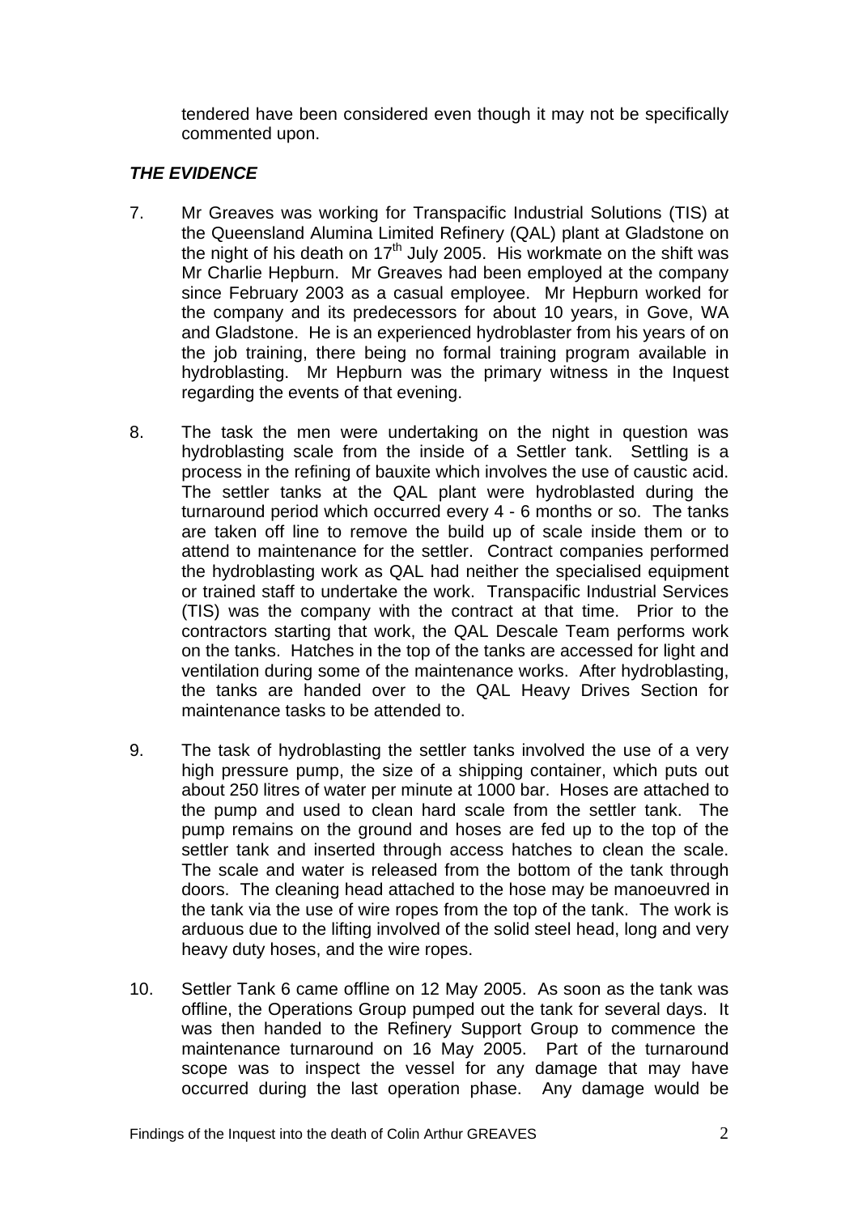tendered have been considered even though it may not be specifically commented upon.

### *THE EVIDENCE*

7. Mr Greaves was working for Transpacific Industrial Solutions (TIS) at the Queensland Alumina Limited Refinery (QAL) plant at Gladstone on the night of his death on 17th July 2005. His workmate on the shift was Mr Charlie Hepburn. Mr Greaves had been employed at the company since February 2003 as a casual employee. Mr Hepburn worked for the company and its predecessors for about 10 years, in Gove, WA and Gladstone. He is an experienced hydroblaster from his years of on the job training, there being no formal training program available in hydroblasting. Mr Hepburn was the primary witness in the Inquest regarding the events of that evening.

8. The task the men were undertaking on the night in question was hydroblasting scale from the inside of a Settler tank. Settling is a process in the refining of bauxite which involves the use of caustic acid. The settler tanks at the QAL plant were hydroblasted during the turnaround period which occurred every 4 - 6 months or so. The tanks are taken off line to remove the build up of scale inside them or to attend to maintenance for the settler. Contract companies performed the hydroblasting work as QAL had neither the specialised equipment or trained staff to undertake the work. Transpacific Industrial Services (TIS) was the company with the contract at that time. Prior to the contractors starting that work, the QAL Descale Team performs work on the tanks. Hatches in the top of the tanks are accessed for light and ventilation during some of the maintenance works. After hydroblasting, the tanks are handed over to the QAL Heavy Drives Section for maintenance tasks to be attended to.

9. The task of hydroblasting the settler tanks involved the use of a very high pressure pump, the size of a shipping container, which puts out about 250 litres of water per minute at 1000 bar. Hoses are attached to the pump and used to clean hard scale from the settler tank. The pump remains on the ground and hoses are fed up to the top of the settler tank and inserted through access hatches to clean the scale. The scale and water is released from the bottom of the tank through doors. The cleaning head attached to the hose may be manoeuvred in the tank via the use of wire ropes from the top of the tank. The work is arduous due to the lifting involved of the solid steel head, long and very heavy duty hoses, and the wire ropes.

10. Settler Tank 6 came offline on 12 May 2005. As soon as the tank was offline, the Operations Group pumped out the tank for several days. It was then handed to the Refinery Support Group to commence the maintenance turnaround on 16 May 2005. Part of the turnaround scope was to inspect the vessel for any damage that may have occurred during the last operation phase. Any damage would be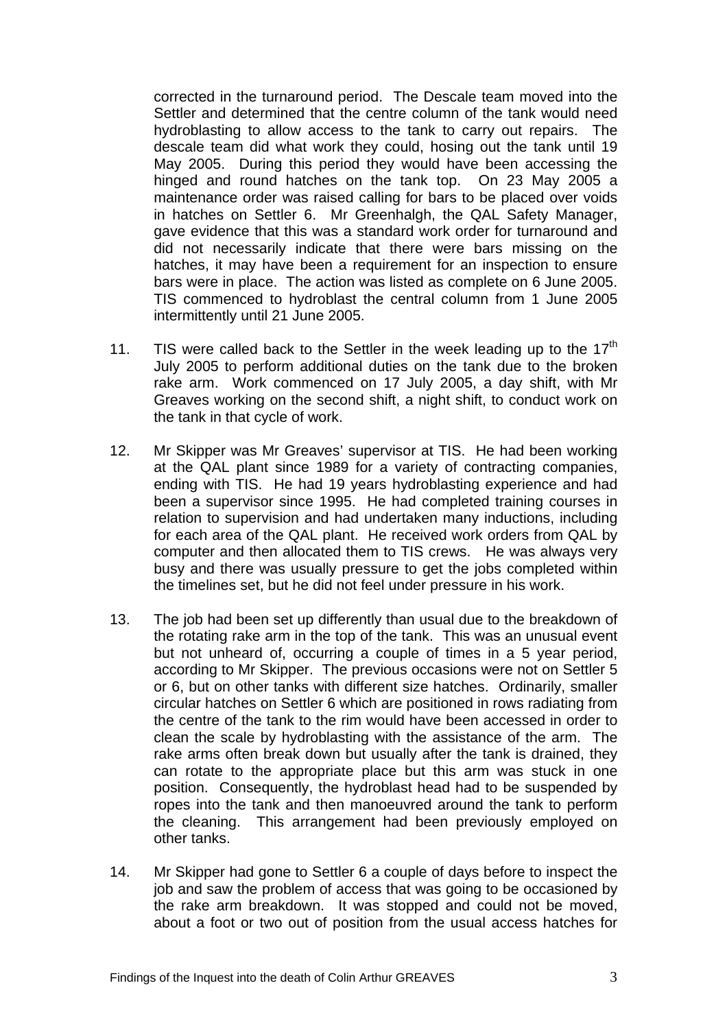corrected in the turnaround period. The Descale team moved into the Settler and determined that the centre column of the tank would need hydroblasting to allow access to the tank to carry out repairs. The descale team did what work they could, hosing out the tank until 19 May 2005. During this period they would have been accessing the hinged and round hatches on the tank top. On 23 May 2005 a maintenance order was raised calling for bars to be placed over voids in hatches on Settler 6. Mr Greenhalgh, the QAL Safety Manager, gave evidence that this was a standard work order for turnaround and did not necessarily indicate that there were bars missing on the hatches, it may have been a requirement for an inspection to ensure bars were in place. The action was listed as complete on 6 June 2005. TIS commenced to hydroblast the central column from 1 June 2005 intermittently until 21 June 2005.

11. TIS were called back to the Settler in the week leading up to the 17th July 2005 to perform additional duties on the tank due to the broken rake arm. Work commenced on 17 July 2005, a day shift, with Mr Greaves working on the second shift, a night shift, to conduct work on the tank in that cycle of work.

12. Mr Skipper was Mr Greaves' supervisor at TIS. He had been working at the QAL plant since 1989 for a variety of contracting companies, ending with TIS. He had 19 years hydroblasting experience and had been a supervisor since 1995. He had completed training courses in relation to supervision and had undertaken many inductions, including for each area of the QAL plant. He received work orders from QAL by computer and then allocated them to TIS crews. He was always very busy and there was usually pressure to get the jobs completed within the timelines set, but he did not feel under pressure in his work.

13. The job had been set up differently than usual due to the breakdown of the rotating rake arm in the top of the tank. This was an unusual event but not unheard of, occurring a couple of times in a 5 year period, according to Mr Skipper. The previous occasions were not on Settler 5 or 6, but on other tanks with different size hatches. Ordinarily, smaller circular hatches on Settler 6 which are positioned in rows radiating from the centre of the tank to the rim would have been accessed in order to clean the scale by hydroblasting with the assistance of the arm. The rake arms often break down but usually after the tank is drained, they can rotate to the appropriate place but this arm was stuck in one position. Consequently, the hydroblast head had to be suspended by ropes into the tank and then manoeuvred around the tank to perform the cleaning. This arrangement had been previously employed on other tanks.

14. Mr Skipper had gone to Settler 6 a couple of days before to inspect the job and saw the problem of access that was going to be occasioned by the rake arm breakdown. It was stopped and could not be moved, about a foot or two out of position from the usual access hatches for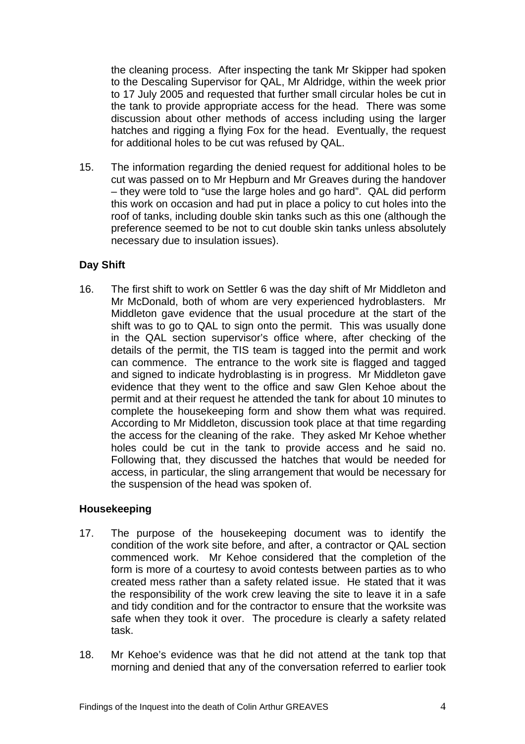the cleaning process. After inspecting the tank Mr Skipper had spoken to the Descaling Supervisor for QAL, Mr Aldridge, within the week prior to 17 July 2005 and requested that further small circular holes be cut in the tank to provide appropriate access for the head. There was some discussion about other methods of access including using the larger hatches and rigging a flying Fox for the head. Eventually, the request for additional holes to be cut was refused by QAL.

15. The information regarding the denied request for additional holes to be cut was passed on to Mr Hepburn and Mr Greaves during the handover – they were told to "use the large holes and go hard". QAL did perform this work on occasion and had put in place a policy to cut holes into the roof of tanks, including double skin tanks such as this one (although the preference seemed to be not to cut double skin tanks unless absolutely necessary due to insulation issues).

**Day Shift**

16. The first shift to work on Settler 6 was the day shift of Mr Middleton and Mr McDonald, both of whom are very experienced hydroblasters. Mr Middleton gave evidence that the usual procedure at the start of the shift was to go to QAL to sign onto the permit. This was usually done in the QAL section supervisor's office where, after checking of the details of the permit, the TIS team is tagged into the permit and work can commence. The entrance to the work site is flagged and tagged and signed to indicate hydroblasting is in progress. Mr Middleton gave evidence that they went to the office and saw Glen Kehoe about the permit and at their request he attended the tank for about 10 minutes to complete the housekeeping form and show them what was required. According to Mr Middleton, discussion took place at that time regarding the access for the cleaning of the rake. They asked Mr Kehoe whether holes could be cut in the tank to provide access and he said no. Following that, they discussed the hatches that would be needed for access, in particular, the sling arrangement that would be necessary for the suspension of the head was spoken of.

**Housekeeping**

17. The purpose of the housekeeping document was to identify the condition of the work site before, and after, a contractor or QAL section commenced work. Mr Kehoe considered that the completion of the form is more of a courtesy to avoid contests between parties as to who created mess rather than a safety related issue. He stated that it was the responsibility of the work crew leaving the site to leave it in a safe and tidy condition and for the contractor to ensure that the worksite was safe when they took it over. The procedure is clearly a safety related task.

18. Mr Kehoe's evidence was that he did not attend at the tank top that morning and denied that any of the conversation referred to earlier took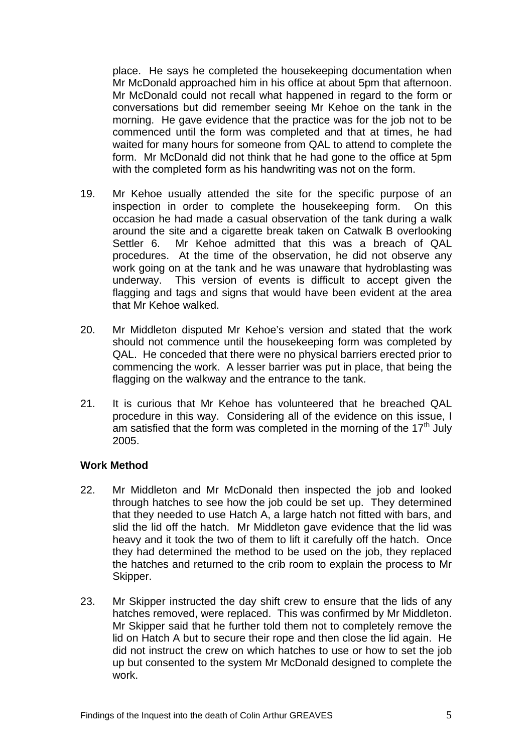place. He says he completed the housekeeping documentation when Mr McDonald approached him in his office at about 5pm that afternoon. Mr McDonald could not recall what happened in regard to the form or conversations but did remember seeing Mr Kehoe on the tank in the morning. He gave evidence that the practice was for the job not to be commenced until the form was completed and that at times, he had waited for many hours for someone from QAL to attend to complete the form. Mr McDonald did not think that he had gone to the office at 5pm with the completed form as his handwriting was not on the form.

19. Mr Kehoe usually attended the site for the specific purpose of an inspection in order to complete the housekeeping form. On this occasion he had made a casual observation of the tank during a walk around the site and a cigarette break taken on Catwalk B overlooking Settler 6. Mr Kehoe admitted that this was a breach of QAL procedures. At the time of the observation, he did not observe any work going on at the tank and he was unaware that hydroblasting was underway. This version of events is difficult to accept given the flagging and tags and signs that would have been evident at the area that Mr Kehoe walked.

20. Mr Middleton disputed Mr Kehoe's version and stated that the work should not commence until the housekeeping form was completed by QAL. He conceded that there were no physical barriers erected prior to commencing the work. A lesser barrier was put in place, that being the flagging on the walkway and the entrance to the tank.

21. It is curious that Mr Kehoe has volunteered that he breached QAL procedure in this way. Considering all of the evidence on this issue, I am satisfied that the form was completed in the morning of the 17th July 2005.

**Work Method**

22. Mr Middleton and Mr McDonald then inspected the job and looked through hatches to see how the job could be set up. They determined that they needed to use Hatch A, a large hatch not fitted with bars, and slid the lid off the hatch. Mr Middleton gave evidence that the lid was heavy and it took the two of them to lift it carefully off the hatch. Once they had determined the method to be used on the job, they replaced the hatches and returned to the crib room to explain the process to Mr Skipper.

23. Mr Skipper instructed the day shift crew to ensure that the lids of any hatches removed, were replaced. This was confirmed by Mr Middleton. Mr Skipper said that he further told them not to completely remove the lid on Hatch A but to secure their rope and then close the lid again. He did not instruct the crew on which hatches to use or how to set the job up but consented to the system Mr McDonald designed to complete the work.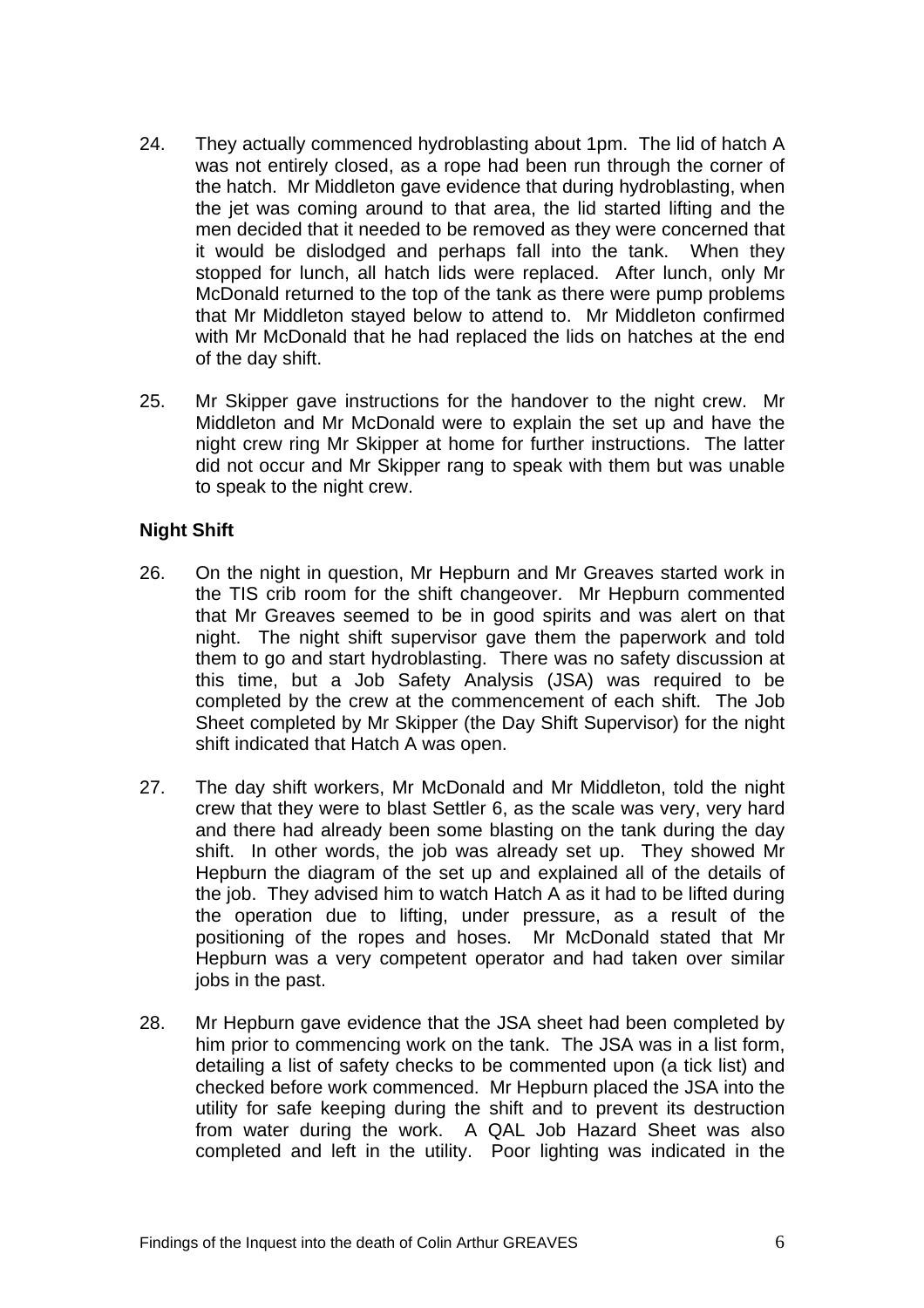24. They actually commenced hydroblasting about 1pm. The lid of hatch A was not entirely closed, as a rope had been run through the corner of the hatch. Mr Middleton gave evidence that during hydroblasting, when the jet was coming around to that area, the lid started lifting and the men decided that it needed to be removed as they were concerned that it would be dislodged and perhaps fall into the tank. When they stopped for lunch, all hatch lids were replaced. After lunch, only Mr McDonald returned to the top of the tank as there were pump problems that Mr Middleton stayed below to attend to. Mr Middleton confirmed with Mr McDonald that he had replaced the lids on hatches at the end of the day shift.

25. Mr Skipper gave instructions for the handover to the night crew. Mr Middleton and Mr McDonald were to explain the set up and have the night crew ring Mr Skipper at home for further instructions. The latter did not occur and Mr Skipper rang to speak with them but was unable to speak to the night crew.

**Night Shift**

26. On the night in question, Mr Hepburn and Mr Greaves started work in the TIS crib room for the shift changeover. Mr Hepburn commented that Mr Greaves seemed to be in good spirits and was alert on that night. The night shift supervisor gave them the paperwork and told them to go and start hydroblasting. There was no safety discussion at this time, but a Job Safety Analysis (JSA) was required to be completed by the crew at the commencement of each shift. The Job Sheet completed by Mr Skipper (the Day Shift Supervisor) for the night shift indicated that Hatch A was open.

27. The day shift workers, Mr McDonald and Mr Middleton, told the night crew that they were to blast Settler 6, as the scale was very, very hard and there had already been some blasting on the tank during the day shift. In other words, the job was already set up. They showed Mr Hepburn the diagram of the set up and explained all of the details of the job. They advised him to watch Hatch A as it had to be lifted during the operation due to lifting, under pressure, as a result of the positioning of the ropes and hoses. Mr McDonald stated that Mr Hepburn was a very competent operator and had taken over similar jobs in the past.

28. Mr Hepburn gave evidence that the JSA sheet had been completed by him prior to commencing work on the tank. The JSA was in a list form, detailing a list of safety checks to be commented upon (a tick list) and checked before work commenced. Mr Hepburn placed the JSA into the utility for safe keeping during the shift and to prevent its destruction from water during the work. A QAL Job Hazard Sheet was also completed and left in the utility. Poor lighting was indicated in the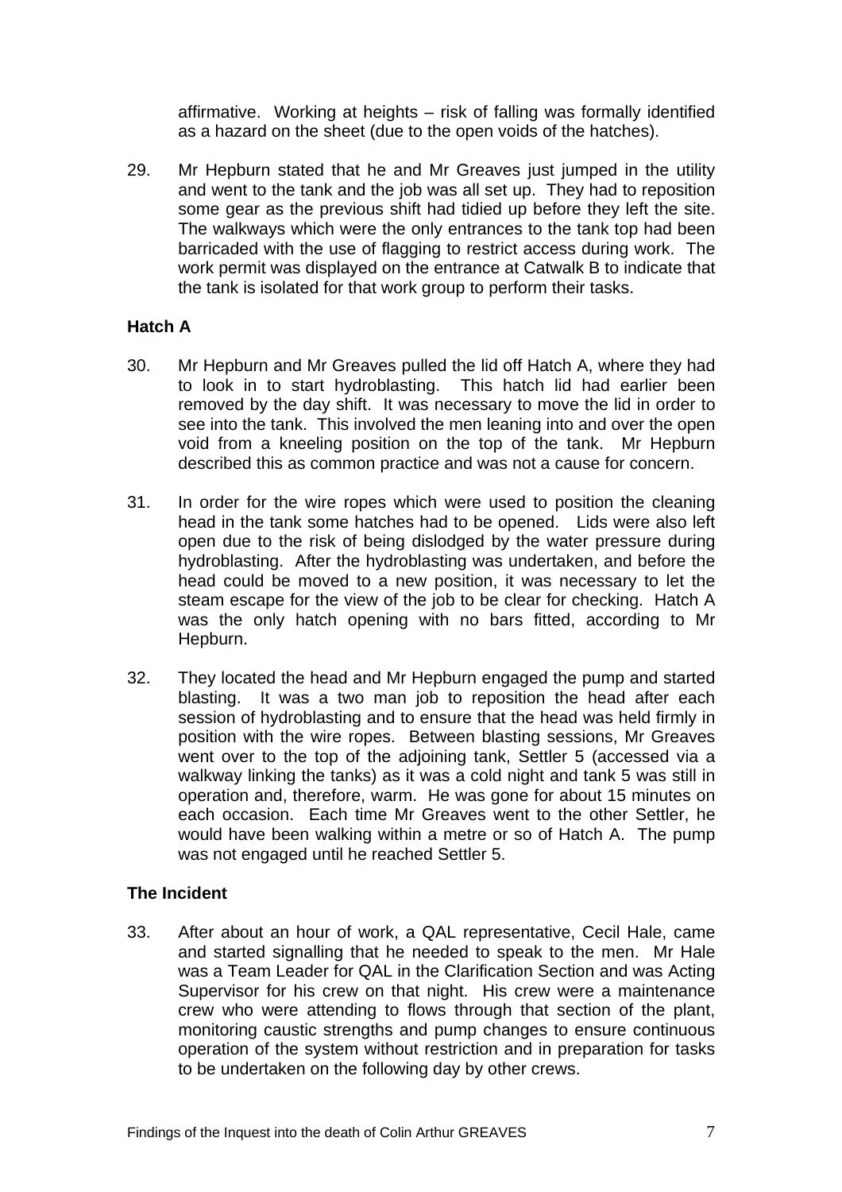affirmative. Working at heights – risk of falling was formally identified as a hazard on the sheet (due to the open voids of the hatches).

29. Mr Hepburn stated that he and Mr Greaves just jumped in the utility and went to the tank and the job was all set up. They had to reposition some gear as the previous shift had tidied up before they left the site. The walkways which were the only entrances to the tank top had been barricaded with the use of flagging to restrict access during work. The work permit was displayed on the entrance at Catwalk B to indicate that the tank is isolated for that work group to perform their tasks.

### Hatch A

30. Mr Hepburn and Mr Greaves pulled the lid off Hatch A, where they had to look in to start hydroblasting. This hatch lid had earlier been removed by the day shift. It was necessary to move the lid in order to see into the tank. This involved the men leaning into and over the open void from a kneeling position on the top of the tank. Mr Hepburn described this as common practice and was not a cause for concern.

31. In order for the wire ropes which were used to position the cleaning head in the tank some hatches had to be opened. Lids were also left open due to the risk of being dislodged by the water pressure during hydroblasting. After the hydroblasting was undertaken, and before the head could be moved to a new position, it was necessary to let the steam escape for the view of the job to be clear for checking. Hatch A was the only hatch opening with no bars fitted, according to Mr Hepburn.

32. They located the head and Mr Hepburn engaged the pump and started blasting. It was a two man job to reposition the head after each session of hydroblasting and to ensure that the head was held firmly in position with the wire ropes. Between blasting sessions, Mr Greaves went over to the top of the adjoining tank, Settler 5 (accessed via a walkway linking the tanks) as it was a cold night and tank 5 was still in operation and, therefore, warm. He was gone for about 15 minutes on each occasion. Each time Mr Greaves went to the other Settler, he would have been walking within a metre or so of Hatch A. The pump was not engaged until he reached Settler 5.

### The Incident

33. After about an hour of work, a QAL representative, Cecil Hale, came and started signalling that he needed to speak to the men. Mr Hale was a Team Leader for QAL in the Clarification Section and was Acting Supervisor for his crew on that night. His crew were a maintenance crew who were attending to flows through that section of the plant, monitoring caustic strengths and pump changes to ensure continuous operation of the system without restriction and in preparation for tasks to be undertaken on the following day by other crews.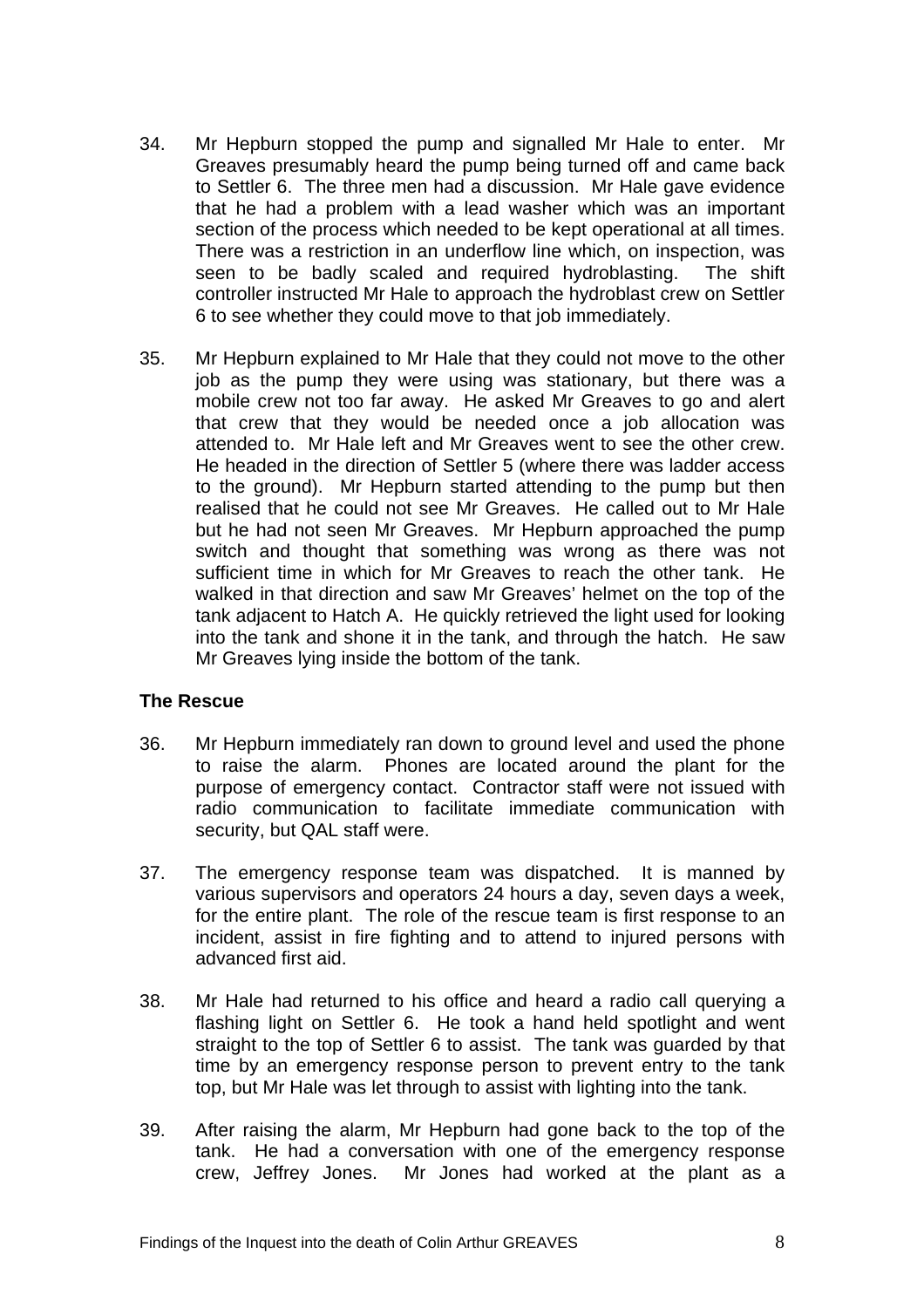34. Mr Hepburn stopped the pump and signalled Mr Hale to enter. Mr Greaves presumably heard the pump being turned off and came back to Settler 6. The three men had a discussion. Mr Hale gave evidence that he had a problem with a lead washer which was an important section of the process which needed to be kept operational at all times. There was a restriction in an underflow line which, on inspection, was seen to be badly scaled and required hydroblasting. The shift controller instructed Mr Hale to approach the hydroblast crew on Settler 6 to see whether they could move to that job immediately.

35. Mr Hepburn explained to Mr Hale that they could not move to the other job as the pump they were using was stationary, but there was a mobile crew not too far away. He asked Mr Greaves to go and alert that crew that they would be needed once a job allocation was attended to. Mr Hale left and Mr Greaves went to see the other crew. He headed in the direction of Settler 5 (where there was ladder access to the ground). Mr Hepburn started attending to the pump but then realised that he could not see Mr Greaves. He called out to Mr Hale but he had not seen Mr Greaves. Mr Hepburn approached the pump switch and thought that something was wrong as there was not sufficient time in which for Mr Greaves to reach the other tank. He walked in that direction and saw Mr Greaves' helmet on the top of the tank adjacent to Hatch A. He quickly retrieved the light used for looking into the tank and shone it in the tank, and through the hatch. He saw Mr Greaves lying inside the bottom of the tank.

### The Rescue

36. Mr Hepburn immediately ran down to ground level and used the phone to raise the alarm. Phones are located around the plant for the purpose of emergency contact. Contractor staff were not issued with radio communication to facilitate immediate communication with security, but QAL staff were.

37. The emergency response team was dispatched. It is manned by various supervisors and operators 24 hours a day, seven days a week, for the entire plant. The role of the rescue team is first response to an incident, assist in fire fighting and to attend to injured persons with advanced first aid.

38. Mr Hale had returned to his office and heard a radio call querying a flashing light on Settler 6. He took a hand held spotlight and went straight to the top of Settler 6 to assist. The tank was guarded by that time by an emergency response person to prevent entry to the tank top, but Mr Hale was let through to assist with lighting into the tank.

39. After raising the alarm, Mr Hepburn had gone back to the top of the tank. He had a conversation with one of the emergency response crew, Jeffrey Jones. Mr Jones had worked at the plant as a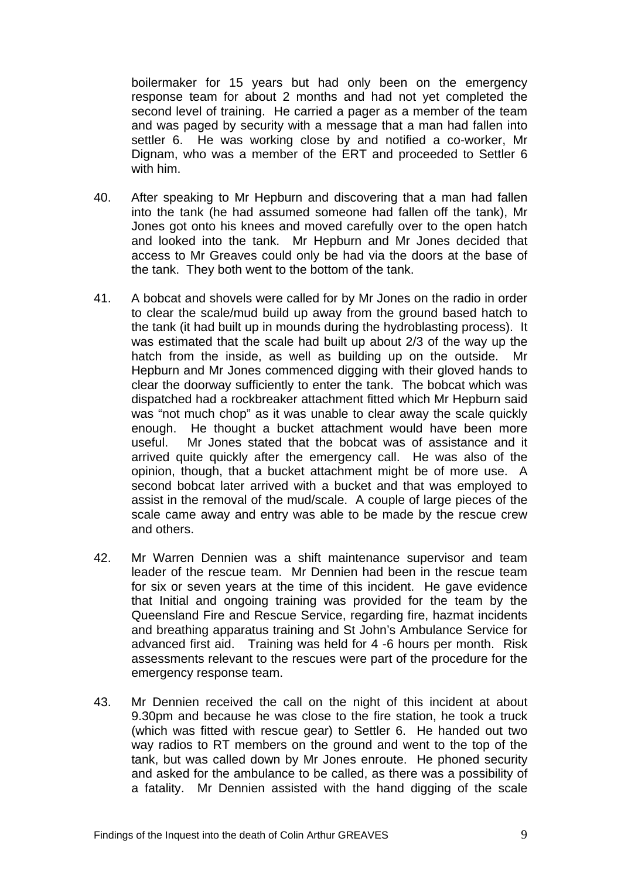boilermaker for 15 years but had only been on the emergency response team for about 2 months and had not yet completed the second level of training. He carried a pager as a member of the team and was paged by security with a message that a man had fallen into settler 6. He was working close by and notified a co-worker, Mr Dignam, who was a member of the ERT and proceeded to Settler 6 with him.

40. After speaking to Mr Hepburn and discovering that a man had fallen into the tank (he had assumed someone had fallen off the tank), Mr Jones got onto his knees and moved carefully over to the open hatch and looked into the tank. Mr Hepburn and Mr Jones decided that access to Mr Greaves could only be had via the doors at the base of the tank. They both went to the bottom of the tank.

41. A bobcat and shovels were called for by Mr Jones on the radio in order to clear the scale/mud build up away from the ground based hatch to the tank (it had built up in mounds during the hydroblasting process). It was estimated that the scale had built up about 2/3 of the way up the hatch from the inside, as well as building up on the outside. Mr Hepburn and Mr Jones commenced digging with their gloved hands to clear the doorway sufficiently to enter the tank. The bobcat which was dispatched had a rockbreaker attachment fitted which Mr Hepburn said was "not much chop" as it was unable to clear away the scale quickly enough. He thought a bucket attachment would have been more useful. Mr Jones stated that the bobcat was of assistance and it arrived quite quickly after the emergency call. He was also of the opinion, though, that a bucket attachment might be of more use. A second bobcat later arrived with a bucket and that was employed to assist in the removal of the mud/scale. A couple of large pieces of the scale came away and entry was able to be made by the rescue crew and others.

42. Mr Warren Dennien was a shift maintenance supervisor and team leader of the rescue team. Mr Dennien had been in the rescue team for six or seven years at the time of this incident. He gave evidence that Initial and ongoing training was provided for the team by the Queensland Fire and Rescue Service, regarding fire, hazmat incidents and breathing apparatus training and St John's Ambulance Service for advanced first aid. Training was held for 4 -6 hours per month. Risk assessments relevant to the rescues were part of the procedure for the emergency response team.

43. Mr Dennien received the call on the night of this incident at about 9.30pm and because he was close to the fire station, he took a truck (which was fitted with rescue gear) to Settler 6. He handed out two way radios to RT members on the ground and went to the top of the tank, but was called down by Mr Jones enroute. He phoned security and asked for the ambulance to be called, as there was a possibility of a fatality. Mr Dennien assisted with the hand digging of the scale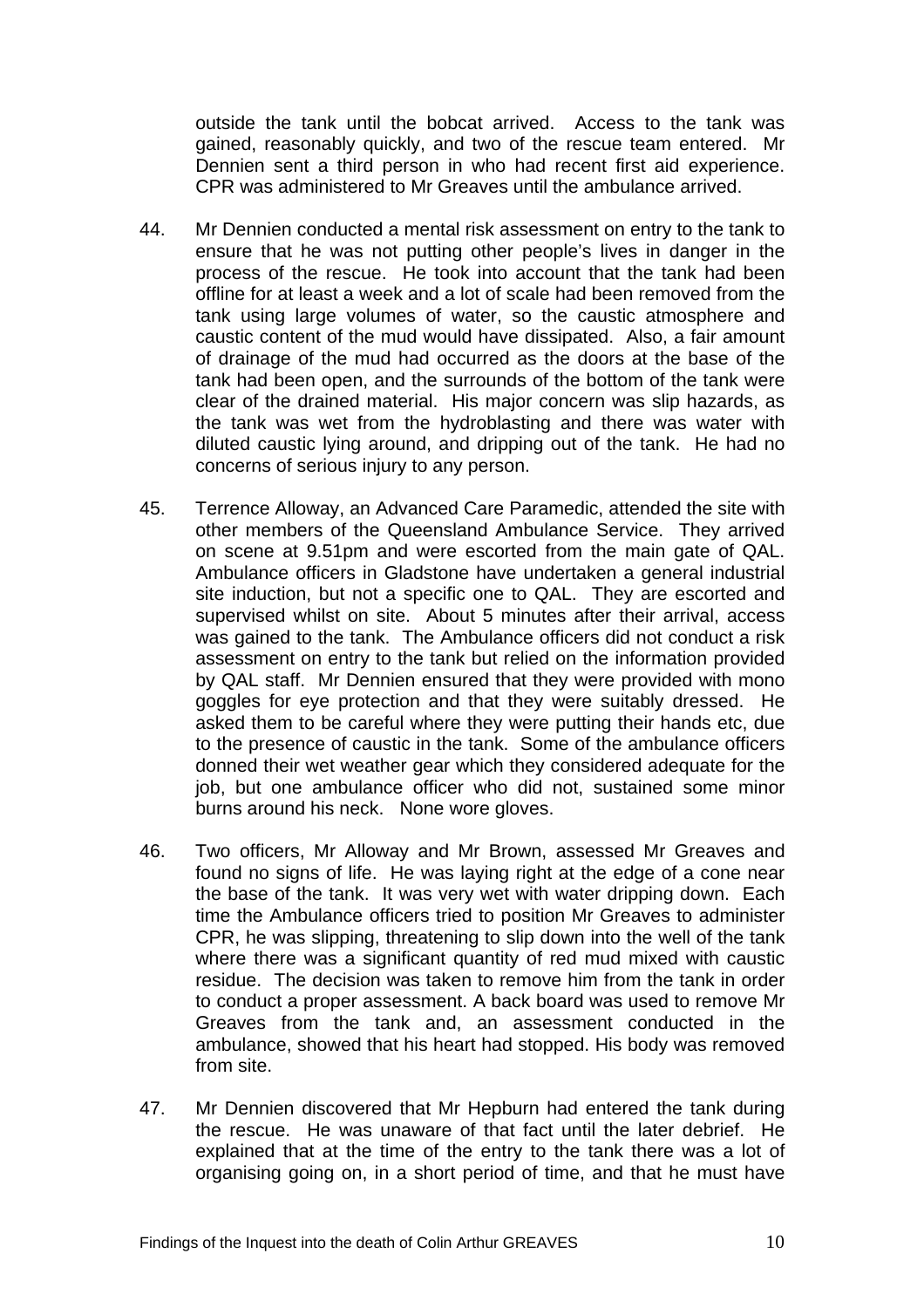outside the tank until the bobcat arrived. Access to the tank was gained, reasonably quickly, and two of the rescue team entered. Mr Dennien sent a third person in who had recent first aid experience. CPR was administered to Mr Greaves until the ambulance arrived.

44. Mr Dennien conducted a mental risk assessment on entry to the tank to ensure that he was not putting other people's lives in danger in the process of the rescue. He took into account that the tank had been offline for at least a week and a lot of scale had been removed from the tank using large volumes of water, so the caustic atmosphere and caustic content of the mud would have dissipated. Also, a fair amount of drainage of the mud had occurred as the doors at the base of the tank had been open, and the surrounds of the bottom of the tank were clear of the drained material. His major concern was slip hazards, as the tank was wet from the hydroblasting and there was water with diluted caustic lying around, and dripping out of the tank. He had no concerns of serious injury to any person.

45. Terrence Alloway, an Advanced Care Paramedic, attended the site with other members of the Queensland Ambulance Service. They arrived on scene at 9.51pm and were escorted from the main gate of QAL. Ambulance officers in Gladstone have undertaken a general industrial site induction, but not a specific one to QAL. They are escorted and supervised whilst on site. About 5 minutes after their arrival, access was gained to the tank. The Ambulance officers did not conduct a risk assessment on entry to the tank but relied on the information provided by QAL staff. Mr Dennien ensured that they were provided with mono goggles for eye protection and that they were suitably dressed. He asked them to be careful where they were putting their hands etc, due to the presence of caustic in the tank. Some of the ambulance officers donned their wet weather gear which they considered adequate for the job, but one ambulance officer who did not, sustained some minor burns around his neck. None wore gloves.

46. Two officers, Mr Alloway and Mr Brown, assessed Mr Greaves and found no signs of life. He was laying right at the edge of a cone near the base of the tank. It was very wet with water dripping down. Each time the Ambulance officers tried to position Mr Greaves to administer CPR, he was slipping, threatening to slip down into the well of the tank where there was a significant quantity of red mud mixed with caustic residue. The decision was taken to remove him from the tank in order to conduct a proper assessment. A back board was used to remove Mr Greaves from the tank and, an assessment conducted in the ambulance, showed that his heart had stopped. His body was removed from site.

47. Mr Dennien discovered that Mr Hepburn had entered the tank during the rescue. He was unaware of that fact until the later debrief. He explained that at the time of the entry to the tank there was a lot of organising going on, in a short period of time, and that he must have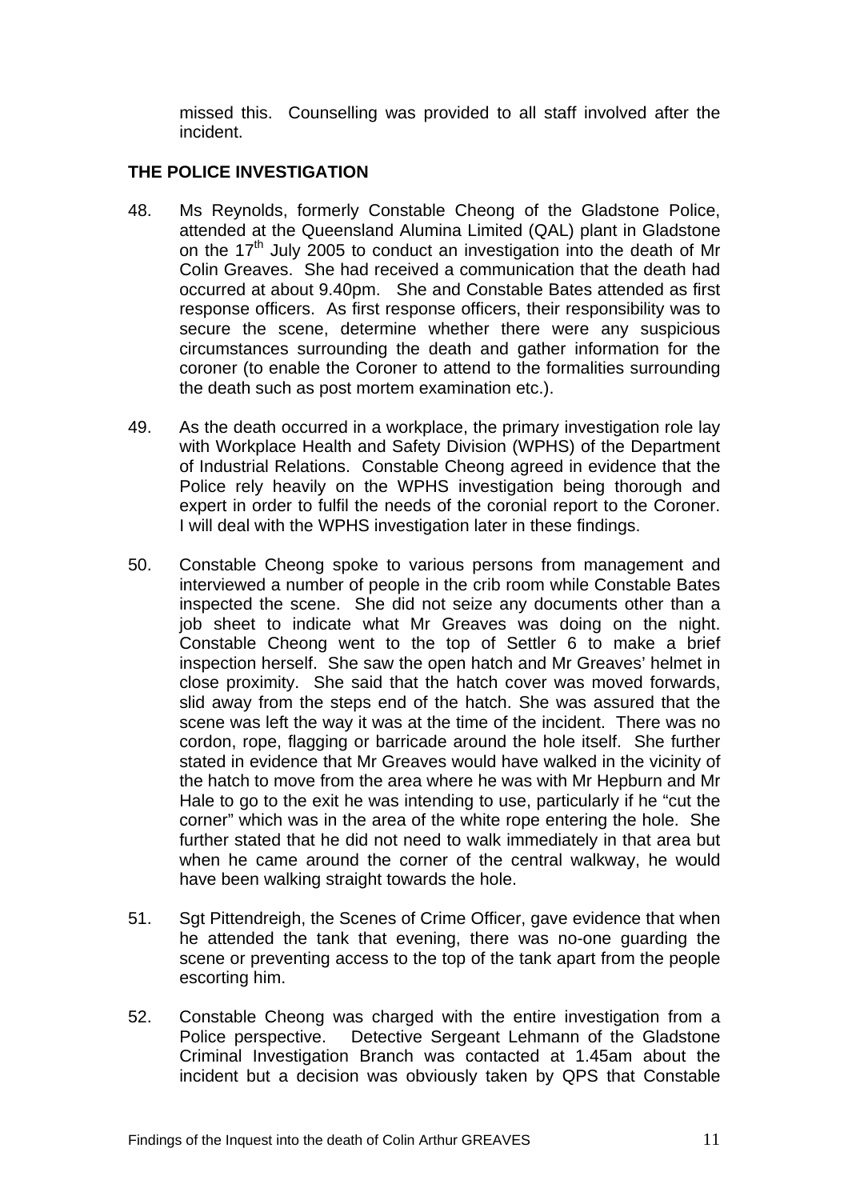missed this. Counselling was provided to all staff involved after the incident.

## THE POLICE INVESTIGATION

48. Ms Reynolds, formerly Constable Cheong of the Gladstone Police, attended at the Queensland Alumina Limited (QAL) plant in Gladstone on the 17th July 2005 to conduct an investigation into the death of Mr Colin Greaves. She had received a communication that the death had occurred at about 9.40pm. She and Constable Bates attended as first response officers. As first response officers, their responsibility was to secure the scene, determine whether there were any suspicious circumstances surrounding the death and gather information for the coroner (to enable the Coroner to attend to the formalities surrounding the death such as post mortem examination etc.).

49. As the death occurred in a workplace, the primary investigation role lay with Workplace Health and Safety Division (WPHS) of the Department of Industrial Relations. Constable Cheong agreed in evidence that the Police rely heavily on the WPHS investigation being thorough and expert in order to fulfil the needs of the coronial report to the Coroner. I will deal with the WPHS investigation later in these findings.

50. Constable Cheong spoke to various persons from management and interviewed a number of people in the crib room while Constable Bates inspected the scene. She did not seize any documents other than a job sheet to indicate what Mr Greaves was doing on the night. Constable Cheong went to the top of Settler 6 to make a brief inspection herself. She saw the open hatch and Mr Greaves' helmet in close proximity. She said that the hatch cover was moved forwards, slid away from the steps end of the hatch. She was assured that the scene was left the way it was at the time of the incident. There was no cordon, rope, flagging or barricade around the hole itself. She further stated in evidence that Mr Greaves would have walked in the vicinity of the hatch to move from the area where he was with Mr Hepburn and Mr Hale to go to the exit he was intending to use, particularly if he "cut the corner" which was in the area of the white rope entering the hole. She further stated that he did not need to walk immediately in that area but when he came around the corner of the central walkway, he would have been walking straight towards the hole.

51. Sgt Pittendreigh, the Scenes of Crime Officer, gave evidence that when he attended the tank that evening, there was no-one guarding the scene or preventing access to the top of the tank apart from the people escorting him.

52. Constable Cheong was charged with the entire investigation from a Police perspective. Detective Sergeant Lehmann of the Gladstone Criminal Investigation Branch was contacted at 1.45am about the incident but a decision was obviously taken by QPS that Constable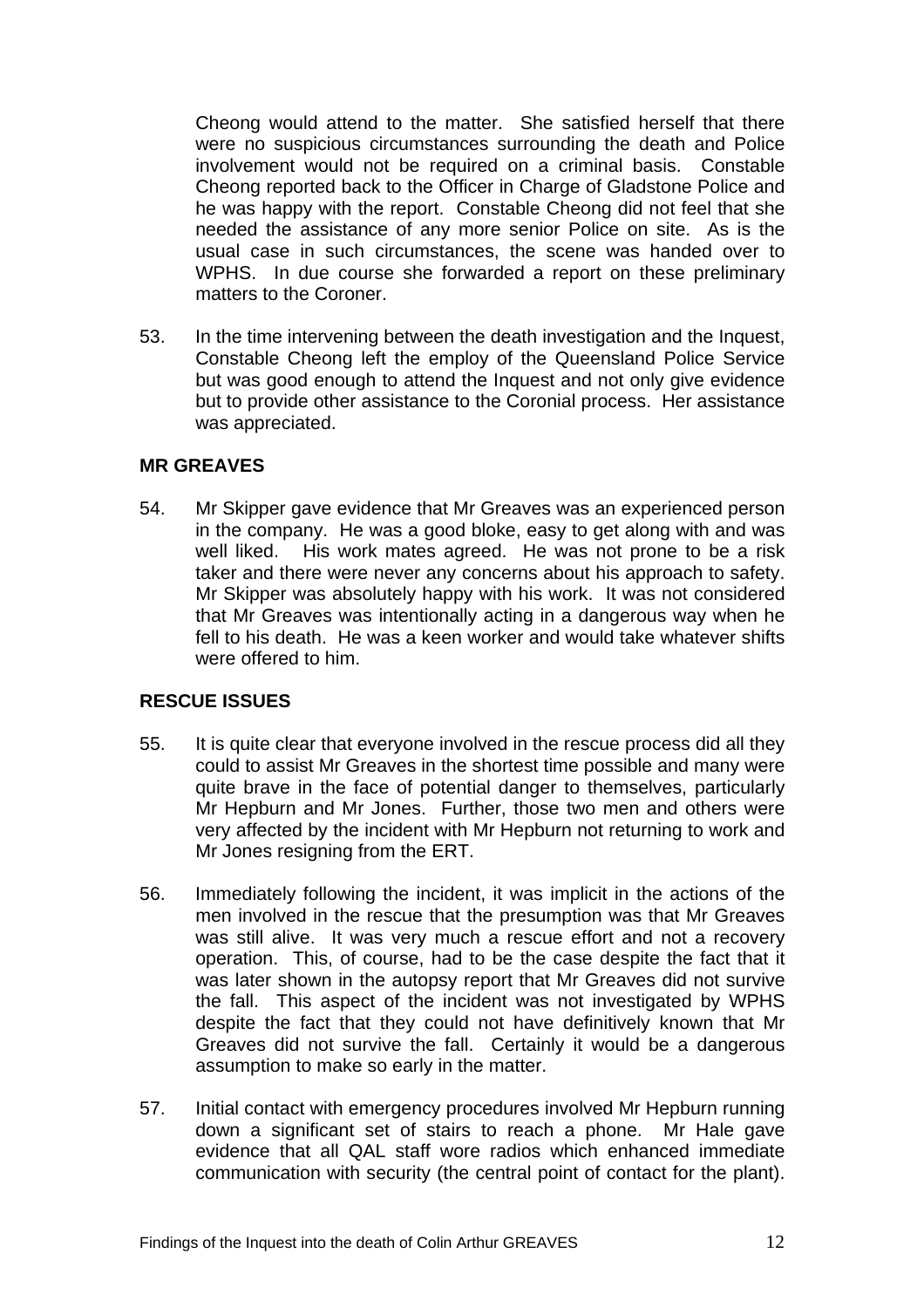Cheong would attend to the matter. She satisfied herself that there were no suspicious circumstances surrounding the death and Police involvement would not be required on a criminal basis. Constable Cheong reported back to the Officer in Charge of Gladstone Police and he was happy with the report. Constable Cheong did not feel that she needed the assistance of any more senior Police on site. As is the usual case in such circumstances, the scene was handed over to WPHS. In due course she forwarded a report on these preliminary matters to the Coroner.

53. In the time intervening between the death investigation and the Inquest, Constable Cheong left the employ of the Queensland Police Service but was good enough to attend the Inquest and not only give evidence but to provide other assistance to the Coronial process. Her assistance was appreciated.

**MR GREAVES**

54. Mr Skipper gave evidence that Mr Greaves was an experienced person in the company. He was a good bloke, easy to get along with and was well liked. His work mates agreed. He was not prone to be a risk taker and there were never any concerns about his approach to safety. Mr Skipper was absolutely happy with his work. It was not considered that Mr Greaves was intentionally acting in a dangerous way when he fell to his death. He was a keen worker and would take whatever shifts were offered to him.

**RESCUE ISSUES**

55. It is quite clear that everyone involved in the rescue process did all they could to assist Mr Greaves in the shortest time possible and many were quite brave in the face of potential danger to themselves, particularly Mr Hepburn and Mr Jones. Further, those two men and others were very affected by the incident with Mr Hepburn not returning to work and Mr Jones resigning from the ERT.

56. Immediately following the incident, it was implicit in the actions of the men involved in the rescue that the presumption was that Mr Greaves was still alive. It was very much a rescue effort and not a recovery operation. This, of course, had to be the case despite the fact that it was later shown in the autopsy report that Mr Greaves did not survive the fall. This aspect of the incident was not investigated by WPHS despite the fact that they could not have definitively known that Mr Greaves did not survive the fall. Certainly it would be a dangerous assumption to make so early in the matter.

57. Initial contact with emergency procedures involved Mr Hepburn running down a significant set of stairs to reach a phone. Mr Hale gave evidence that all QAL staff wore radios which enhanced immediate communication with security (the central point of contact for the plant).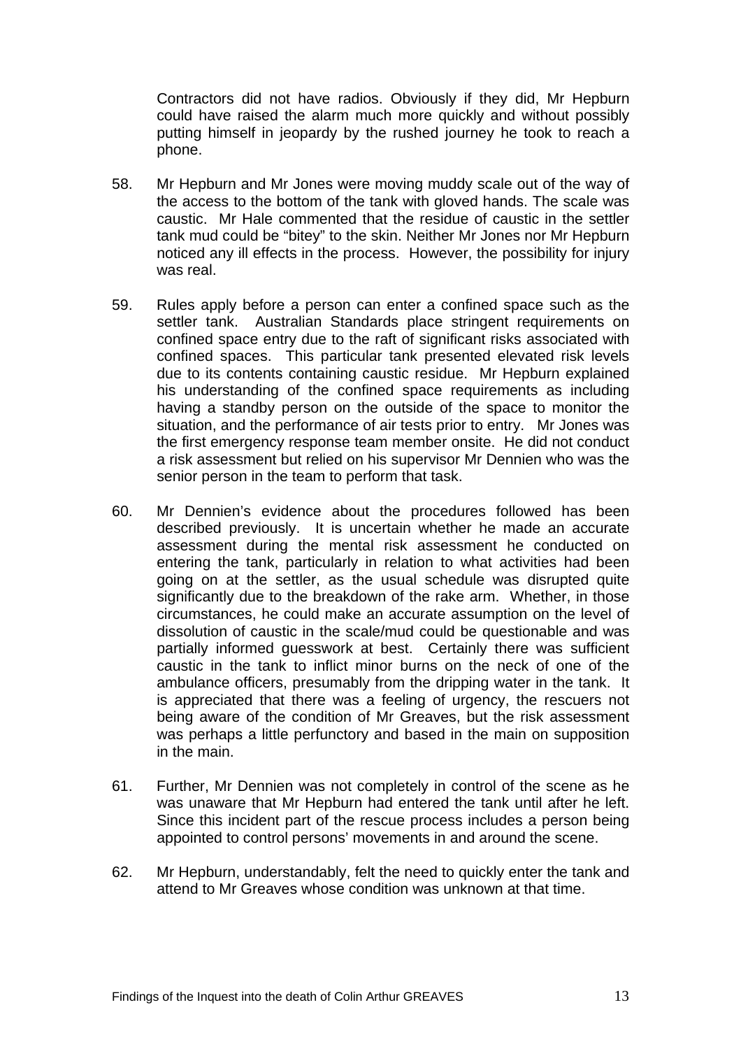Contractors did not have radios. Obviously if they did, Mr Hepburn could have raised the alarm much more quickly and without possibly putting himself in jeopardy by the rushed journey he took to reach a phone.

58. Mr Hepburn and Mr Jones were moving muddy scale out of the way of the access to the bottom of the tank with gloved hands. The scale was caustic. Mr Hale commented that the residue of caustic in the settler tank mud could be "bitey" to the skin. Neither Mr Jones nor Mr Hepburn noticed any ill effects in the process. However, the possibility for injury was real.

59. Rules apply before a person can enter a confined space such as the settler tank. Australian Standards place stringent requirements on confined space entry due to the raft of significant risks associated with confined spaces. This particular tank presented elevated risk levels due to its contents containing caustic residue. Mr Hepburn explained his understanding of the confined space requirements as including having a standby person on the outside of the space to monitor the situation, and the performance of air tests prior to entry. Mr Jones was the first emergency response team member onsite. He did not conduct a risk assessment but relied on his supervisor Mr Dennien who was the senior person in the team to perform that task.

60. Mr Dennien's evidence about the procedures followed has been described previously. It is uncertain whether he made an accurate assessment during the mental risk assessment he conducted on entering the tank, particularly in relation to what activities had been going on at the settler, as the usual schedule was disrupted quite significantly due to the breakdown of the rake arm. Whether, in those circumstances, he could make an accurate assumption on the level of dissolution of caustic in the scale/mud could be questionable and was partially informed guesswork at best. Certainly there was sufficient caustic in the tank to inflict minor burns on the neck of one of the ambulance officers, presumably from the dripping water in the tank. It is appreciated that there was a feeling of urgency, the rescuers not being aware of the condition of Mr Greaves, but the risk assessment was perhaps a little perfunctory and based in the main on supposition in the main.

61. Further, Mr Dennien was not completely in control of the scene as he was unaware that Mr Hepburn had entered the tank until after he left. Since this incident part of the rescue process includes a person being appointed to control persons' movements in and around the scene.

62. Mr Hepburn, understandably, felt the need to quickly enter the tank and attend to Mr Greaves whose condition was unknown at that time.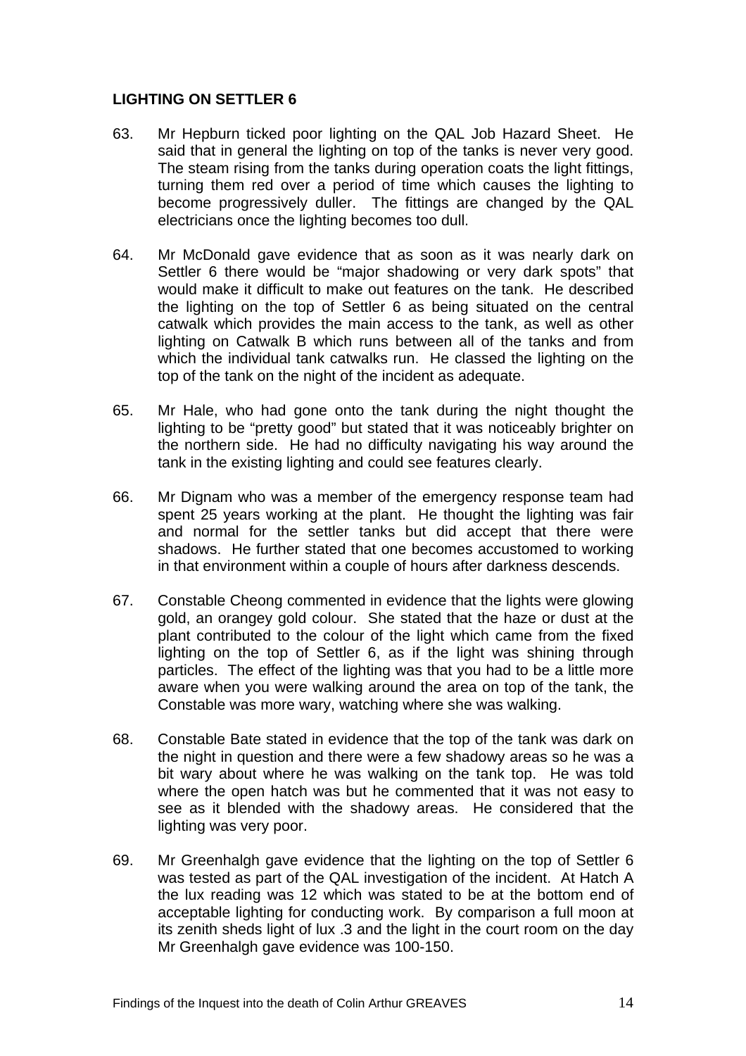**LIGHTING ON SETTLER 6**

63. Mr Hepburn ticked poor lighting on the QAL Job Hazard Sheet. He said that in general the lighting on top of the tanks is never very good. The steam rising from the tanks during operation coats the light fittings, turning them red over a period of time which causes the lighting to become progressively duller. The fittings are changed by the QAL electricians once the lighting becomes too dull.

64. Mr McDonald gave evidence that as soon as it was nearly dark on Settler 6 there would be "major shadowing or very dark spots" that would make it difficult to make out features on the tank. He described the lighting on the top of Settler 6 as being situated on the central catwalk which provides the main access to the tank, as well as other lighting on Catwalk B which runs between all of the tanks and from which the individual tank catwalks run. He classed the lighting on the top of the tank on the night of the incident as adequate.

65. Mr Hale, who had gone onto the tank during the night thought the lighting to be "pretty good" but stated that it was noticeably brighter on the northern side. He had no difficulty navigating his way around the tank in the existing lighting and could see features clearly.

66. Mr Dignam who was a member of the emergency response team had spent 25 years working at the plant. He thought the lighting was fair and normal for the settler tanks but did accept that there were shadows. He further stated that one becomes accustomed to working in that environment within a couple of hours after darkness descends.

67. Constable Cheong commented in evidence that the lights were glowing gold, an orangey gold colour. She stated that the haze or dust at the plant contributed to the colour of the light which came from the fixed lighting on the top of Settler 6, as if the light was shining through particles. The effect of the lighting was that you had to be a little more aware when you were walking around the area on top of the tank, the Constable was more wary, watching where she was walking.

68. Constable Bate stated in evidence that the top of the tank was dark on the night in question and there were a few shadowy areas so he was a bit wary about where he was walking on the tank top. He was told where the open hatch was but he commented that it was not easy to see as it blended with the shadowy areas. He considered that the lighting was very poor.

69. Mr Greenhalgh gave evidence that the lighting on the top of Settler 6 was tested as part of the QAL investigation of the incident. At Hatch A the lux reading was 12 which was stated to be at the bottom end of acceptable lighting for conducting work. By comparison a full moon at its zenith sheds light of lux .3 and the light in the court room on the day Mr Greenhalgh gave evidence was 100-150.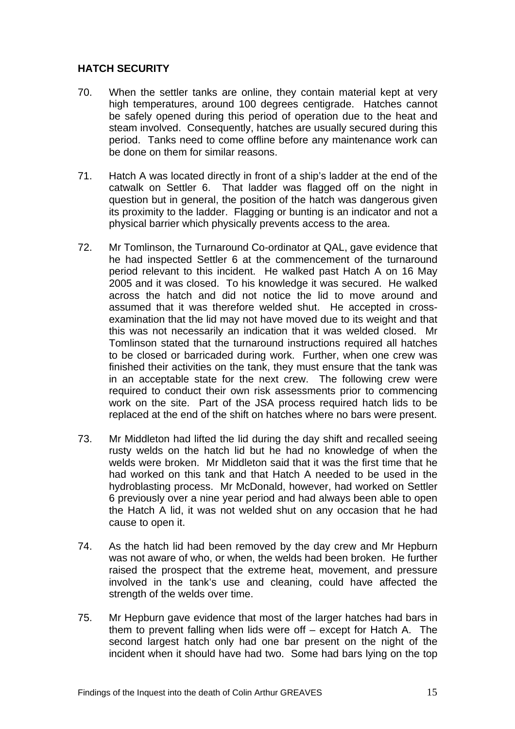## HATCH SECURITY

70. When the settler tanks are online, they contain material kept at very high temperatures, around 100 degrees centigrade. Hatches cannot be safely opened during this period of operation due to the heat and steam involved. Consequently, hatches are usually secured during this period. Tanks need to come offline before any maintenance work can be done on them for similar reasons.

71. Hatch A was located directly in front of a ship's ladder at the end of the catwalk on Settler 6. That ladder was flagged off on the night in question but in general, the position of the hatch was dangerous given its proximity to the ladder. Flagging or bunting is an indicator and not a physical barrier which physically prevents access to the area.

72. Mr Tomlinson, the Turnaround Co-ordinator at QAL, gave evidence that he had inspected Settler 6 at the commencement of the turnaround period relevant to this incident. He walked past Hatch A on 16 May 2005 and it was closed. To his knowledge it was secured. He walked across the hatch and did not notice the lid to move around and assumed that it was therefore welded shut. He accepted in cross-examination that the lid may not have moved due to its weight and that this was not necessarily an indication that it was welded closed. Mr Tomlinson stated that the turnaround instructions required all hatches to be closed or barricaded during work. Further, when one crew was finished their activities on the tank, they must ensure that the tank was in an acceptable state for the next crew. The following crew were required to conduct their own risk assessments prior to commencing work on the site. Part of the JSA process required hatch lids to be replaced at the end of the shift on hatches where no bars were present.

73. Mr Middleton had lifted the lid during the day shift and recalled seeing rusty welds on the hatch lid but he had no knowledge of when the welds were broken. Mr Middleton said that it was the first time that he had worked on this tank and that Hatch A needed to be used in the hydroblasting process. Mr McDonald, however, had worked on Settler 6 previously over a nine year period and had always been able to open the Hatch A lid, it was not welded shut on any occasion that he had cause to open it.

74. As the hatch lid had been removed by the day crew and Mr Hepburn was not aware of who, or when, the welds had been broken. He further raised the prospect that the extreme heat, movement, and pressure involved in the tank's use and cleaning, could have affected the strength of the welds over time.

75. Mr Hepburn gave evidence that most of the larger hatches had bars in them to prevent falling when lids were off – except for Hatch A. The second largest hatch only had one bar present on the night of the incident when it should have had two. Some had bars lying on the top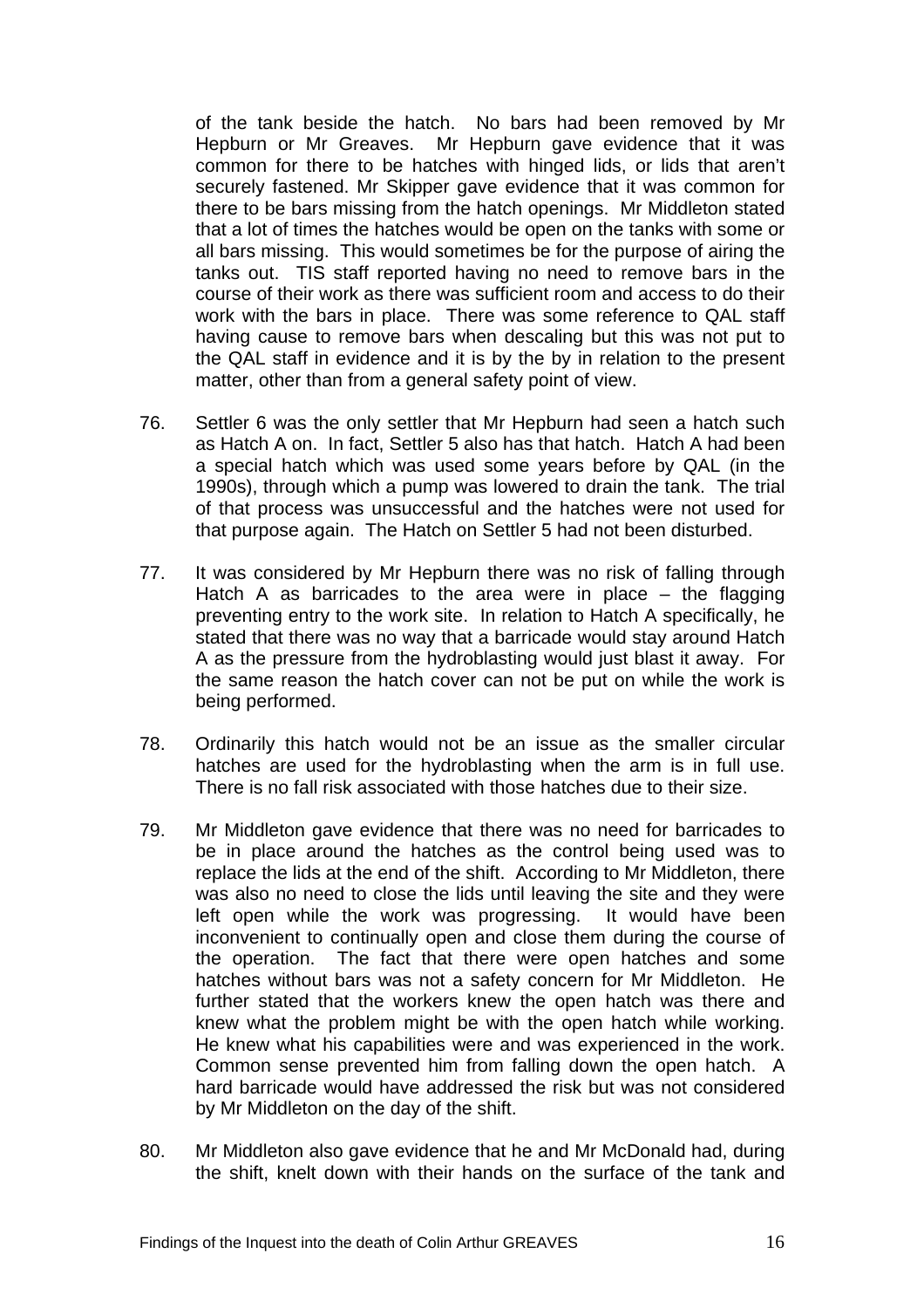of the tank beside the hatch. No bars had been removed by Mr Hepburn or Mr Greaves. Mr Hepburn gave evidence that it was common for there to be hatches with hinged lids, or lids that aren't securely fastened. Mr Skipper gave evidence that it was common for there to be bars missing from the hatch openings. Mr Middleton stated that a lot of times the hatches would be open on the tanks with some or all bars missing. This would sometimes be for the purpose of airing the tanks out. TIS staff reported having no need to remove bars in the course of their work as there was sufficient room and access to do their work with the bars in place. There was some reference to QAL staff having cause to remove bars when descaling but this was not put to the QAL staff in evidence and it is by the by in relation to the present matter, other than from a general safety point of view.

76. Settler 6 was the only settler that Mr Hepburn had seen a hatch such as Hatch A on. In fact, Settler 5 also has that hatch. Hatch A had been a special hatch which was used some years before by QAL (in the 1990s), through which a pump was lowered to drain the tank. The trial of that process was unsuccessful and the hatches were not used for that purpose again. The Hatch on Settler 5 had not been disturbed.

77. It was considered by Mr Hepburn there was no risk of falling through Hatch A as barricades to the area were in place – the flagging preventing entry to the work site. In relation to Hatch A specifically, he stated that there was no way that a barricade would stay around Hatch A as the pressure from the hydroblasting would just blast it away. For the same reason the hatch cover can not be put on while the work is being performed.

78. Ordinarily this hatch would not be an issue as the smaller circular hatches are used for the hydroblasting when the arm is in full use. There is no fall risk associated with those hatches due to their size.

79. Mr Middleton gave evidence that there was no need for barricades to be in place around the hatches as the control being used was to replace the lids at the end of the shift. According to Mr Middleton, there was also no need to close the lids until leaving the site and they were left open while the work was progressing. It would have been inconvenient to continually open and close them during the course of the operation. The fact that there were open hatches and some hatches without bars was not a safety concern for Mr Middleton. He further stated that the workers knew the open hatch was there and knew what the problem might be with the open hatch while working. He knew what his capabilities were and was experienced in the work. Common sense prevented him from falling down the open hatch. A hard barricade would have addressed the risk but was not considered by Mr Middleton on the day of the shift.

80. Mr Middleton also gave evidence that he and Mr McDonald had, during the shift, knelt down with their hands on the surface of the tank and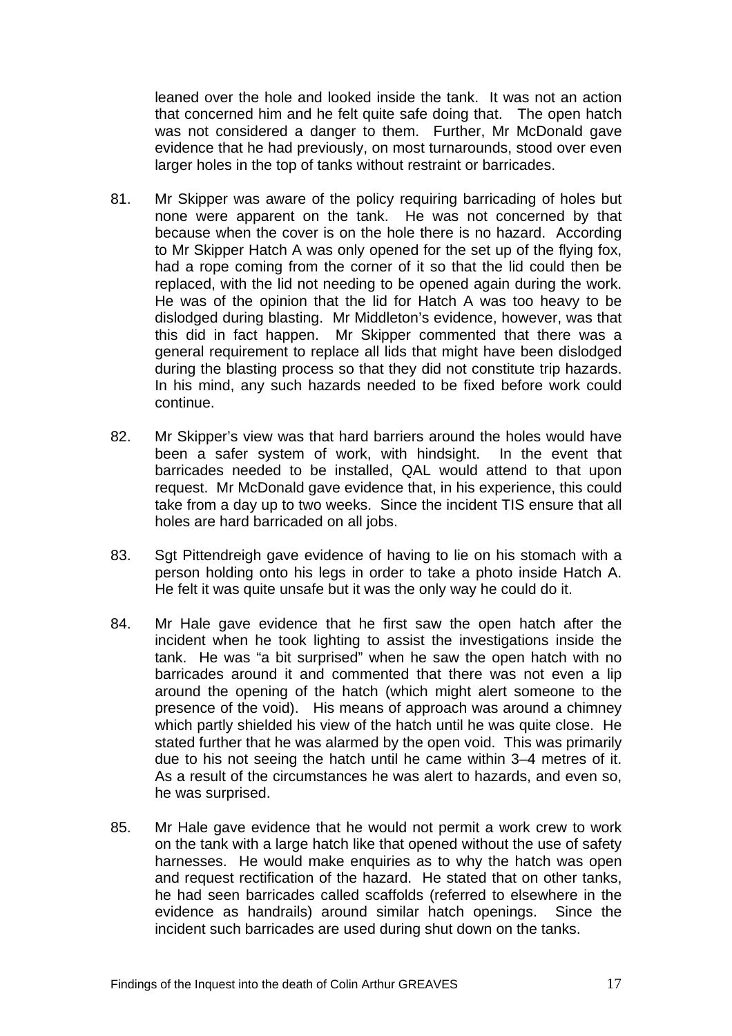leaned over the hole and looked inside the tank. It was not an action that concerned him and he felt quite safe doing that. The open hatch was not considered a danger to them. Further, Mr McDonald gave evidence that he had previously, on most turnarounds, stood over even larger holes in the top of tanks without restraint or barricades.

81. Mr Skipper was aware of the policy requiring barricading of holes but none were apparent on the tank. He was not concerned by that because when the cover is on the hole there is no hazard. According to Mr Skipper Hatch A was only opened for the set up of the flying fox, had a rope coming from the corner of it so that the lid could then be replaced, with the lid not needing to be opened again during the work. He was of the opinion that the lid for Hatch A was too heavy to be dislodged during blasting. Mr Middleton's evidence, however, was that this did in fact happen. Mr Skipper commented that there was a general requirement to replace all lids that might have been dislodged during the blasting process so that they did not constitute trip hazards. In his mind, any such hazards needed to be fixed before work could continue.

82. Mr Skipper's view was that hard barriers around the holes would have been a safer system of work, with hindsight. In the event that barricades needed to be installed, QAL would attend to that upon request. Mr McDonald gave evidence that, in his experience, this could take from a day up to two weeks. Since the incident TIS ensure that all holes are hard barricaded on all jobs.

83. Sgt Pittendreigh gave evidence of having to lie on his stomach with a person holding onto his legs in order to take a photo inside Hatch A. He felt it was quite unsafe but it was the only way he could do it.

84. Mr Hale gave evidence that he first saw the open hatch after the incident when he took lighting to assist the investigations inside the tank. He was "a bit surprised" when he saw the open hatch with no barricades around it and commented that there was not even a lip around the opening of the hatch (which might alert someone to the presence of the void). His means of approach was around a chimney which partly shielded his view of the hatch until he was quite close. He stated further that he was alarmed by the open void. This was primarily due to his not seeing the hatch until he came within 3–4 metres of it. As a result of the circumstances he was alert to hazards, and even so, he was surprised.

85. Mr Hale gave evidence that he would not permit a work crew to work on the tank with a large hatch like that opened without the use of safety harnesses. He would make enquiries as to why the hatch was open and request rectification of the hazard. He stated that on other tanks, he had seen barricades called scaffolds (referred to elsewhere in the evidence as handrails) around similar hatch openings. Since the incident such barricades are used during shut down on the tanks.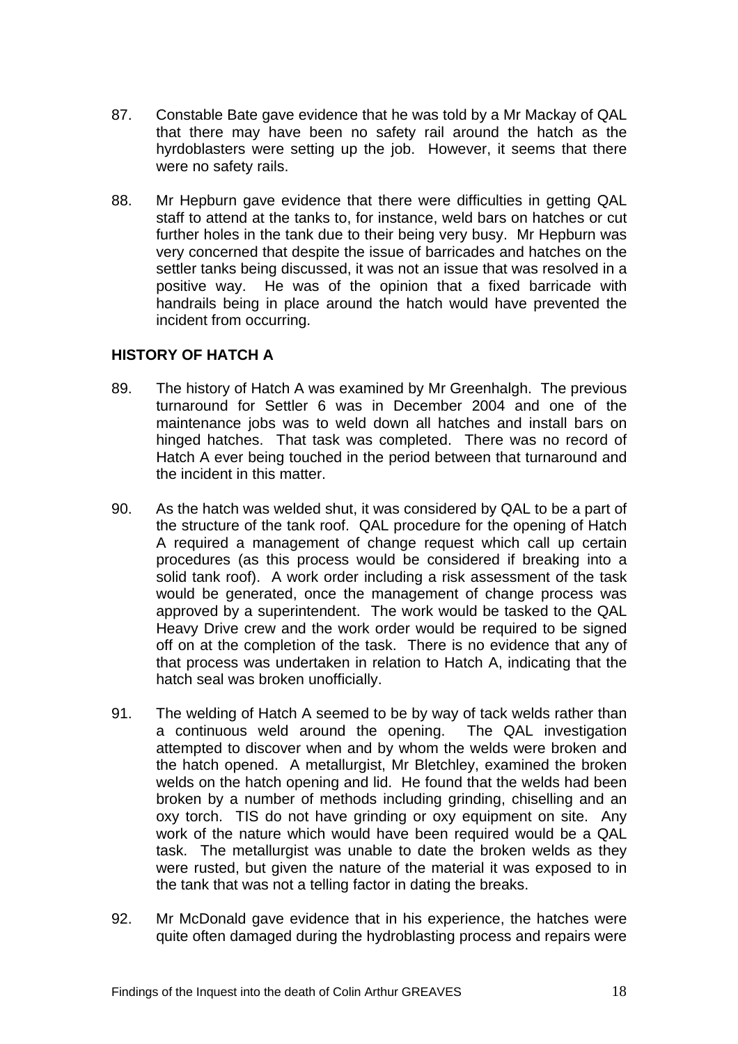87. Constable Bate gave evidence that he was told by a Mr Mackay of QAL that there may have been no safety rail around the hatch as the hyrdoblasters were setting up the job. However, it seems that there were no safety rails.

88. Mr Hepburn gave evidence that there were difficulties in getting QAL staff to attend at the tanks to, for instance, weld bars on hatches or cut further holes in the tank due to their being very busy. Mr Hepburn was very concerned that despite the issue of barricades and hatches on the settler tanks being discussed, it was not an issue that was resolved in a positive way. He was of the opinion that a fixed barricade with handrails being in place around the hatch would have prevented the incident from occurring.

## HISTORY OF HATCH A

89. The history of Hatch A was examined by Mr Greenhalgh. The previous turnaround for Settler 6 was in December 2004 and one of the maintenance jobs was to weld down all hatches and install bars on hinged hatches. That task was completed. There was no record of Hatch A ever being touched in the period between that turnaround and the incident in this matter.

90. As the hatch was welded shut, it was considered by QAL to be a part of the structure of the tank roof. QAL procedure for the opening of Hatch A required a management of change request which call up certain procedures (as this process would be considered if breaking into a solid tank roof). A work order including a risk assessment of the task would be generated, once the management of change process was approved by a superintendent. The work would be tasked to the QAL Heavy Drive crew and the work order would be required to be signed off on at the completion of the task. There is no evidence that any of that process was undertaken in relation to Hatch A, indicating that the hatch seal was broken unofficially.

91. The welding of Hatch A seemed to be by way of tack welds rather than a continuous weld around the opening. The QAL investigation attempted to discover when and by whom the welds were broken and the hatch opened. A metallurgist, Mr Bletchley, examined the broken welds on the hatch opening and lid. He found that the welds had been broken by a number of methods including grinding, chiselling and an oxy torch. TIS do not have grinding or oxy equipment on site. Any work of the nature which would have been required would be a QAL task. The metallurgist was unable to date the broken welds as they were rusted, but given the nature of the material it was exposed to in the tank that was not a telling factor in dating the breaks.

92. Mr McDonald gave evidence that in his experience, the hatches were quite often damaged during the hydroblasting process and repairs were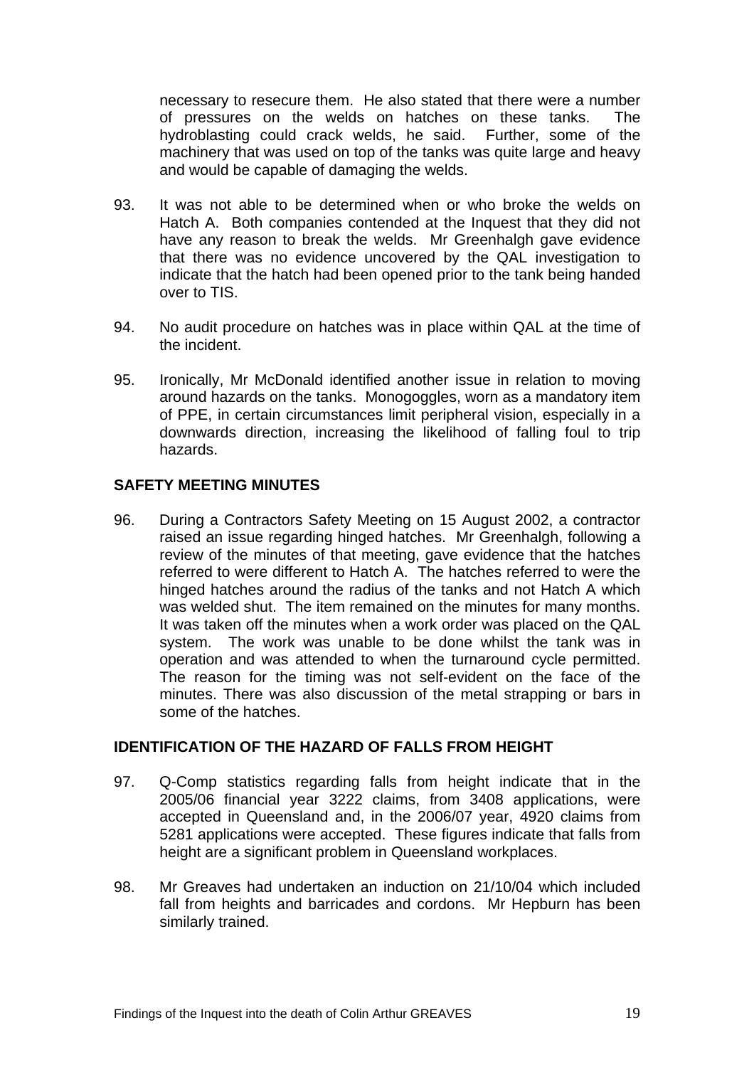necessary to resecure them. He also stated that there were a number of pressures on the welds on hatches on these tanks. The hydroblasting could crack welds, he said. Further, some of the machinery that was used on top of the tanks was quite large and heavy and would be capable of damaging the welds.

93. It was not able to be determined when or who broke the welds on Hatch A. Both companies contended at the Inquest that they did not have any reason to break the welds. Mr Greenhalgh gave evidence that there was no evidence uncovered by the QAL investigation to indicate that the hatch had been opened prior to the tank being handed over to TIS.

94. No audit procedure on hatches was in place within QAL at the time of the incident.

95. Ironically, Mr McDonald identified another issue in relation to moving around hazards on the tanks. Monogoggles, worn as a mandatory item of PPE, in certain circumstances limit peripheral vision, especially in a downwards direction, increasing the likelihood of falling foul to trip hazards.

## SAFETY MEETING MINUTES

96. During a Contractors Safety Meeting on 15 August 2002, a contractor raised an issue regarding hinged hatches. Mr Greenhalgh, following a review of the minutes of that meeting, gave evidence that the hatches referred to were different to Hatch A. The hatches referred to were the hinged hatches around the radius of the tanks and not Hatch A which was welded shut. The item remained on the minutes for many months. It was taken off the minutes when a work order was placed on the QAL system. The work was unable to be done whilst the tank was in operation and was attended to when the turnaround cycle permitted. The reason for the timing was not self-evident on the face of the minutes. There was also discussion of the metal strapping or bars in some of the hatches.

## IDENTIFICATION OF THE HAZARD OF FALLS FROM HEIGHT

97. Q-Comp statistics regarding falls from height indicate that in the 2005/06 financial year 3222 claims, from 3408 applications, were accepted in Queensland and, in the 2006/07 year, 4920 claims from 5281 applications were accepted. These figures indicate that falls from height are a significant problem in Queensland workplaces.

98. Mr Greaves had undertaken an induction on 21/10/04 which included fall from heights and barricades and cordons. Mr Hepburn has been similarly trained.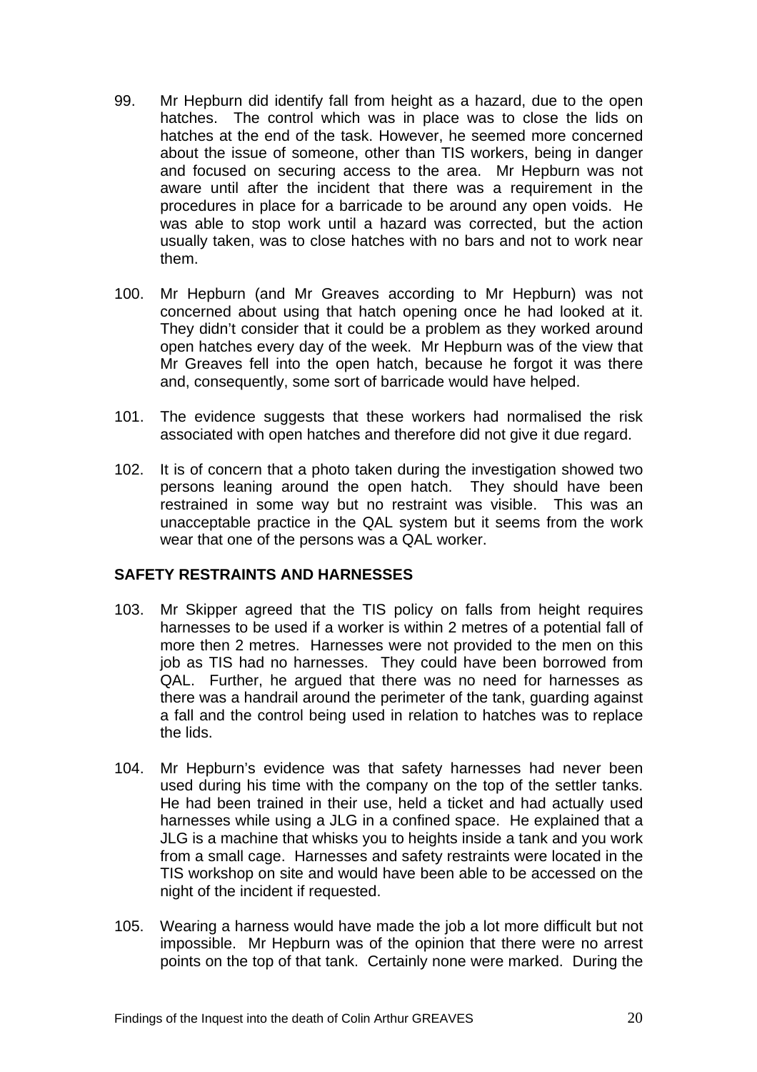99. Mr Hepburn did identify fall from height as a hazard, due to the open hatches. The control which was in place was to close the lids on hatches at the end of the task. However, he seemed more concerned about the issue of someone, other than TIS workers, being in danger and focused on securing access to the area. Mr Hepburn was not aware until after the incident that there was a requirement in the procedures in place for a barricade to be around any open voids. He was able to stop work until a hazard was corrected, but the action usually taken, was to close hatches with no bars and not to work near them.

100. Mr Hepburn (and Mr Greaves according to Mr Hepburn) was not concerned about using that hatch opening once he had looked at it. They didn't consider that it could be a problem as they worked around open hatches every day of the week. Mr Hepburn was of the view that Mr Greaves fell into the open hatch, because he forgot it was there and, consequently, some sort of barricade would have helped.

101. The evidence suggests that these workers had normalised the risk associated with open hatches and therefore did not give it due regard.

102. It is of concern that a photo taken during the investigation showed two persons leaning around the open hatch. They should have been restrained in some way but no restraint was visible. This was an unacceptable practice in the QAL system but it seems from the work wear that one of the persons was a QAL worker.

## SAFETY RESTRAINTS AND HARNESSES

103. Mr Skipper agreed that the TIS policy on falls from height requires harnesses to be used if a worker is within 2 metres of a potential fall of more then 2 metres. Harnesses were not provided to the men on this job as TIS had no harnesses. They could have been borrowed from QAL. Further, he argued that there was no need for harnesses as there was a handrail around the perimeter of the tank, guarding against a fall and the control being used in relation to hatches was to replace the lids.

104. Mr Hepburn's evidence was that safety harnesses had never been used during his time with the company on the top of the settler tanks. He had been trained in their use, held a ticket and had actually used harnesses while using a JLG in a confined space. He explained that a JLG is a machine that whisks you to heights inside a tank and you work from a small cage. Harnesses and safety restraints were located in the TIS workshop on site and would have been able to be accessed on the night of the incident if requested.

105. Wearing a harness would have made the job a lot more difficult but not impossible. Mr Hepburn was of the opinion that there were no arrest points on the top of that tank. Certainly none were marked. During the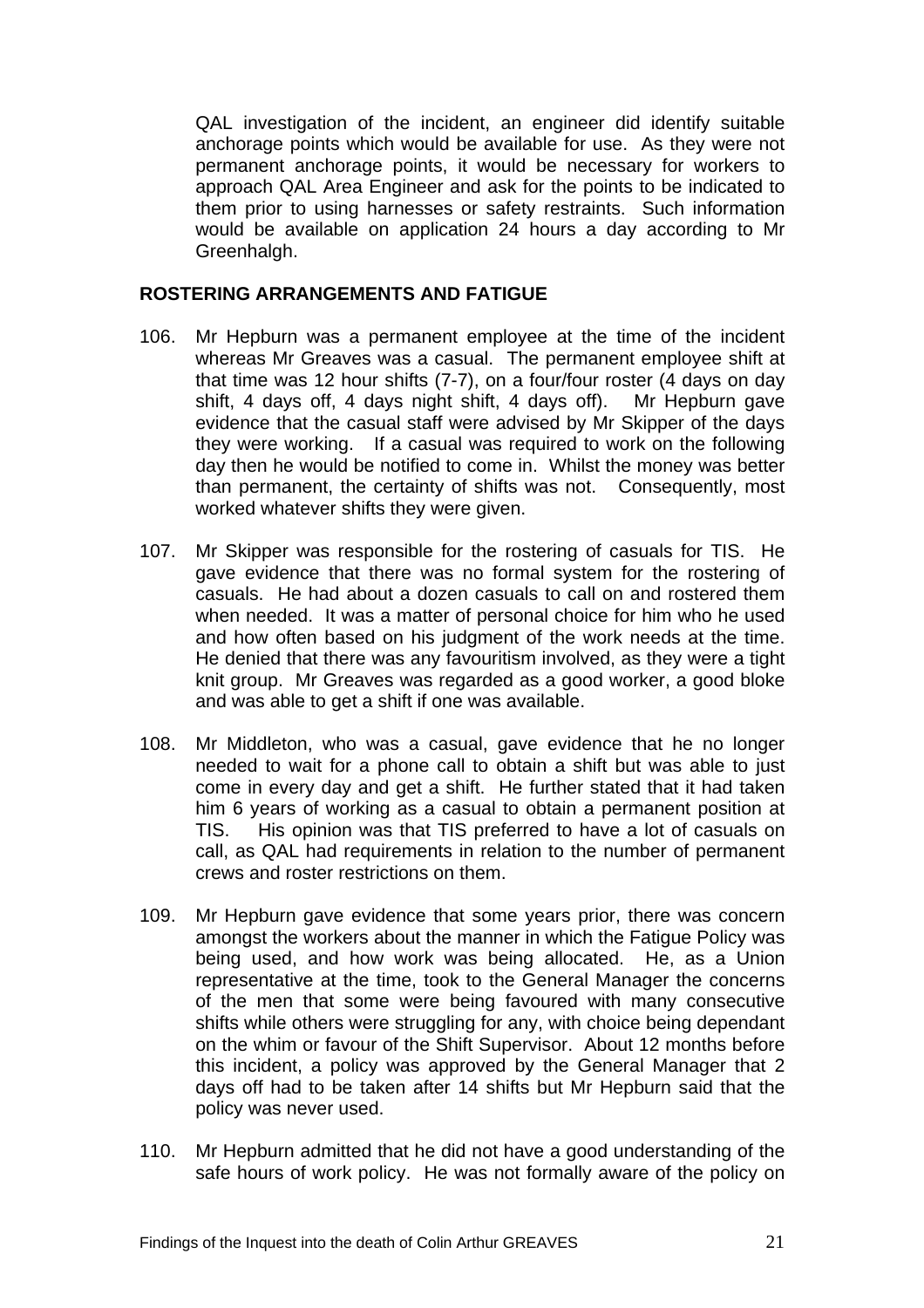QAL investigation of the incident, an engineer did identify suitable anchorage points which would be available for use. As they were not permanent anchorage points, it would be necessary for workers to approach QAL Area Engineer and ask for the points to be indicated to them prior to using harnesses or safety restraints. Such information would be available on application 24 hours a day according to Mr Greenhalgh.

## ROSTERING ARRANGEMENTS AND FATIGUE

106. Mr Hepburn was a permanent employee at the time of the incident whereas Mr Greaves was a casual. The permanent employee shift at that time was 12 hour shifts (7-7), on a four/four roster (4 days on day shift, 4 days off, 4 days night shift, 4 days off). Mr Hepburn gave evidence that the casual staff were advised by Mr Skipper of the days they were working. If a casual was required to work on the following day then he would be notified to come in. Whilst the money was better than permanent, the certainty of shifts was not. Consequently, most worked whatever shifts they were given.

107. Mr Skipper was responsible for the rostering of casuals for TIS. He gave evidence that there was no formal system for the rostering of casuals. He had about a dozen casuals to call on and rostered them when needed. It was a matter of personal choice for him who he used and how often based on his judgment of the work needs at the time. He denied that there was any favouritism involved, as they were a tight knit group. Mr Greaves was regarded as a good worker, a good bloke and was able to get a shift if one was available.

108. Mr Middleton, who was a casual, gave evidence that he no longer needed to wait for a phone call to obtain a shift but was able to just come in every day and get a shift. He further stated that it had taken him 6 years of working as a casual to obtain a permanent position at TIS. His opinion was that TIS preferred to have a lot of casuals on call, as QAL had requirements in relation to the number of permanent crews and roster restrictions on them.

109. Mr Hepburn gave evidence that some years prior, there was concern amongst the workers about the manner in which the Fatigue Policy was being used, and how work was being allocated. He, as a Union representative at the time, took to the General Manager the concerns of the men that some were being favoured with many consecutive shifts while others were struggling for any, with choice being dependant on the whim or favour of the Shift Supervisor. About 12 months before this incident, a policy was approved by the General Manager that 2 days off had to be taken after 14 shifts but Mr Hepburn said that the policy was never used.

110. Mr Hepburn admitted that he did not have a good understanding of the safe hours of work policy. He was not formally aware of the policy on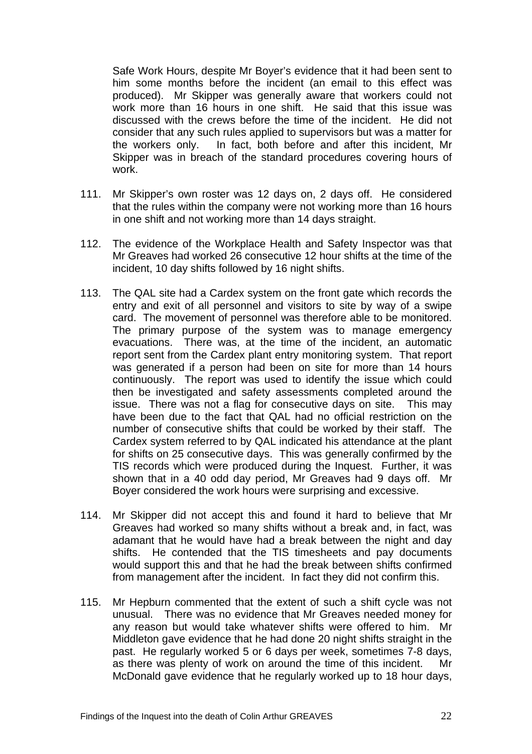Safe Work Hours, despite Mr Boyer's evidence that it had been sent to him some months before the incident (an email to this effect was produced). Mr Skipper was generally aware that workers could not work more than 16 hours in one shift. He said that this issue was discussed with the crews before the time of the incident. He did not consider that any such rules applied to supervisors but was a matter for the workers only. In fact, both before and after this incident, Mr Skipper was in breach of the standard procedures covering hours of work.

111. Mr Skipper's own roster was 12 days on, 2 days off. He considered that the rules within the company were not working more than 16 hours in one shift and not working more than 14 days straight.

112. The evidence of the Workplace Health and Safety Inspector was that Mr Greaves had worked 26 consecutive 12 hour shifts at the time of the incident, 10 day shifts followed by 16 night shifts.

113. The QAL site had a Cardex system on the front gate which records the entry and exit of all personnel and visitors to site by way of a swipe card. The movement of personnel was therefore able to be monitored. The primary purpose of the system was to manage emergency evacuations. There was, at the time of the incident, an automatic report sent from the Cardex plant entry monitoring system. That report was generated if a person had been on site for more than 14 hours continuously. The report was used to identify the issue which could then be investigated and safety assessments completed around the issue. There was not a flag for consecutive days on site. This may have been due to the fact that QAL had no official restriction on the number of consecutive shifts that could be worked by their staff. The Cardex system referred to by QAL indicated his attendance at the plant for shifts on 25 consecutive days. This was generally confirmed by the TIS records which were produced during the Inquest. Further, it was shown that in a 40 odd day period, Mr Greaves had 9 days off. Mr Boyer considered the work hours were surprising and excessive.

114. Mr Skipper did not accept this and found it hard to believe that Mr Greaves had worked so many shifts without a break and, in fact, was adamant that he would have had a break between the night and day shifts. He contended that the TIS timesheets and pay documents would support this and that he had the break between shifts confirmed from management after the incident. In fact they did not confirm this.

115. Mr Hepburn commented that the extent of such a shift cycle was not unusual. There was no evidence that Mr Greaves needed money for any reason but would take whatever shifts were offered to him. Mr Middleton gave evidence that he had done 20 night shifts straight in the past. He regularly worked 5 or 6 days per week, sometimes 7-8 days, as there was plenty of work on around the time of this incident. Mr McDonald gave evidence that he regularly worked up to 18 hour days,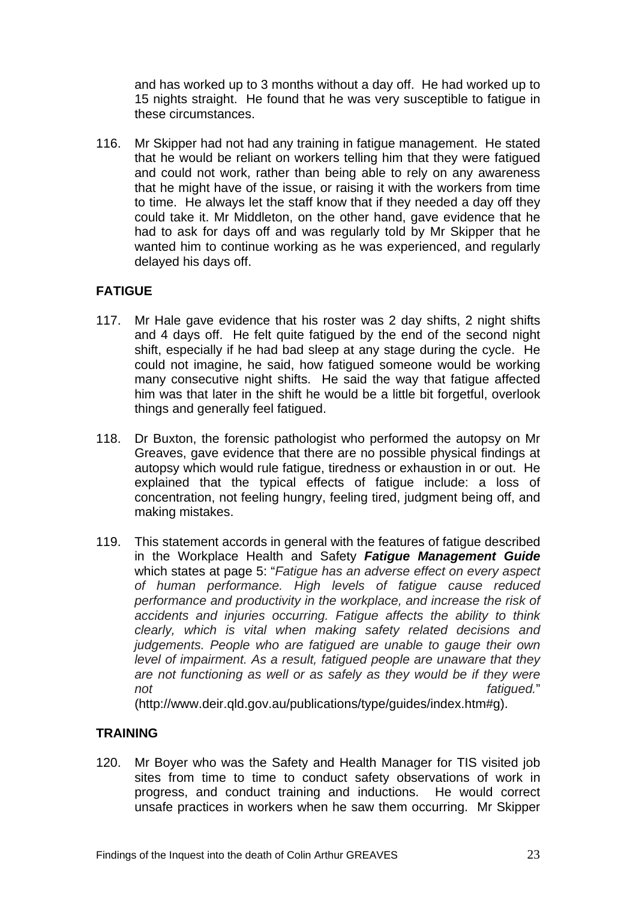and has worked up to 3 months without a day off. He had worked up to 15 nights straight. He found that he was very susceptible to fatigue in these circumstances.

116. Mr Skipper had not had any training in fatigue management. He stated that he would be reliant on workers telling him that they were fatigued and could not work, rather than being able to rely on any awareness that he might have of the issue, or raising it with the workers from time to time. He always let the staff know that if they needed a day off they could take it. Mr Middleton, on the other hand, gave evidence that he had to ask for days off and was regularly told by Mr Skipper that he wanted him to continue working as he was experienced, and regularly delayed his days off.

## FATIGUE

117. Mr Hale gave evidence that his roster was 2 day shifts, 2 night shifts and 4 days off. He felt quite fatigued by the end of the second night shift, especially if he had bad sleep at any stage during the cycle. He could not imagine, he said, how fatigued someone would be working many consecutive night shifts. He said the way that fatigue affected him was that later in the shift he would be a little bit forgetful, overlook things and generally feel fatigued.

118. Dr Buxton, the forensic pathologist who performed the autopsy on Mr Greaves, gave evidence that there are no possible physical findings at autopsy which would rule fatigue, tiredness or exhaustion in or out. He explained that the typical effects of fatigue include: a loss of concentration, not feeling hungry, feeling tired, judgment being off, and making mistakes.

119. This statement accords in general with the features of fatigue described in the Workplace Health and Safety ***Fatigue Management Guide*** which states at page 5: "*Fatigue has an adverse effect on every aspect of human performance. High levels of fatigue cause reduced performance and productivity in the workplace, and increase the risk of accidents and injuries occurring. Fatigue affects the ability to think clearly, which is vital when making safety related decisions and judgements. People who are fatigued are unable to gauge their own level of impairment. As a result, fatigued people are unaware that they are not functioning as well or as safely as they would be if they were not fatigued.*" (http://www.deir.qld.gov.au/publications/type/guides/index.htm#g).

## TRAINING

120. Mr Boyer who was the Safety and Health Manager for TIS visited job sites from time to time to conduct safety observations of work in progress, and conduct training and inductions. He would correct unsafe practices in workers when he saw them occurring. Mr Skipper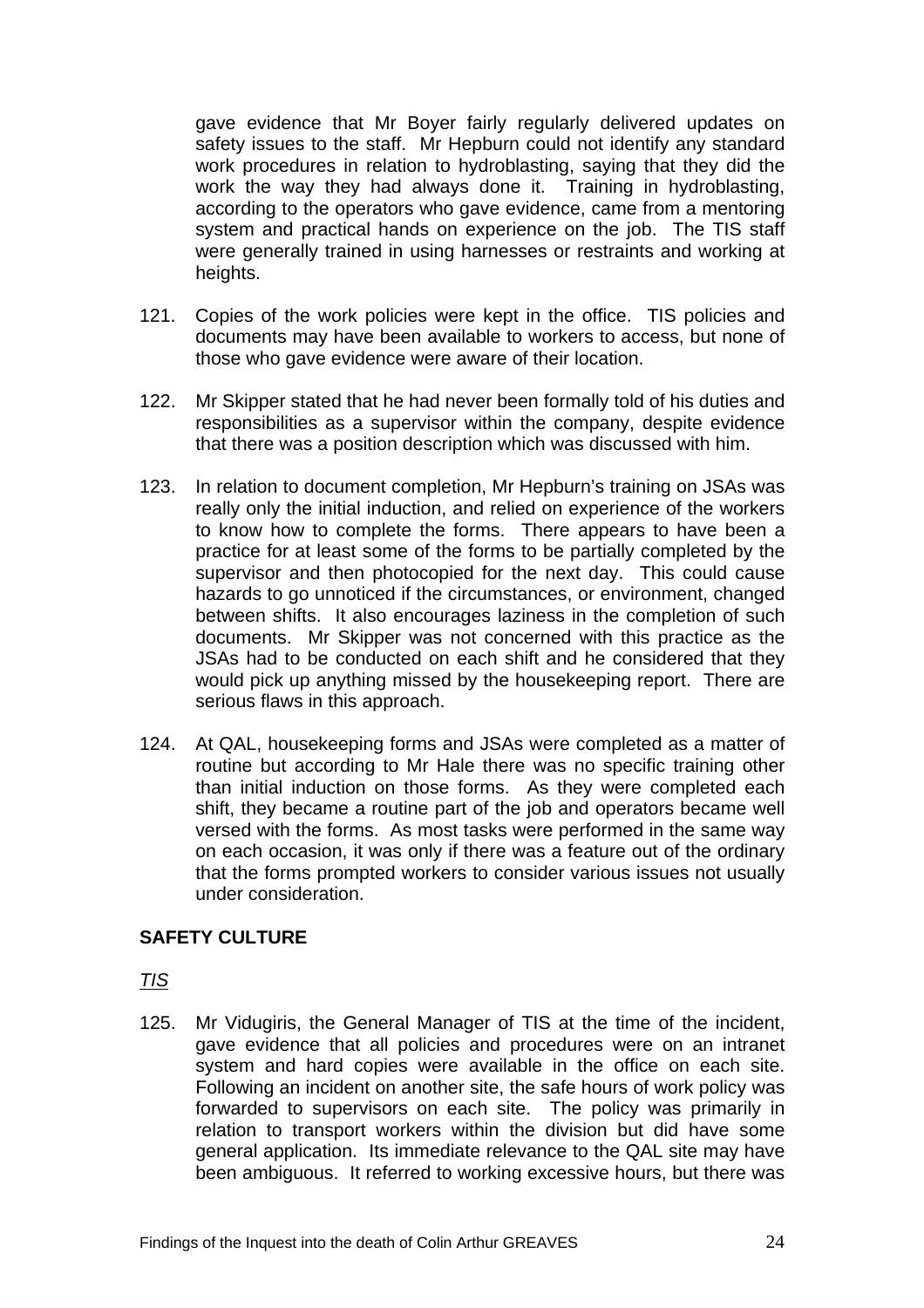gave evidence that Mr Boyer fairly regularly delivered updates on safety issues to the staff. Mr Hepburn could not identify any standard work procedures in relation to hydroblasting, saying that they did the work the way they had always done it. Training in hydroblasting, according to the operators who gave evidence, came from a mentoring system and practical hands on experience on the job. The TIS staff were generally trained in using harnesses or restraints and working at heights.

121. Copies of the work policies were kept in the office. TIS policies and documents may have been available to workers to access, but none of those who gave evidence were aware of their location.

122. Mr Skipper stated that he had never been formally told of his duties and responsibilities as a supervisor within the company, despite evidence that there was a position description which was discussed with him.

123. In relation to document completion, Mr Hepburn's training on JSAs was really only the initial induction, and relied on experience of the workers to know how to complete the forms. There appears to have been a practice for at least some of the forms to be partially completed by the supervisor and then photocopied for the next day. This could cause hazards to go unnoticed if the circumstances, or environment, changed between shifts. It also encourages laziness in the completion of such documents. Mr Skipper was not concerned with this practice as the JSAs had to be conducted on each shift and he considered that they would pick up anything missed by the housekeeping report. There are serious flaws in this approach.

124. At QAL, housekeeping forms and JSAs were completed as a matter of routine but according to Mr Hale there was no specific training other than initial induction on those forms. As they were completed each shift, they became a routine part of the job and operators became well versed with the forms. As most tasks were performed in the same way on each occasion, it was only if there was a feature out of the ordinary that the forms prompted workers to consider various issues not usually under consideration.

**SAFETY CULTURE**

*TIS*

125. Mr Vidugiris, the General Manager of TIS at the time of the incident, gave evidence that all policies and procedures were on an intranet system and hard copies were available in the office on each site. Following an incident on another site, the safe hours of work policy was forwarded to supervisors on each site. The policy was primarily in relation to transport workers within the division but did have some general application. Its immediate relevance to the QAL site may have been ambiguous. It referred to working excessive hours, but there was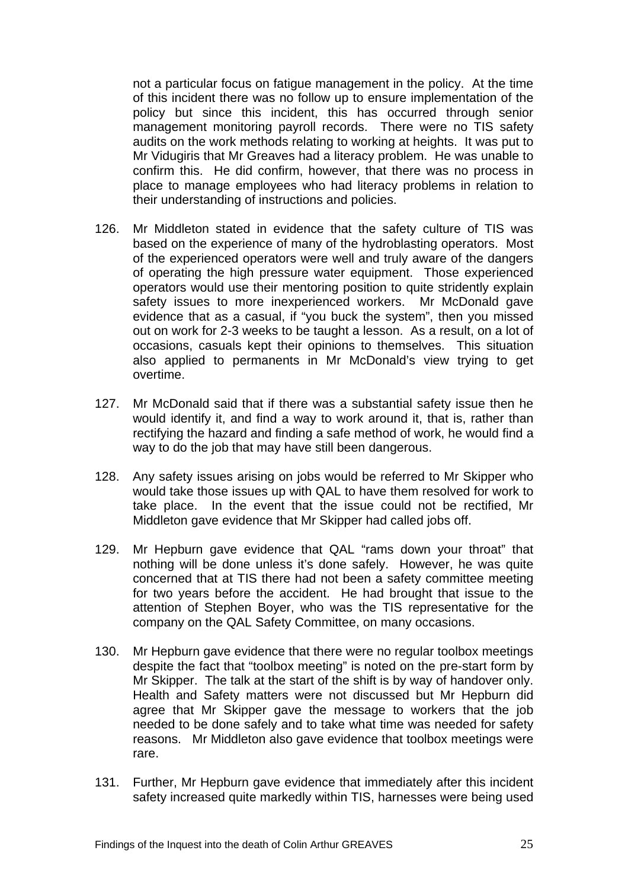not a particular focus on fatigue management in the policy. At the time of this incident there was no follow up to ensure implementation of the policy but since this incident, this has occurred through senior management monitoring payroll records. There were no TIS safety audits on the work methods relating to working at heights. It was put to Mr Vidugiris that Mr Greaves had a literacy problem. He was unable to confirm this. He did confirm, however, that there was no process in place to manage employees who had literacy problems in relation to their understanding of instructions and policies.

126. Mr Middleton stated in evidence that the safety culture of TIS was based on the experience of many of the hydroblasting operators. Most of the experienced operators were well and truly aware of the dangers of operating the high pressure water equipment. Those experienced operators would use their mentoring position to quite stridently explain safety issues to more inexperienced workers. Mr McDonald gave evidence that as a casual, if "you buck the system", then you missed out on work for 2-3 weeks to be taught a lesson. As a result, on a lot of occasions, casuals kept their opinions to themselves. This situation also applied to permanents in Mr McDonald's view trying to get overtime.

127. Mr McDonald said that if there was a substantial safety issue then he would identify it, and find a way to work around it, that is, rather than rectifying the hazard and finding a safe method of work, he would find a way to do the job that may have still been dangerous.

128. Any safety issues arising on jobs would be referred to Mr Skipper who would take those issues up with QAL to have them resolved for work to take place. In the event that the issue could not be rectified, Mr Middleton gave evidence that Mr Skipper had called jobs off.

129. Mr Hepburn gave evidence that QAL "rams down your throat" that nothing will be done unless it's done safely. However, he was quite concerned that at TIS there had not been a safety committee meeting for two years before the accident. He had brought that issue to the attention of Stephen Boyer, who was the TIS representative for the company on the QAL Safety Committee, on many occasions.

130. Mr Hepburn gave evidence that there were no regular toolbox meetings despite the fact that "toolbox meeting" is noted on the pre-start form by Mr Skipper. The talk at the start of the shift is by way of handover only. Health and Safety matters were not discussed but Mr Hepburn did agree that Mr Skipper gave the message to workers that the job needed to be done safely and to take what time was needed for safety reasons. Mr Middleton also gave evidence that toolbox meetings were rare.

131. Further, Mr Hepburn gave evidence that immediately after this incident safety increased quite markedly within TIS, harnesses were being used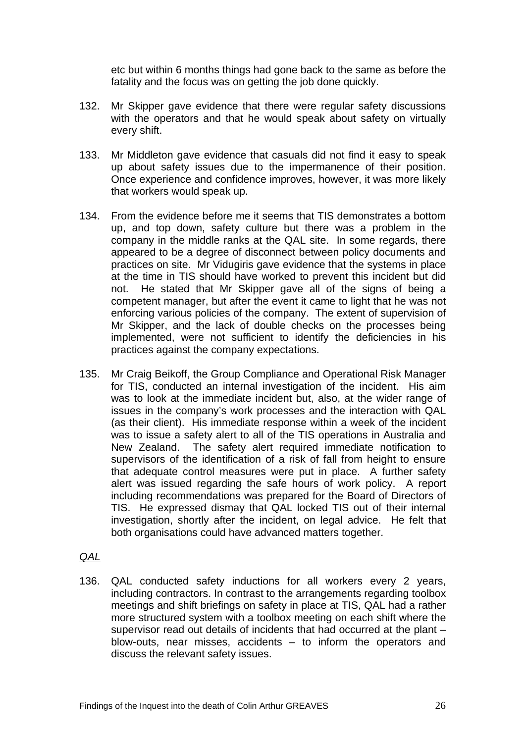etc but within 6 months things had gone back to the same as before the fatality and the focus was on getting the job done quickly.

132. Mr Skipper gave evidence that there were regular safety discussions with the operators and that he would speak about safety on virtually every shift.

133. Mr Middleton gave evidence that casuals did not find it easy to speak up about safety issues due to the impermanence of their position. Once experience and confidence improves, however, it was more likely that workers would speak up.

134. From the evidence before me it seems that TIS demonstrates a bottom up, and top down, safety culture but there was a problem in the company in the middle ranks at the QAL site. In some regards, there appeared to be a degree of disconnect between policy documents and practices on site. Mr Vidugiris gave evidence that the systems in place at the time in TIS should have worked to prevent this incident but did not. He stated that Mr Skipper gave all of the signs of being a competent manager, but after the event it came to light that he was not enforcing various policies of the company. The extent of supervision of Mr Skipper, and the lack of double checks on the processes being implemented, were not sufficient to identify the deficiencies in his practices against the company expectations.

135. Mr Craig Beikoff, the Group Compliance and Operational Risk Manager for TIS, conducted an internal investigation of the incident. His aim was to look at the immediate incident but, also, at the wider range of issues in the company's work processes and the interaction with QAL (as their client). His immediate response within a week of the incident was to issue a safety alert to all of the TIS operations in Australia and New Zealand. The safety alert required immediate notification to supervisors of the identification of a risk of fall from height to ensure that adequate control measures were put in place. A further safety alert was issued regarding the safe hours of work policy. A report including recommendations was prepared for the Board of Directors of TIS. He expressed dismay that QAL locked TIS out of their internal investigation, shortly after the incident, on legal advice. He felt that both organisations could have advanced matters together.

*QAL*

136. QAL conducted safety inductions for all workers every 2 years, including contractors. In contrast to the arrangements regarding toolbox meetings and shift briefings on safety in place at TIS, QAL had a rather more structured system with a toolbox meeting on each shift where the supervisor read out details of incidents that had occurred at the plant – blow-outs, near misses, accidents – to inform the operators and discuss the relevant safety issues.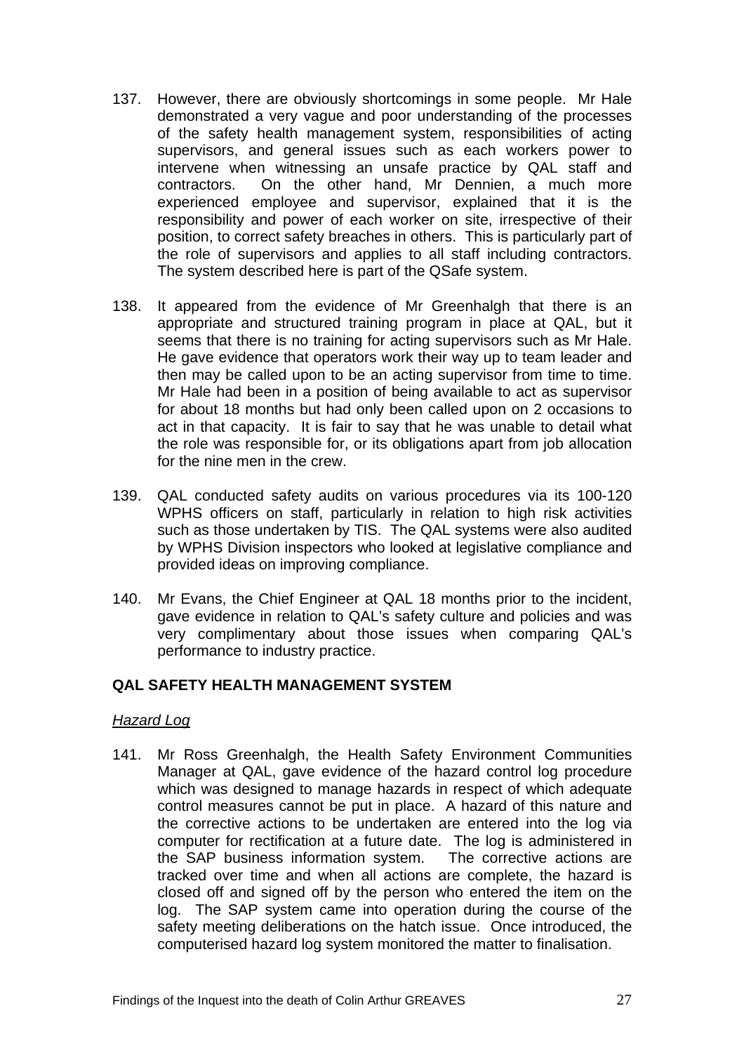137. However, there are obviously shortcomings in some people. Mr Hale demonstrated a very vague and poor understanding of the processes of the safety health management system, responsibilities of acting supervisors, and general issues such as each workers power to intervene when witnessing an unsafe practice by QAL staff and contractors. On the other hand, Mr Dennien, a much more experienced employee and supervisor, explained that it is the responsibility and power of each worker on site, irrespective of their position, to correct safety breaches in others. This is particularly part of the role of supervisors and applies to all staff including contractors. The system described here is part of the QSafe system.

138. It appeared from the evidence of Mr Greenhalgh that there is an appropriate and structured training program in place at QAL, but it seems that there is no training for acting supervisors such as Mr Hale. He gave evidence that operators work their way up to team leader and then may be called upon to be an acting supervisor from time to time. Mr Hale had been in a position of being available to act as supervisor for about 18 months but had only been called upon on 2 occasions to act in that capacity. It is fair to say that he was unable to detail what the role was responsible for, or its obligations apart from job allocation for the nine men in the crew.

139. QAL conducted safety audits on various procedures via its 100-120 WPHS officers on staff, particularly in relation to high risk activities such as those undertaken by TIS. The QAL systems were also audited by WPHS Division inspectors who looked at legislative compliance and provided ideas on improving compliance.

140. Mr Evans, the Chief Engineer at QAL 18 months prior to the incident, gave evidence in relation to QAL's safety culture and policies and was very complimentary about those issues when comparing QAL's performance to industry practice.

## QAL SAFETY HEALTH MANAGEMENT SYSTEM

### *Hazard Log*

141. Mr Ross Greenhalgh, the Health Safety Environment Communities Manager at QAL, gave evidence of the hazard control log procedure which was designed to manage hazards in respect of which adequate control measures cannot be put in place. A hazard of this nature and the corrective actions to be undertaken are entered into the log via computer for rectification at a future date. The log is administered in the SAP business information system. The corrective actions are tracked over time and when all actions are complete, the hazard is closed off and signed off by the person who entered the item on the log. The SAP system came into operation during the course of the safety meeting deliberations on the hatch issue. Once introduced, the computerised hazard log system monitored the matter to finalisation.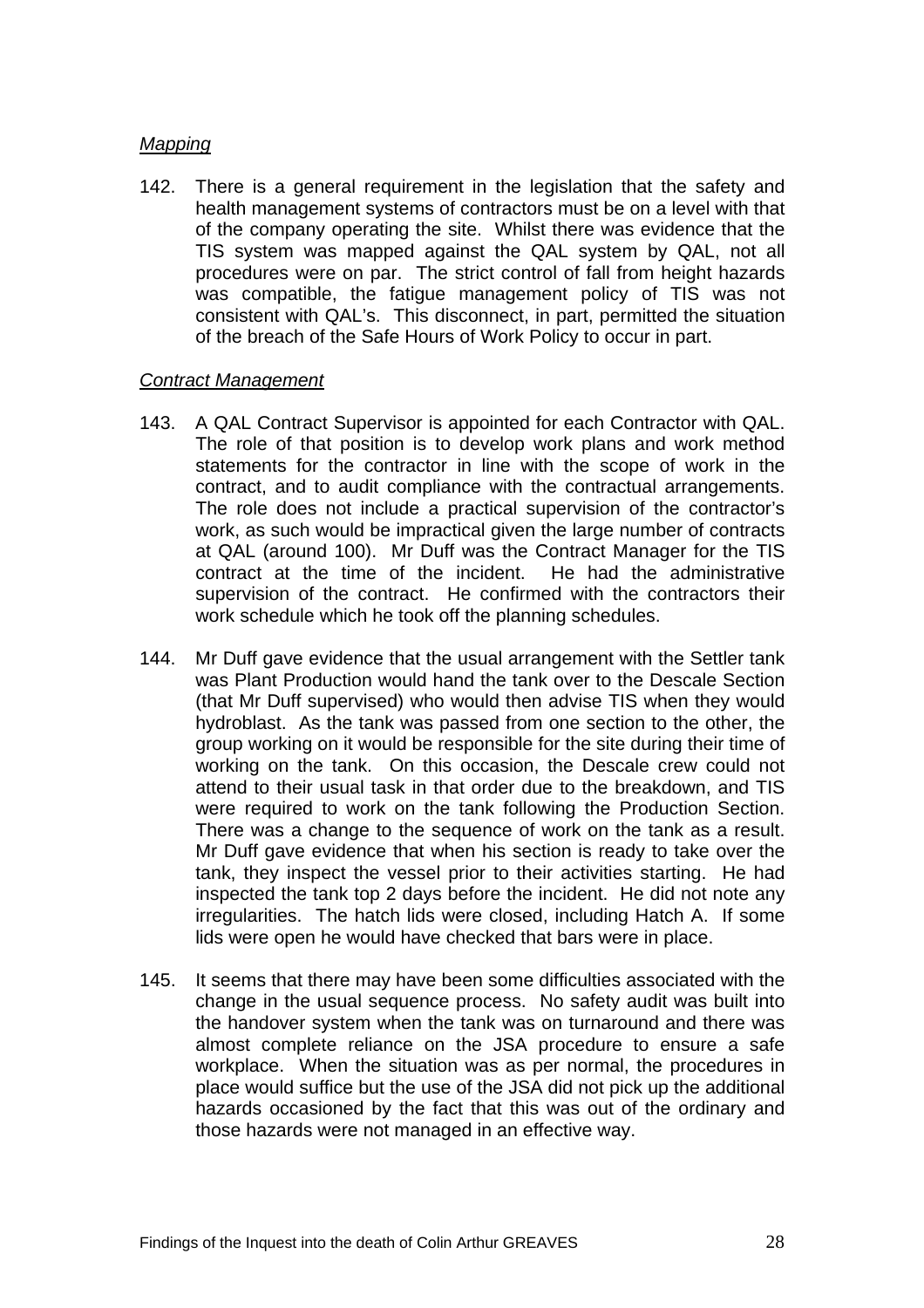*Mapping*

142. There is a general requirement in the legislation that the safety and health management systems of contractors must be on a level with that of the company operating the site. Whilst there was evidence that the TIS system was mapped against the QAL system by QAL, not all procedures were on par. The strict control of fall from height hazards was compatible, the fatigue management policy of TIS was not consistent with QAL's. This disconnect, in part, permitted the situation of the breach of the Safe Hours of Work Policy to occur in part.

*Contract Management*

143. A QAL Contract Supervisor is appointed for each Contractor with QAL. The role of that position is to develop work plans and work method statements for the contractor in line with the scope of work in the contract, and to audit compliance with the contractual arrangements. The role does not include a practical supervision of the contractor's work, as such would be impractical given the large number of contracts at QAL (around 100). Mr Duff was the Contract Manager for the TIS contract at the time of the incident. He had the administrative supervision of the contract. He confirmed with the contractors their work schedule which he took off the planning schedules.

144. Mr Duff gave evidence that the usual arrangement with the Settler tank was Plant Production would hand the tank over to the Descale Section (that Mr Duff supervised) who would then advise TIS when they would hydroblast. As the tank was passed from one section to the other, the group working on it would be responsible for the site during their time of working on the tank. On this occasion, the Descale crew could not attend to their usual task in that order due to the breakdown, and TIS were required to work on the tank following the Production Section. There was a change to the sequence of work on the tank as a result. Mr Duff gave evidence that when his section is ready to take over the tank, they inspect the vessel prior to their activities starting. He had inspected the tank top 2 days before the incident. He did not note any irregularities. The hatch lids were closed, including Hatch A. If some lids were open he would have checked that bars were in place.

145. It seems that there may have been some difficulties associated with the change in the usual sequence process. No safety audit was built into the handover system when the tank was on turnaround and there was almost complete reliance on the JSA procedure to ensure a safe workplace. When the situation was as per normal, the procedures in place would suffice but the use of the JSA did not pick up the additional hazards occasioned by the fact that this was out of the ordinary and those hazards were not managed in an effective way.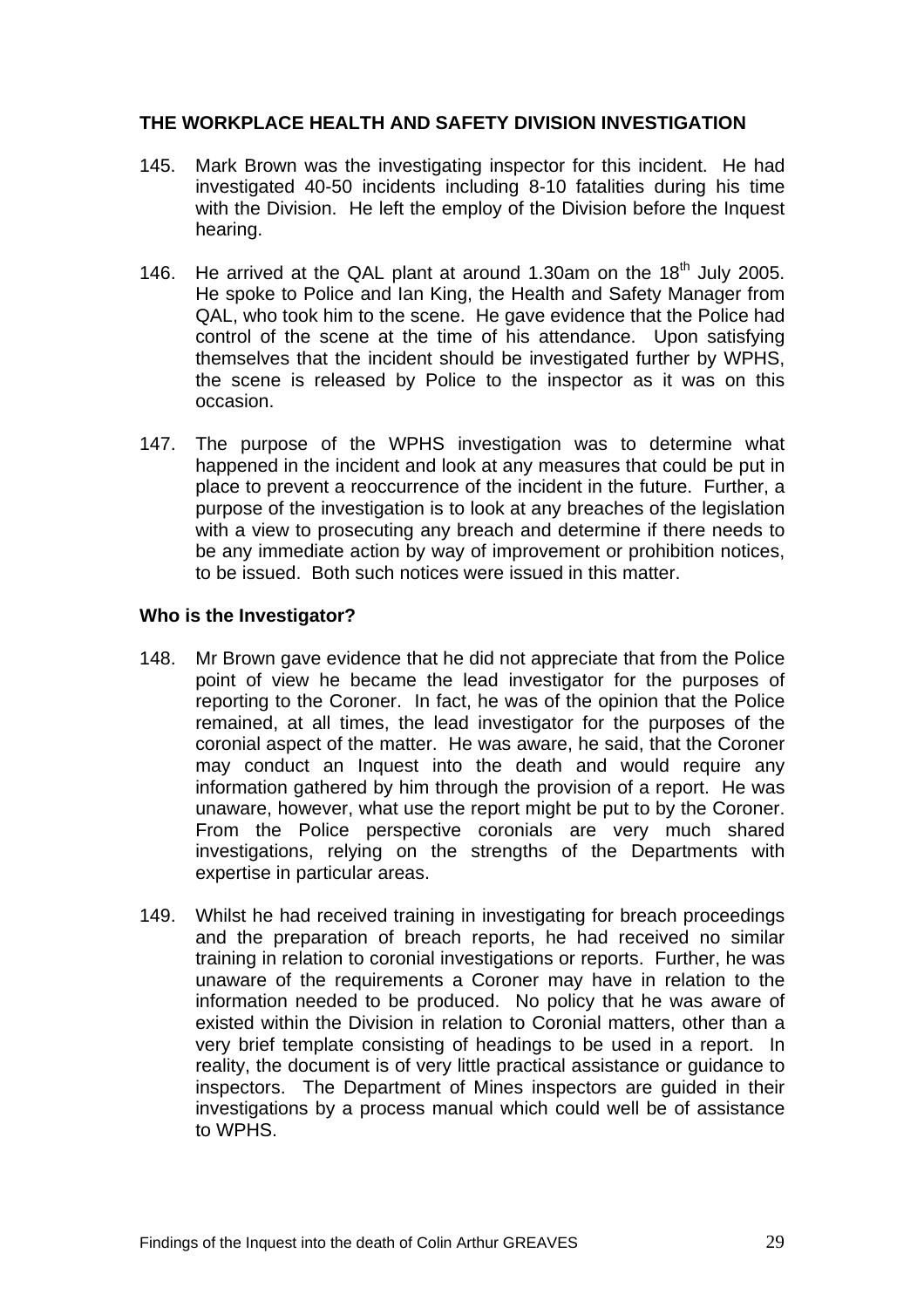**THE WORKPLACE HEALTH AND SAFETY DIVISION INVESTIGATION**

145. Mark Brown was the investigating inspector for this incident. He had investigated 40-50 incidents including 8-10 fatalities during his time with the Division. He left the employ of the Division before the Inquest hearing.

146. He arrived at the QAL plant at around 1.30am on the 18th July 2005. He spoke to Police and Ian King, the Health and Safety Manager from QAL, who took him to the scene. He gave evidence that the Police had control of the scene at the time of his attendance. Upon satisfying themselves that the incident should be investigated further by WPHS, the scene is released by Police to the inspector as it was on this occasion.

147. The purpose of the WPHS investigation was to determine what happened in the incident and look at any measures that could be put in place to prevent a reoccurrence of the incident in the future. Further, a purpose of the investigation is to look at any breaches of the legislation with a view to prosecuting any breach and determine if there needs to be any immediate action by way of improvement or prohibition notices, to be issued. Both such notices were issued in this matter.

**Who is the Investigator?**

148. Mr Brown gave evidence that he did not appreciate that from the Police point of view he became the lead investigator for the purposes of reporting to the Coroner. In fact, he was of the opinion that the Police remained, at all times, the lead investigator for the purposes of the coronial aspect of the matter. He was aware, he said, that the Coroner may conduct an Inquest into the death and would require any information gathered by him through the provision of a report. He was unaware, however, what use the report might be put to by the Coroner. From the Police perspective coronials are very much shared investigations, relying on the strengths of the Departments with expertise in particular areas.

149. Whilst he had received training in investigating for breach proceedings and the preparation of breach reports, he had received no similar training in relation to coronial investigations or reports. Further, he was unaware of the requirements a Coroner may have in relation to the information needed to be produced. No policy that he was aware of existed within the Division in relation to Coronial matters, other than a very brief template consisting of headings to be used in a report. In reality, the document is of very little practical assistance or guidance to inspectors. The Department of Mines inspectors are guided in their investigations by a process manual which could well be of assistance to WPHS.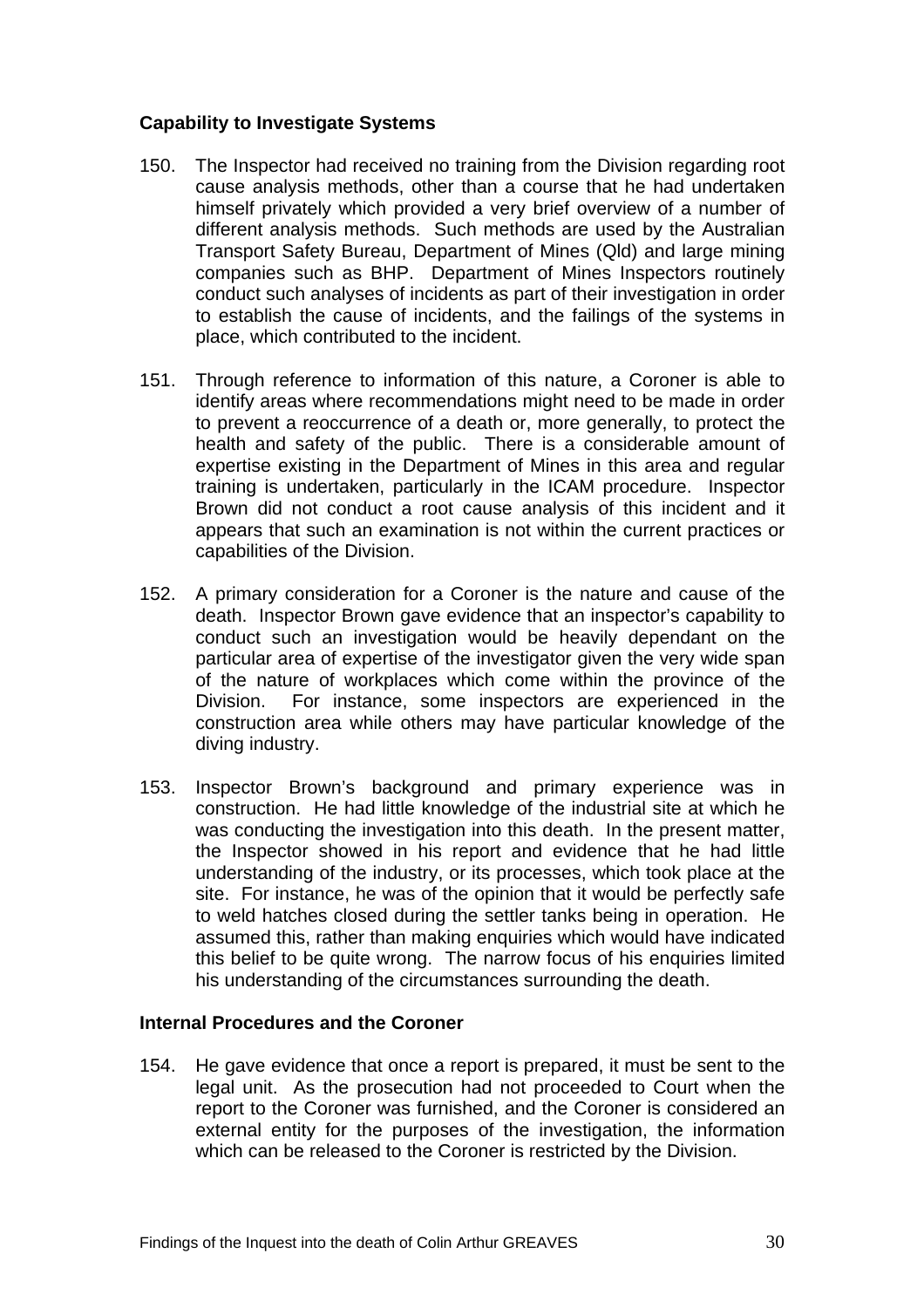**Capability to Investigate Systems**

150. The Inspector had received no training from the Division regarding root cause analysis methods, other than a course that he had undertaken himself privately which provided a very brief overview of a number of different analysis methods. Such methods are used by the Australian Transport Safety Bureau, Department of Mines (Qld) and large mining companies such as BHP. Department of Mines Inspectors routinely conduct such analyses of incidents as part of their investigation in order to establish the cause of incidents, and the failings of the systems in place, which contributed to the incident.

151. Through reference to information of this nature, a Coroner is able to identify areas where recommendations might need to be made in order to prevent a reoccurrence of a death or, more generally, to protect the health and safety of the public. There is a considerable amount of expertise existing in the Department of Mines in this area and regular training is undertaken, particularly in the ICAM procedure. Inspector Brown did not conduct a root cause analysis of this incident and it appears that such an examination is not within the current practices or capabilities of the Division.

152. A primary consideration for a Coroner is the nature and cause of the death. Inspector Brown gave evidence that an inspector's capability to conduct such an investigation would be heavily dependant on the particular area of expertise of the investigator given the very wide span of the nature of workplaces which come within the province of the Division. For instance, some inspectors are experienced in the construction area while others may have particular knowledge of the diving industry.

153. Inspector Brown's background and primary experience was in construction. He had little knowledge of the industrial site at which he was conducting the investigation into this death. In the present matter, the Inspector showed in his report and evidence that he had little understanding of the industry, or its processes, which took place at the site. For instance, he was of the opinion that it would be perfectly safe to weld hatches closed during the settler tanks being in operation. He assumed this, rather than making enquiries which would have indicated this belief to be quite wrong. The narrow focus of his enquiries limited his understanding of the circumstances surrounding the death.

**Internal Procedures and the Coroner**

154. He gave evidence that once a report is prepared, it must be sent to the legal unit. As the prosecution had not proceeded to Court when the report to the Coroner was furnished, and the Coroner is considered an external entity for the purposes of the investigation, the information which can be released to the Coroner is restricted by the Division.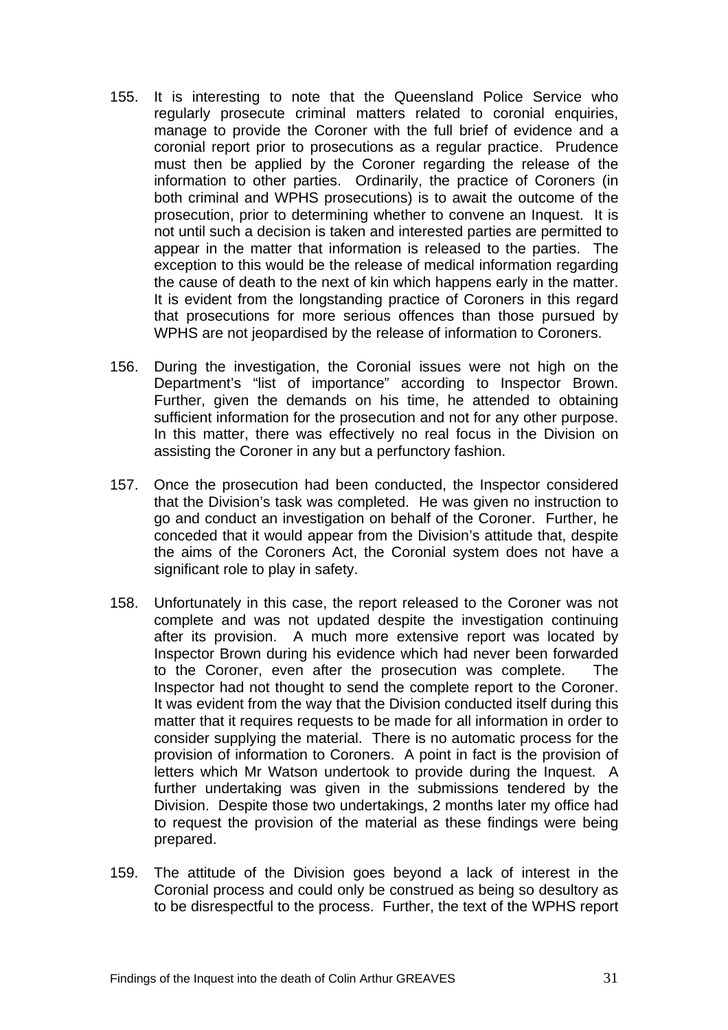155. It is interesting to note that the Queensland Police Service who regularly prosecute criminal matters related to coronial enquiries, manage to provide the Coroner with the full brief of evidence and a coronial report prior to prosecutions as a regular practice. Prudence must then be applied by the Coroner regarding the release of the information to other parties. Ordinarily, the practice of Coroners (in both criminal and WPHS prosecutions) is to await the outcome of the prosecution, prior to determining whether to convene an Inquest. It is not until such a decision is taken and interested parties are permitted to appear in the matter that information is released to the parties. The exception to this would be the release of medical information regarding the cause of death to the next of kin which happens early in the matter. It is evident from the longstanding practice of Coroners in this regard that prosecutions for more serious offences than those pursued by WPHS are not jeopardised by the release of information to Coroners.

156. During the investigation, the Coronial issues were not high on the Department's "list of importance" according to Inspector Brown. Further, given the demands on his time, he attended to obtaining sufficient information for the prosecution and not for any other purpose. In this matter, there was effectively no real focus in the Division on assisting the Coroner in any but a perfunctory fashion.

157. Once the prosecution had been conducted, the Inspector considered that the Division's task was completed. He was given no instruction to go and conduct an investigation on behalf of the Coroner. Further, he conceded that it would appear from the Division's attitude that, despite the aims of the Coroners Act, the Coronial system does not have a significant role to play in safety.

158. Unfortunately in this case, the report released to the Coroner was not complete and was not updated despite the investigation continuing after its provision. A much more extensive report was located by Inspector Brown during his evidence which had never been forwarded to the Coroner, even after the prosecution was complete. The Inspector had not thought to send the complete report to the Coroner. It was evident from the way that the Division conducted itself during this matter that it requires requests to be made for all information in order to consider supplying the material. There is no automatic process for the provision of information to Coroners. A point in fact is the provision of letters which Mr Watson undertook to provide during the Inquest. A further undertaking was given in the submissions tendered by the Division. Despite those two undertakings, 2 months later my office had to request the provision of the material as these findings were being prepared.

159. The attitude of the Division goes beyond a lack of interest in the Coronial process and could only be construed as being so desultory as to be disrespectful to the process. Further, the text of the WPHS report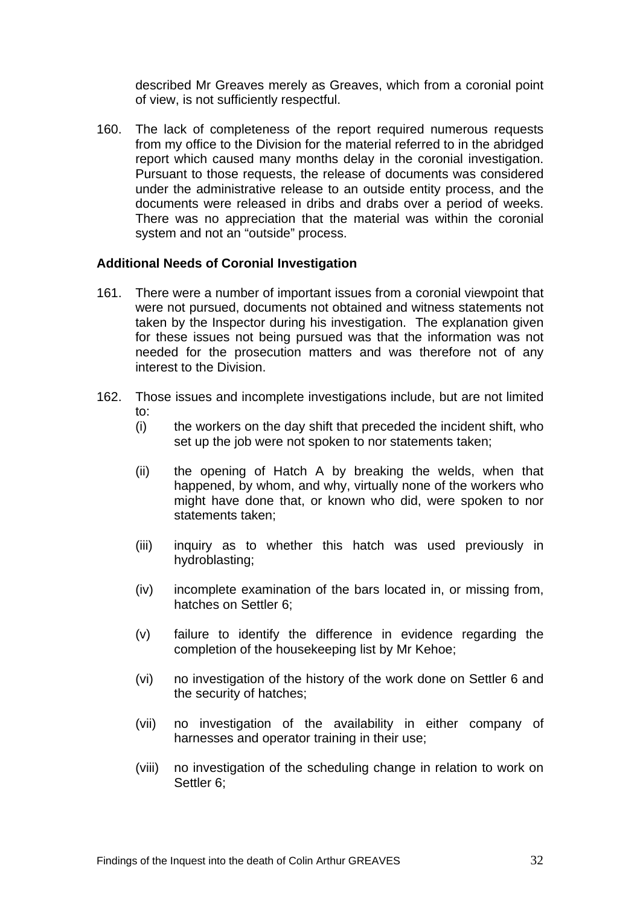described Mr Greaves merely as Greaves, which from a coronial point of view, is not sufficiently respectful.

160. The lack of completeness of the report required numerous requests from my office to the Division for the material referred to in the abridged report which caused many months delay in the coronial investigation. Pursuant to those requests, the release of documents was considered under the administrative release to an outside entity process, and the documents were released in dribs and drabs over a period of weeks. There was no appreciation that the material was within the coronial system and not an "outside" process.

**Additional Needs of Coronial Investigation**

161. There were a number of important issues from a coronial viewpoint that were not pursued, documents not obtained and witness statements not taken by the Inspector during his investigation. The explanation given for these issues not being pursued was that the information was not needed for the prosecution matters and was therefore not of any interest to the Division.

162. Those issues and incomplete investigations include, but are not limited to:

    (i) the workers on the day shift that preceded the incident shift, who set up the job were not spoken to nor statements taken;

    (ii) the opening of Hatch A by breaking the welds, when that happened, by whom, and why, virtually none of the workers who might have done that, or known who did, were spoken to nor statements taken;

    (iii) inquiry as to whether this hatch was used previously in hydroblasting;

    (iv) incomplete examination of the bars located in, or missing from, hatches on Settler 6;

    (v) failure to identify the difference in evidence regarding the completion of the housekeeping list by Mr Kehoe;

    (vi) no investigation of the history of the work done on Settler 6 and the security of hatches;

    (vii) no investigation of the availability in either company of harnesses and operator training in their use;

    (viii) no investigation of the scheduling change in relation to work on Settler 6;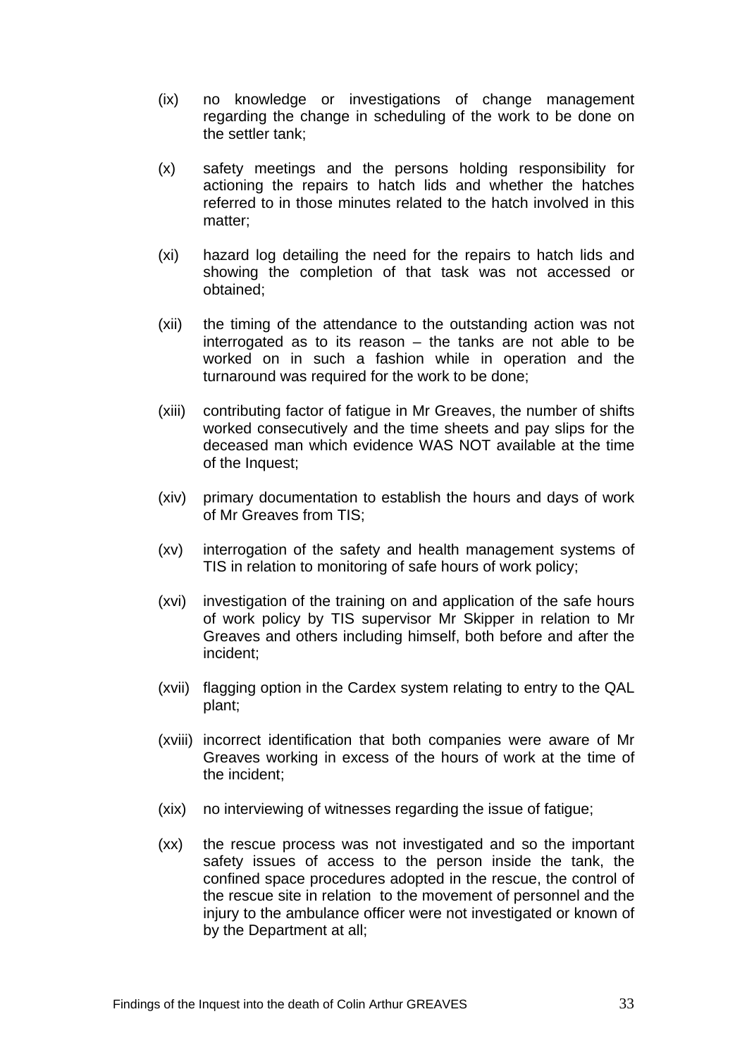(ix) no knowledge or investigations of change management regarding the change in scheduling of the work to be done on the settler tank;

(x) safety meetings and the persons holding responsibility for actioning the repairs to hatch lids and whether the hatches referred to in those minutes related to the hatch involved in this matter;

(xi) hazard log detailing the need for the repairs to hatch lids and showing the completion of that task was not accessed or obtained;

(xii) the timing of the attendance to the outstanding action was not interrogated as to its reason – the tanks are not able to be worked on in such a fashion while in operation and the turnaround was required for the work to be done;

(xiii) contributing factor of fatigue in Mr Greaves, the number of shifts worked consecutively and the time sheets and pay slips for the deceased man which evidence WAS NOT available at the time of the Inquest;

(xiv) primary documentation to establish the hours and days of work of Mr Greaves from TIS;

(xv) interrogation of the safety and health management systems of TIS in relation to monitoring of safe hours of work policy;

(xvi) investigation of the training on and application of the safe hours of work policy by TIS supervisor Mr Skipper in relation to Mr Greaves and others including himself, both before and after the incident;

(xvii) flagging option in the Cardex system relating to entry to the QAL plant;

(xviii) incorrect identification that both companies were aware of Mr Greaves working in excess of the hours of work at the time of the incident;

(xix) no interviewing of witnesses regarding the issue of fatigue;

(xx) the rescue process was not investigated and so the important safety issues of access to the person inside the tank, the confined space procedures adopted in the rescue, the control of the rescue site in relation to the movement of personnel and the injury to the ambulance officer were not investigated or known of by the Department at all;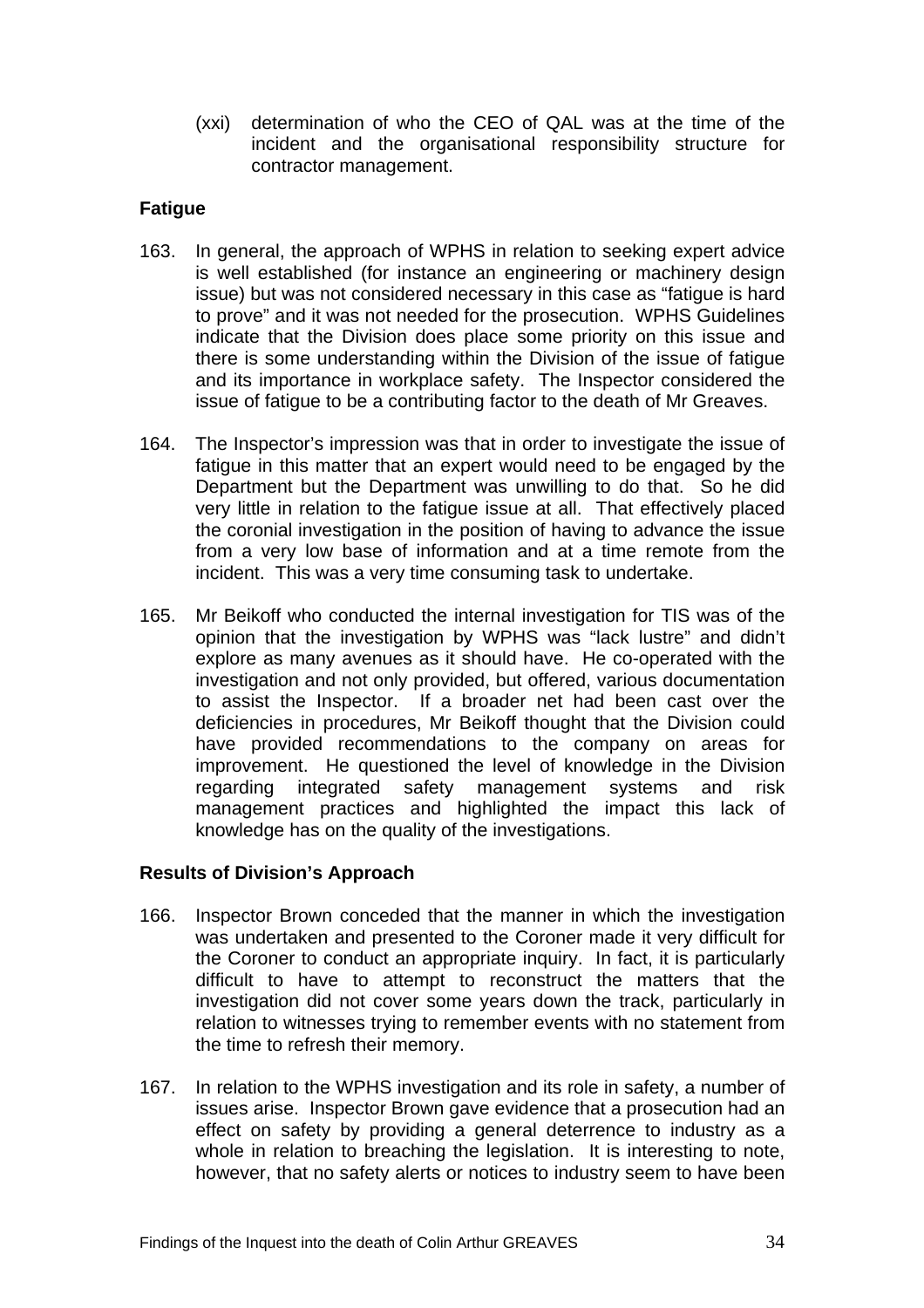(xxi) determination of who the CEO of QAL was at the time of the incident and the organisational responsibility structure for contractor management.

**Fatigue**

163. In general, the approach of WPHS in relation to seeking expert advice is well established (for instance an engineering or machinery design issue) but was not considered necessary in this case as "fatigue is hard to prove" and it was not needed for the prosecution. WPHS Guidelines indicate that the Division does place some priority on this issue and there is some understanding within the Division of the issue of fatigue and its importance in workplace safety. The Inspector considered the issue of fatigue to be a contributing factor to the death of Mr Greaves.

164. The Inspector's impression was that in order to investigate the issue of fatigue in this matter that an expert would need to be engaged by the Department but the Department was unwilling to do that. So he did very little in relation to the fatigue issue at all. That effectively placed the coronial investigation in the position of having to advance the issue from a very low base of information and at a time remote from the incident. This was a very time consuming task to undertake.

165. Mr Beikoff who conducted the internal investigation for TIS was of the opinion that the investigation by WPHS was "lack lustre" and didn't explore as many avenues as it should have. He co-operated with the investigation and not only provided, but offered, various documentation to assist the Inspector. If a broader net had been cast over the deficiencies in procedures, Mr Beikoff thought that the Division could have provided recommendations to the company on areas for improvement. He questioned the level of knowledge in the Division regarding integrated safety management systems and risk management practices and highlighted the impact this lack of knowledge has on the quality of the investigations.

**Results of Division's Approach**

166. Inspector Brown conceded that the manner in which the investigation was undertaken and presented to the Coroner made it very difficult for the Coroner to conduct an appropriate inquiry. In fact, it is particularly difficult to have to attempt to reconstruct the matters that the investigation did not cover some years down the track, particularly in relation to witnesses trying to remember events with no statement from the time to refresh their memory.

167. In relation to the WPHS investigation and its role in safety, a number of issues arise. Inspector Brown gave evidence that a prosecution had an effect on safety by providing a general deterrence to industry as a whole in relation to breaching the legislation. It is interesting to note, however, that no safety alerts or notices to industry seem to have been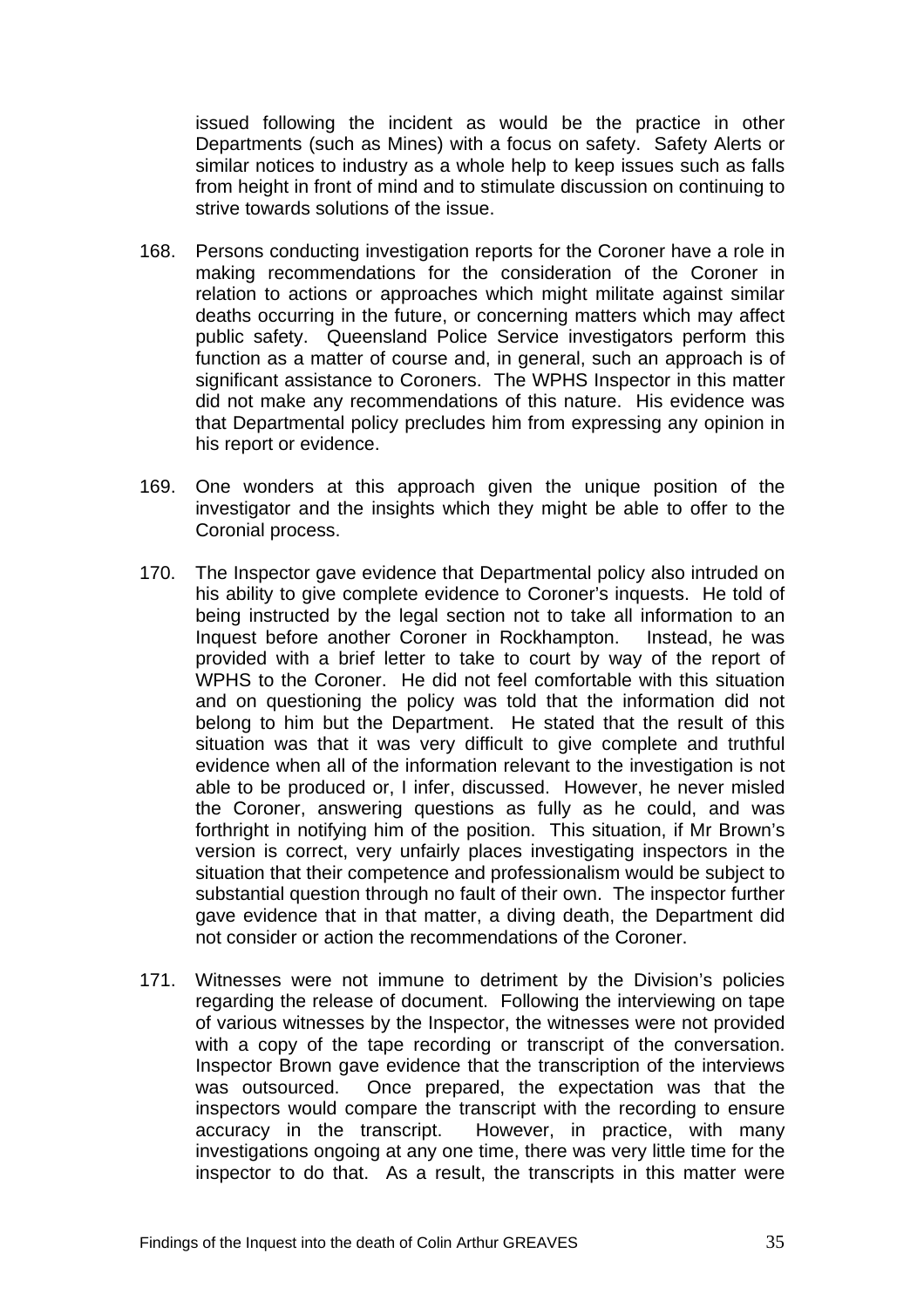issued following the incident as would be the practice in other Departments (such as Mines) with a focus on safety. Safety Alerts or similar notices to industry as a whole help to keep issues such as falls from height in front of mind and to stimulate discussion on continuing to strive towards solutions of the issue.

168. Persons conducting investigation reports for the Coroner have a role in making recommendations for the consideration of the Coroner in relation to actions or approaches which might militate against similar deaths occurring in the future, or concerning matters which may affect public safety. Queensland Police Service investigators perform this function as a matter of course and, in general, such an approach is of significant assistance to Coroners. The WPHS Inspector in this matter did not make any recommendations of this nature. His evidence was that Departmental policy precludes him from expressing any opinion in his report or evidence.

169. One wonders at this approach given the unique position of the investigator and the insights which they might be able to offer to the Coronial process.

170. The Inspector gave evidence that Departmental policy also intruded on his ability to give complete evidence to Coroner's inquests. He told of being instructed by the legal section not to take all information to an Inquest before another Coroner in Rockhampton. Instead, he was provided with a brief letter to take to court by way of the report of WPHS to the Coroner. He did not feel comfortable with this situation and on questioning the policy was told that the information did not belong to him but the Department. He stated that the result of this situation was that it was very difficult to give complete and truthful evidence when all of the information relevant to the investigation is not able to be produced or, I infer, discussed. However, he never misled the Coroner, answering questions as fully as he could, and was forthright in notifying him of the position. This situation, if Mr Brown's version is correct, very unfairly places investigating inspectors in the situation that their competence and professionalism would be subject to substantial question through no fault of their own. The inspector further gave evidence that in that matter, a diving death, the Department did not consider or action the recommendations of the Coroner.

171. Witnesses were not immune to detriment by the Division's policies regarding the release of document. Following the interviewing on tape of various witnesses by the Inspector, the witnesses were not provided with a copy of the tape recording or transcript of the conversation. Inspector Brown gave evidence that the transcription of the interviews was outsourced. Once prepared, the expectation was that the inspectors would compare the transcript with the recording to ensure accuracy in the transcript. However, in practice, with many investigations ongoing at any one time, there was very little time for the inspector to do that. As a result, the transcripts in this matter were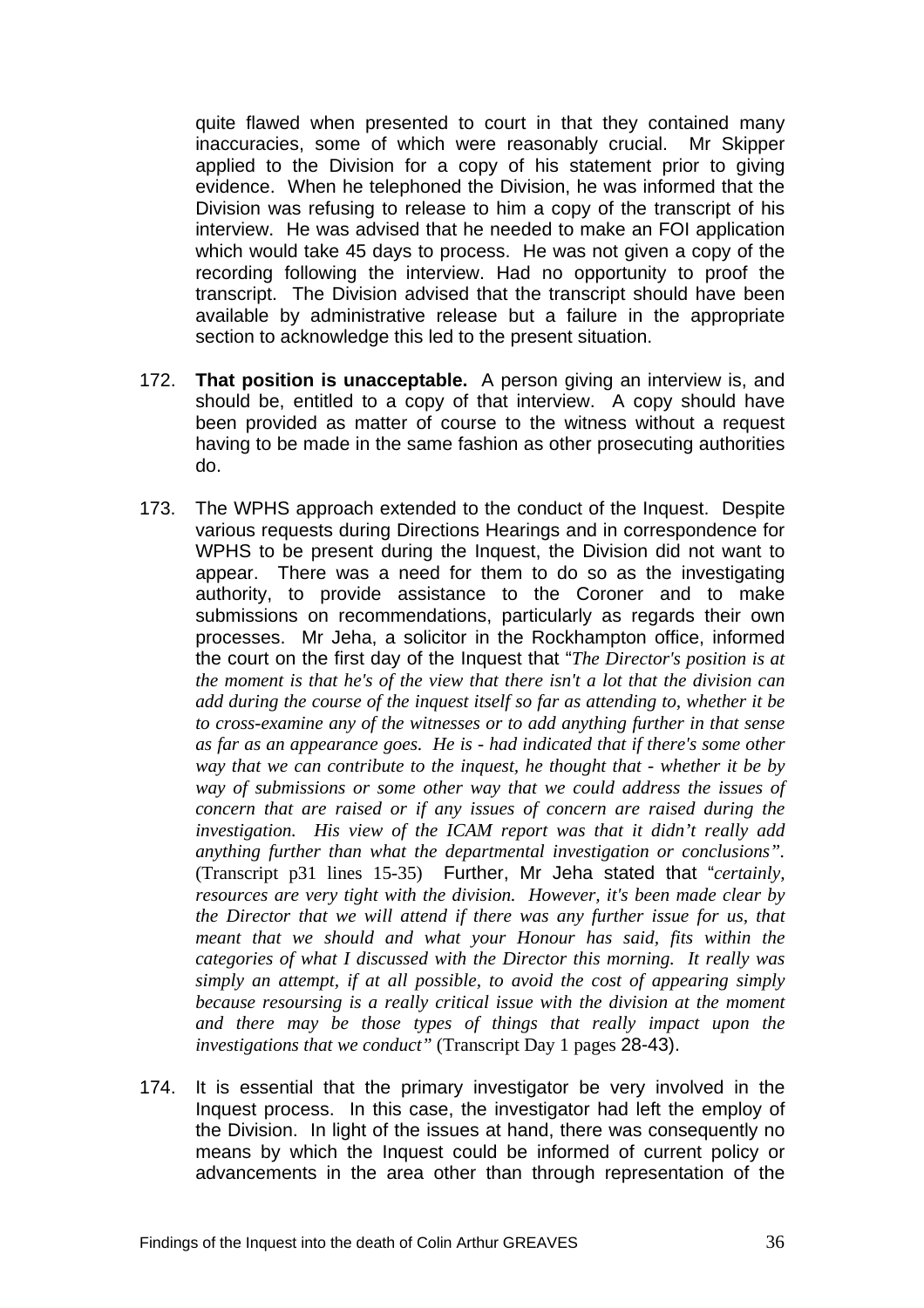quite flawed when presented to court in that they contained many inaccuracies, some of which were reasonably crucial. Mr Skipper applied to the Division for a copy of his statement prior to giving evidence. When he telephoned the Division, he was informed that the Division was refusing to release to him a copy of the transcript of his interview. He was advised that he needed to make an FOI application which would take 45 days to process. He was not given a copy of the recording following the interview. Had no opportunity to proof the transcript. The Division advised that the transcript should have been available by administrative release but a failure in the appropriate section to acknowledge this led to the present situation.

172. **That position is unacceptable.** A person giving an interview is, and should be, entitled to a copy of that interview. A copy should have been provided as matter of course to the witness without a request having to be made in the same fashion as other prosecuting authorities do.

173. The WPHS approach extended to the conduct of the Inquest. Despite various requests during Directions Hearings and in correspondence for WPHS to be present during the Inquest, the Division did not want to appear. There was a need for them to do so as the investigating authority, to provide assistance to the Coroner and to make submissions on recommendations, particularly as regards their own processes. Mr Jeha, a solicitor in the Rockhampton office, informed the court on the first day of the Inquest that "*The Director's position is at the moment is that he's of the view that there isn't a lot that the division can add during the course of the inquest itself so far as attending to, whether it be to cross-examine any of the witnesses or to add anything further in that sense as far as an appearance goes. He is - had indicated that if there's some other way that we can contribute to the inquest, he thought that - whether it be by way of submissions or some other way that we could address the issues of concern that are raised or if any issues of concern are raised during the investigation. His view of the ICAM report was that it didn't really add anything further than what the departmental investigation or conclusions".* (Transcript p31 lines 15-35) Further, Mr Jeha stated that "*certainly, resources are very tight with the division. However, it's been made clear by the Director that we will attend if there was any further issue for us, that meant that we should and what your Honour has said, fits within the categories of what I discussed with the Director this morning. It really was simply an attempt, if at all possible, to avoid the cost of appearing simply because resoursing is a really critical issue with the division at the moment and there may be those types of things that really impact upon the investigations that we conduct"* (Transcript Day 1 pages 28-43).

174. It is essential that the primary investigator be very involved in the Inquest process. In this case, the investigator had left the employ of the Division. In light of the issues at hand, there was consequently no means by which the Inquest could be informed of current policy or advancements in the area other than through representation of the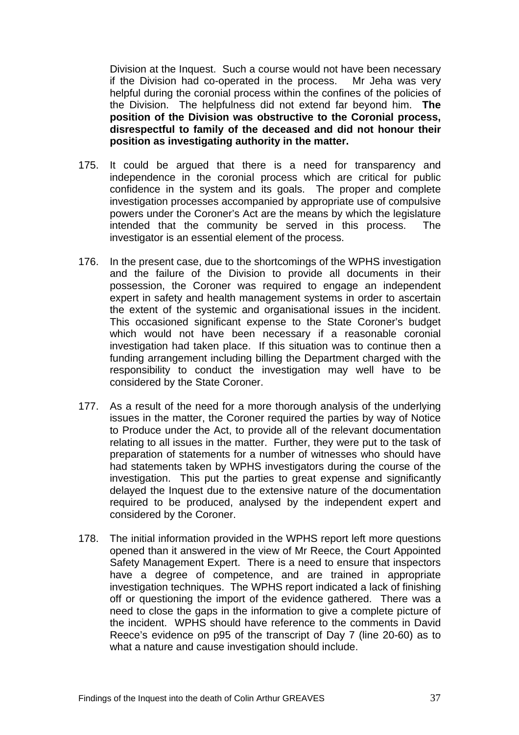Division at the Inquest. Such a course would not have been necessary if the Division had co-operated in the process. Mr Jeha was very helpful during the coronial process within the confines of the policies of the Division. The helpfulness did not extend far beyond him. **The position of the Division was obstructive to the Coronial process, disrespectful to family of the deceased and did not honour their position as investigating authority in the matter.**

175. It could be argued that there is a need for transparency and independence in the coronial process which are critical for public confidence in the system and its goals. The proper and complete investigation processes accompanied by appropriate use of compulsive powers under the Coroner's Act are the means by which the legislature intended that the community be served in this process. The investigator is an essential element of the process.

176. In the present case, due to the shortcomings of the WPHS investigation and the failure of the Division to provide all documents in their possession, the Coroner was required to engage an independent expert in safety and health management systems in order to ascertain the extent of the systemic and organisational issues in the incident. This occasioned significant expense to the State Coroner's budget which would not have been necessary if a reasonable coronial investigation had taken place. If this situation was to continue then a funding arrangement including billing the Department charged with the responsibility to conduct the investigation may well have to be considered by the State Coroner.

177. As a result of the need for a more thorough analysis of the underlying issues in the matter, the Coroner required the parties by way of Notice to Produce under the Act, to provide all of the relevant documentation relating to all issues in the matter. Further, they were put to the task of preparation of statements for a number of witnesses who should have had statements taken by WPHS investigators during the course of the investigation. This put the parties to great expense and significantly delayed the Inquest due to the extensive nature of the documentation required to be produced, analysed by the independent expert and considered by the Coroner.

178. The initial information provided in the WPHS report left more questions opened than it answered in the view of Mr Reece, the Court Appointed Safety Management Expert. There is a need to ensure that inspectors have a degree of competence, and are trained in appropriate investigation techniques. The WPHS report indicated a lack of finishing off or questioning the import of the evidence gathered. There was a need to close the gaps in the information to give a complete picture of the incident. WPHS should have reference to the comments in David Reece's evidence on p95 of the transcript of Day 7 (line 20-60) as to what a nature and cause investigation should include.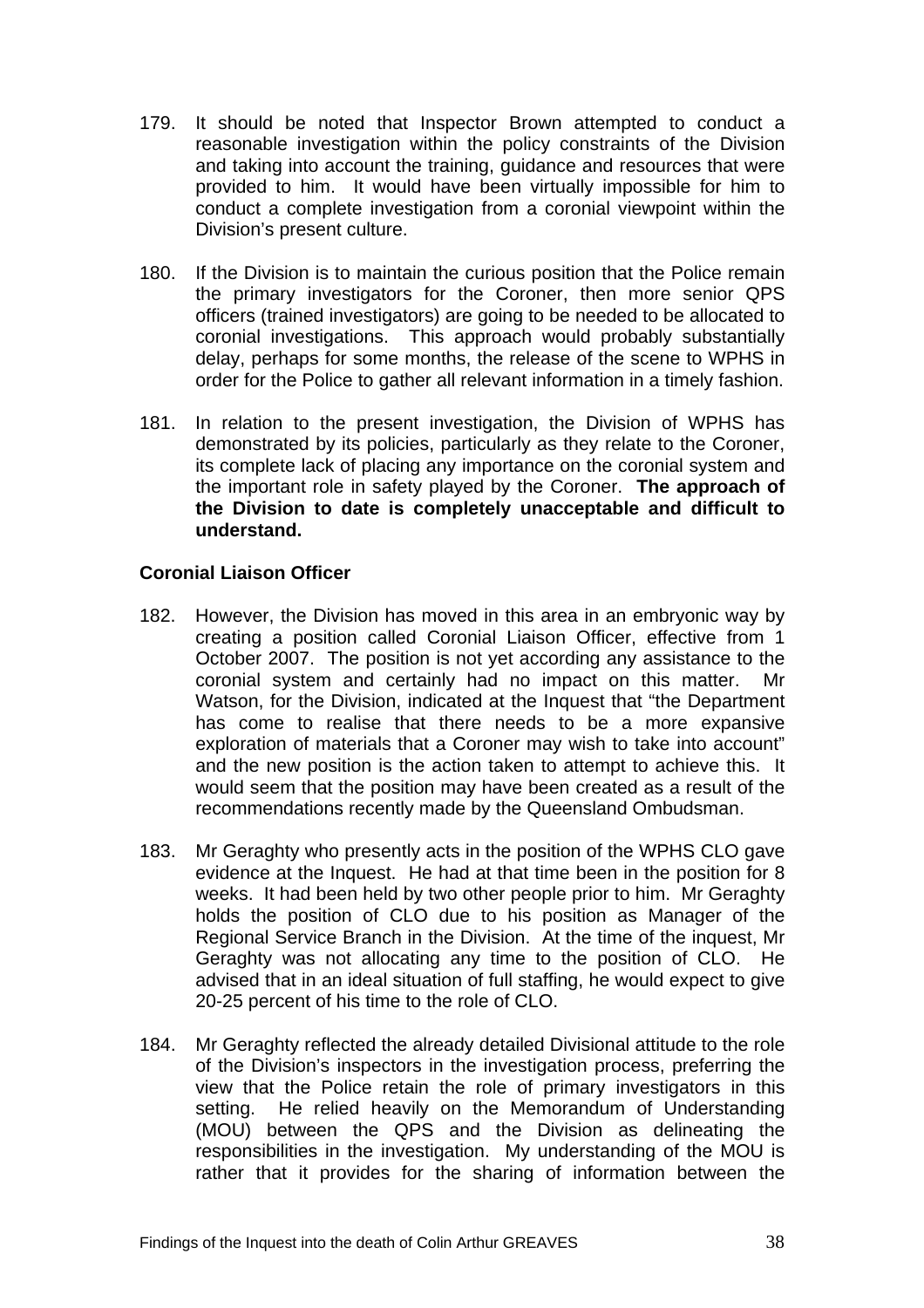179. It should be noted that Inspector Brown attempted to conduct a reasonable investigation within the policy constraints of the Division and taking into account the training, guidance and resources that were provided to him. It would have been virtually impossible for him to conduct a complete investigation from a coronial viewpoint within the Division's present culture.

180. If the Division is to maintain the curious position that the Police remain the primary investigators for the Coroner, then more senior QPS officers (trained investigators) are going to be needed to be allocated to coronial investigations. This approach would probably substantially delay, perhaps for some months, the release of the scene to WPHS in order for the Police to gather all relevant information in a timely fashion.

181. In relation to the present investigation, the Division of WPHS has demonstrated by its policies, particularly as they relate to the Coroner, its complete lack of placing any importance on the coronial system and the important role in safety played by the Coroner. **The approach of the Division to date is completely unacceptable and difficult to understand.**

**Coronial Liaison Officer**

182. However, the Division has moved in this area in an embryonic way by creating a position called Coronial Liaison Officer, effective from 1 October 2007. The position is not yet according any assistance to the coronial system and certainly had no impact on this matter. Mr Watson, for the Division, indicated at the Inquest that "the Department has come to realise that there needs to be a more expansive exploration of materials that a Coroner may wish to take into account" and the new position is the action taken to attempt to achieve this. It would seem that the position may have been created as a result of the recommendations recently made by the Queensland Ombudsman.

183. Mr Geraghty who presently acts in the position of the WPHS CLO gave evidence at the Inquest. He had at that time been in the position for 8 weeks. It had been held by two other people prior to him. Mr Geraghty holds the position of CLO due to his position as Manager of the Regional Service Branch in the Division. At the time of the inquest, Mr Geraghty was not allocating any time to the position of CLO. He advised that in an ideal situation of full staffing, he would expect to give 20-25 percent of his time to the role of CLO.

184. Mr Geraghty reflected the already detailed Divisional attitude to the role of the Division's inspectors in the investigation process, preferring the view that the Police retain the role of primary investigators in this setting. He relied heavily on the Memorandum of Understanding (MOU) between the QPS and the Division as delineating the responsibilities in the investigation. My understanding of the MOU is rather that it provides for the sharing of information between the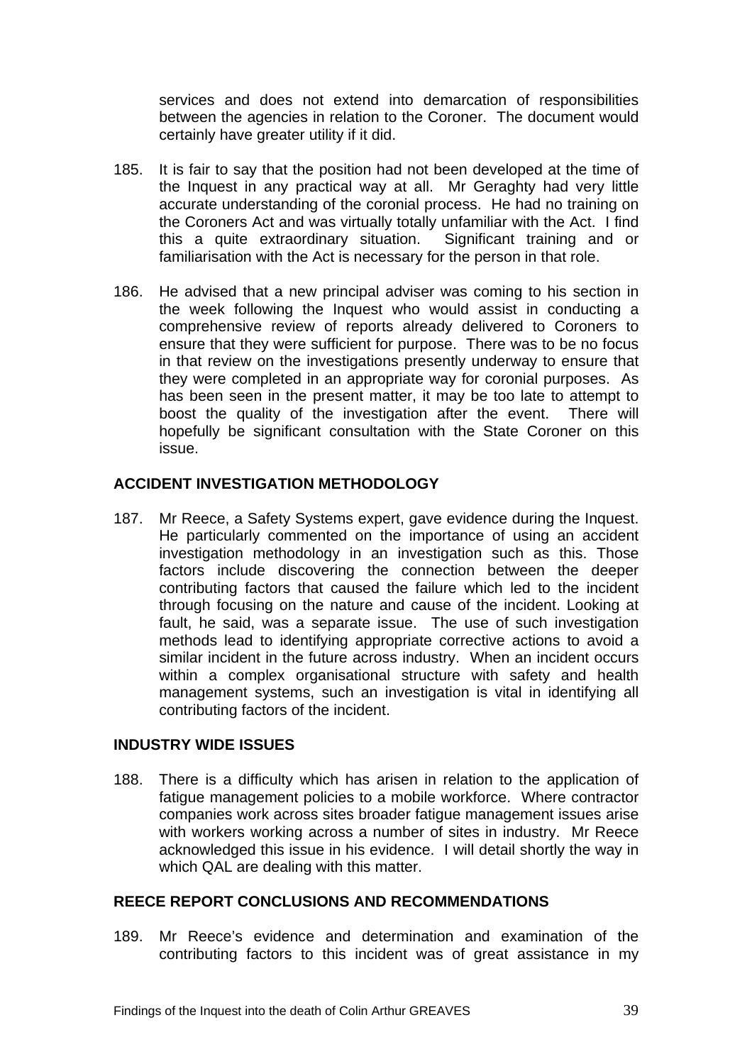services and does not extend into demarcation of responsibilities between the agencies in relation to the Coroner. The document would certainly have greater utility if it did.

185. It is fair to say that the position had not been developed at the time of the Inquest in any practical way at all. Mr Geraghty had very little accurate understanding of the coronial process. He had no training on the Coroners Act and was virtually totally unfamiliar with the Act. I find this a quite extraordinary situation. Significant training and or familiarisation with the Act is necessary for the person in that role.

186. He advised that a new principal adviser was coming to his section in the week following the Inquest who would assist in conducting a comprehensive review of reports already delivered to Coroners to ensure that they were sufficient for purpose. There was to be no focus in that review on the investigations presently underway to ensure that they were completed in an appropriate way for coronial purposes. As has been seen in the present matter, it may be too late to attempt to boost the quality of the investigation after the event. There will hopefully be significant consultation with the State Coroner on this issue.

## ACCIDENT INVESTIGATION METHODOLOGY

187. Mr Reece, a Safety Systems expert, gave evidence during the Inquest. He particularly commented on the importance of using an accident investigation methodology in an investigation such as this. Those factors include discovering the connection between the deeper contributing factors that caused the failure which led to the incident through focusing on the nature and cause of the incident. Looking at fault, he said, was a separate issue. The use of such investigation methods lead to identifying appropriate corrective actions to avoid a similar incident in the future across industry. When an incident occurs within a complex organisational structure with safety and health management systems, such an investigation is vital in identifying all contributing factors of the incident.

## INDUSTRY WIDE ISSUES

188. There is a difficulty which has arisen in relation to the application of fatigue management policies to a mobile workforce. Where contractor companies work across sites broader fatigue management issues arise with workers working across a number of sites in industry. Mr Reece acknowledged this issue in his evidence. I will detail shortly the way in which QAL are dealing with this matter.

## REECE REPORT CONCLUSIONS AND RECOMMENDATIONS

189. Mr Reece's evidence and determination and examination of the contributing factors to this incident was of great assistance in my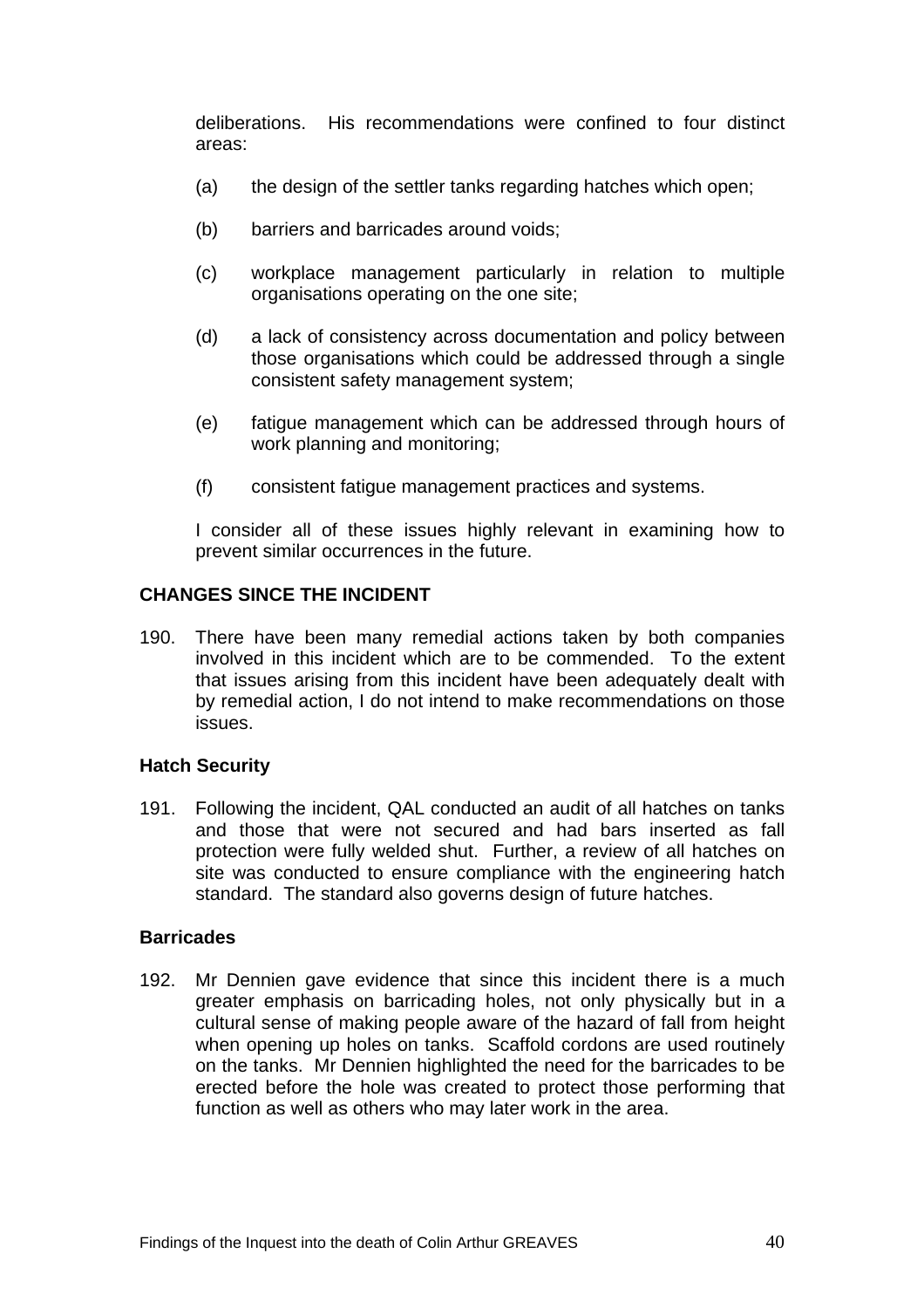deliberations. His recommendations were confined to four distinct areas:

(a) the design of the settler tanks regarding hatches which open;

(b) barriers and barricades around voids;

(c) workplace management particularly in relation to multiple organisations operating on the one site;

(d) a lack of consistency across documentation and policy between those organisations which could be addressed through a single consistent safety management system;

(e) fatigue management which can be addressed through hours of work planning and monitoring;

(f) consistent fatigue management practices and systems.

I consider all of these issues highly relevant in examining how to prevent similar occurrences in the future.

## CHANGES SINCE THE INCIDENT

190. There have been many remedial actions taken by both companies involved in this incident which are to be commended. To the extent that issues arising from this incident have been adequately dealt with by remedial action, I do not intend to make recommendations on those issues.

### Hatch Security

191. Following the incident, QAL conducted an audit of all hatches on tanks and those that were not secured and had bars inserted as fall protection were fully welded shut. Further, a review of all hatches on site was conducted to ensure compliance with the engineering hatch standard. The standard also governs design of future hatches.

### Barricades

192. Mr Dennien gave evidence that since this incident there is a much greater emphasis on barricading holes, not only physically but in a cultural sense of making people aware of the hazard of fall from height when opening up holes on tanks. Scaffold cordons are used routinely on the tanks. Mr Dennien highlighted the need for the barricades to be erected before the hole was created to protect those performing that function as well as others who may later work in the area.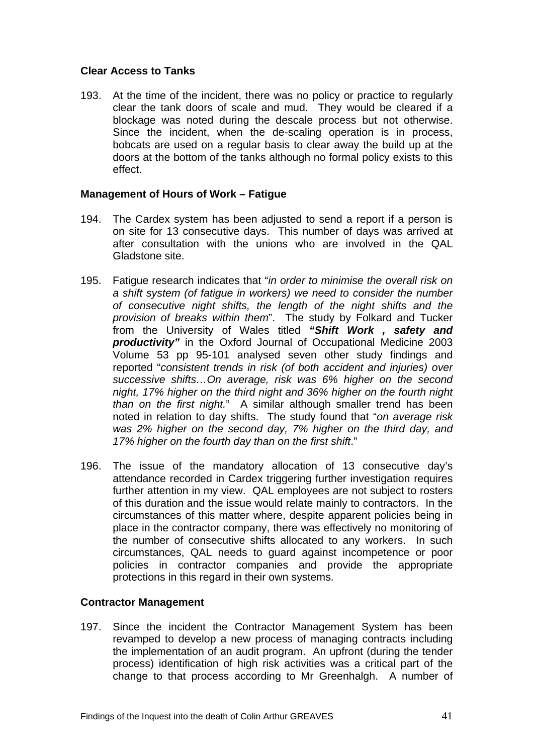### Clear Access to Tanks

193. At the time of the incident, there was no policy or practice to regularly clear the tank doors of scale and mud. They would be cleared if a blockage was noted during the descale process but not otherwise. Since the incident, when the de-scaling operation is in process, bobcats are used on a regular basis to clear away the build up at the doors at the bottom of the tanks although no formal policy exists to this effect.

### Management of Hours of Work – Fatigue

194. The Cardex system has been adjusted to send a report if a person is on site for 13 consecutive days. This number of days was arrived at after consultation with the unions who are involved in the QAL Gladstone site.

195. Fatigue research indicates that "*in order to minimise the overall risk on a shift system (of fatigue in workers) we need to consider the number of consecutive night shifts, the length of the night shifts and the provision of breaks within them*". The study by Folkard and Tucker from the University of Wales titled ***"Shift Work , safety and productivity"*** in the Oxford Journal of Occupational Medicine 2003 Volume 53 pp 95-101 analysed seven other study findings and reported "*consistent trends in risk (of both accident and injuries) over successive shifts…On average, risk was 6% higher on the second night, 17% higher on the third night and 36% higher on the fourth night than on the first night.*" A similar although smaller trend has been noted in relation to day shifts. The study found that "*on average risk was 2% higher on the second day, 7% higher on the third day, and 17% higher on the fourth day than on the first shift*."

196. The issue of the mandatory allocation of 13 consecutive day's attendance recorded in Cardex triggering further investigation requires further attention in my view. QAL employees are not subject to rosters of this duration and the issue would relate mainly to contractors. In the circumstances of this matter where, despite apparent policies being in place in the contractor company, there was effectively no monitoring of the number of consecutive shifts allocated to any workers. In such circumstances, QAL needs to guard against incompetence or poor policies in contractor companies and provide the appropriate protections in this regard in their own systems.

### Contractor Management

197. Since the incident the Contractor Management System has been revamped to develop a new process of managing contracts including the implementation of an audit program. An upfront (during the tender process) identification of high risk activities was a critical part of the change to that process according to Mr Greenhalgh. A number of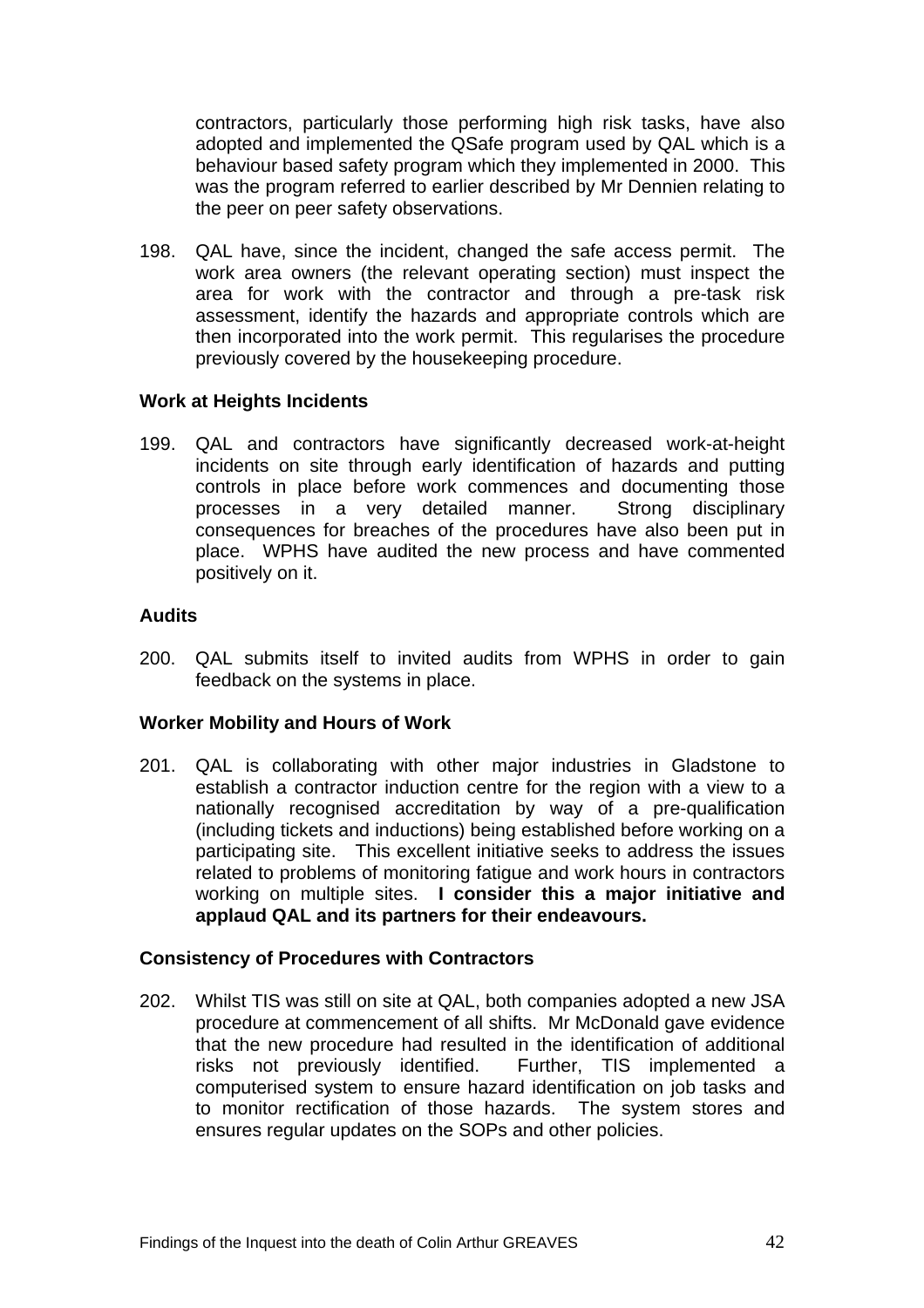contractors, particularly those performing high risk tasks, have also adopted and implemented the QSafe program used by QAL which is a behaviour based safety program which they implemented in 2000. This was the program referred to earlier described by Mr Dennien relating to the peer on peer safety observations.

198. QAL have, since the incident, changed the safe access permit. The work area owners (the relevant operating section) must inspect the area for work with the contractor and through a pre-task risk assessment, identify the hazards and appropriate controls which are then incorporated into the work permit. This regularises the procedure previously covered by the housekeeping procedure.

**Work at Heights Incidents**

199. QAL and contractors have significantly decreased work-at-height incidents on site through early identification of hazards and putting controls in place before work commences and documenting those processes in a very detailed manner. Strong disciplinary consequences for breaches of the procedures have also been put in place. WPHS have audited the new process and have commented positively on it.

**Audits**

200. QAL submits itself to invited audits from WPHS in order to gain feedback on the systems in place.

**Worker Mobility and Hours of Work**

201. QAL is collaborating with other major industries in Gladstone to establish a contractor induction centre for the region with a view to a nationally recognised accreditation by way of a pre-qualification (including tickets and inductions) being established before working on a participating site. This excellent initiative seeks to address the issues related to problems of monitoring fatigue and work hours in contractors working on multiple sites. **I consider this a major initiative and applaud QAL and its partners for their endeavours.**

**Consistency of Procedures with Contractors**

202. Whilst TIS was still on site at QAL, both companies adopted a new JSA procedure at commencement of all shifts. Mr McDonald gave evidence that the new procedure had resulted in the identification of additional risks not previously identified. Further, TIS implemented a computerised system to ensure hazard identification on job tasks and to monitor rectification of those hazards. The system stores and ensures regular updates on the SOPs and other policies.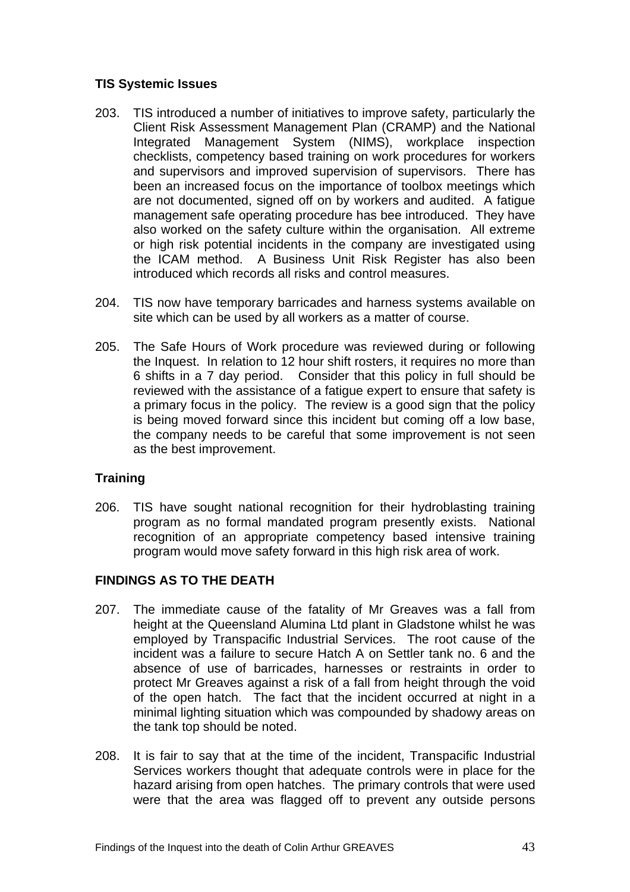### TIS Systemic Issues

203. TIS introduced a number of initiatives to improve safety, particularly the Client Risk Assessment Management Plan (CRAMP) and the National Integrated Management System (NIMS), workplace inspection checklists, competency based training on work procedures for workers and supervisors and improved supervision of supervisors. There has been an increased focus on the importance of toolbox meetings which are not documented, signed off on by workers and audited. A fatigue management safe operating procedure has bee introduced. They have also worked on the safety culture within the organisation. All extreme or high risk potential incidents in the company are investigated using the ICAM method. A Business Unit Risk Register has also been introduced which records all risks and control measures.

204. TIS now have temporary barricades and harness systems available on site which can be used by all workers as a matter of course.

205. The Safe Hours of Work procedure was reviewed during or following the Inquest. In relation to 12 hour shift rosters, it requires no more than 6 shifts in a 7 day period. Consider that this policy in full should be reviewed with the assistance of a fatigue expert to ensure that safety is a primary focus in the policy. The review is a good sign that the policy is being moved forward since this incident but coming off a low base, the company needs to be careful that some improvement is not seen as the best improvement.

### Training

206. TIS have sought national recognition for their hydroblasting training program as no formal mandated program presently exists. National recognition of an appropriate competency based intensive training program would move safety forward in this high risk area of work.

### FINDINGS AS TO THE DEATH

207. The immediate cause of the fatality of Mr Greaves was a fall from height at the Queensland Alumina Ltd plant in Gladstone whilst he was employed by Transpacific Industrial Services. The root cause of the incident was a failure to secure Hatch A on Settler tank no. 6 and the absence of use of barricades, harnesses or restraints in order to protect Mr Greaves against a risk of a fall from height through the void of the open hatch. The fact that the incident occurred at night in a minimal lighting situation which was compounded by shadowy areas on the tank top should be noted.

208. It is fair to say that at the time of the incident, Transpacific Industrial Services workers thought that adequate controls were in place for the hazard arising from open hatches. The primary controls that were used were that the area was flagged off to prevent any outside persons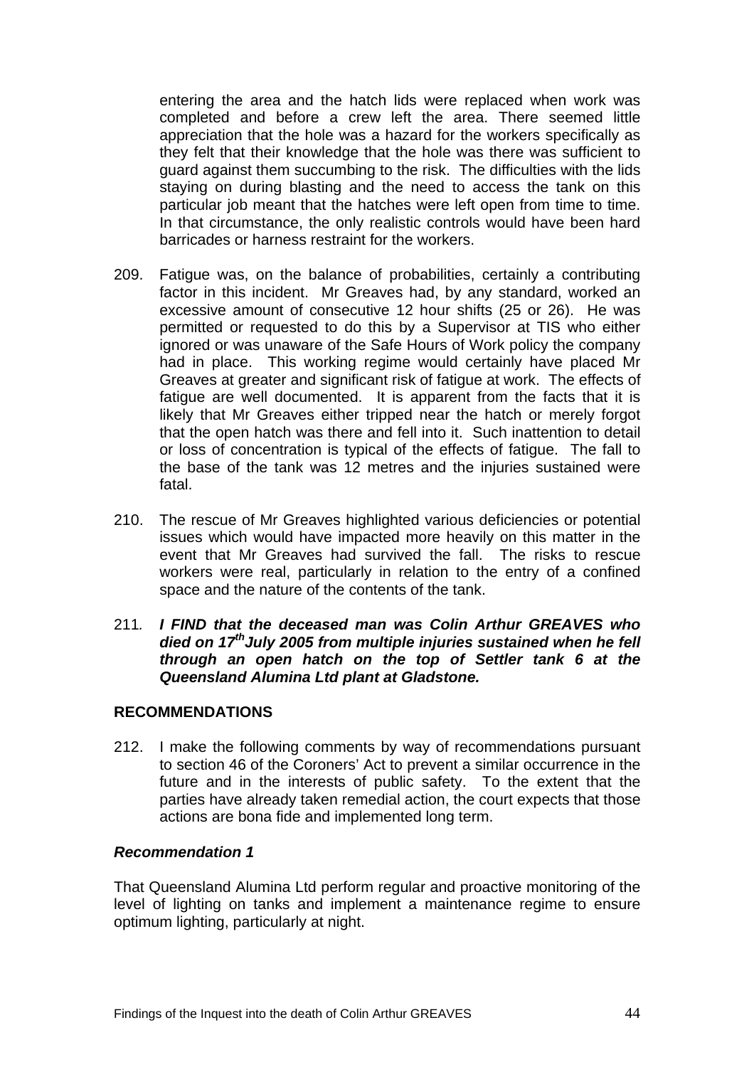entering the area and the hatch lids were replaced when work was completed and before a crew left the area. There seemed little appreciation that the hole was a hazard for the workers specifically as they felt that their knowledge that the hole was there was sufficient to guard against them succumbing to the risk. The difficulties with the lids staying on during blasting and the need to access the tank on this particular job meant that the hatches were left open from time to time. In that circumstance, the only realistic controls would have been hard barricades or harness restraint for the workers.

209. Fatigue was, on the balance of probabilities, certainly a contributing factor in this incident. Mr Greaves had, by any standard, worked an excessive amount of consecutive 12 hour shifts (25 or 26). He was permitted or requested to do this by a Supervisor at TIS who either ignored or was unaware of the Safe Hours of Work policy the company had in place. This working regime would certainly have placed Mr Greaves at greater and significant risk of fatigue at work. The effects of fatigue are well documented. It is apparent from the facts that it is likely that Mr Greaves either tripped near the hatch or merely forgot that the open hatch was there and fell into it. Such inattention to detail or loss of concentration is typical of the effects of fatigue. The fall to the base of the tank was 12 metres and the injuries sustained were fatal.

210. The rescue of Mr Greaves highlighted various deficiencies or potential issues which would have impacted more heavily on this matter in the event that Mr Greaves had survived the fall. The risks to rescue workers were real, particularly in relation to the entry of a confined space and the nature of the contents of the tank.

211. ***I FIND that the deceased man was Colin Arthur GREAVES who died on 17th July 2005 from multiple injuries sustained when he fell through an open hatch on the top of Settler tank 6 at the Queensland Alumina Ltd plant at Gladstone.***

## RECOMMENDATIONS

212. I make the following comments by way of recommendations pursuant to section 46 of the Coroners' Act to prevent a similar occurrence in the future and in the interests of public safety. To the extent that the parties have already taken remedial action, the court expects that those actions are bona fide and implemented long term.

### *Recommendation 1*

That Queensland Alumina Ltd perform regular and proactive monitoring of the level of lighting on tanks and implement a maintenance regime to ensure optimum lighting, particularly at night.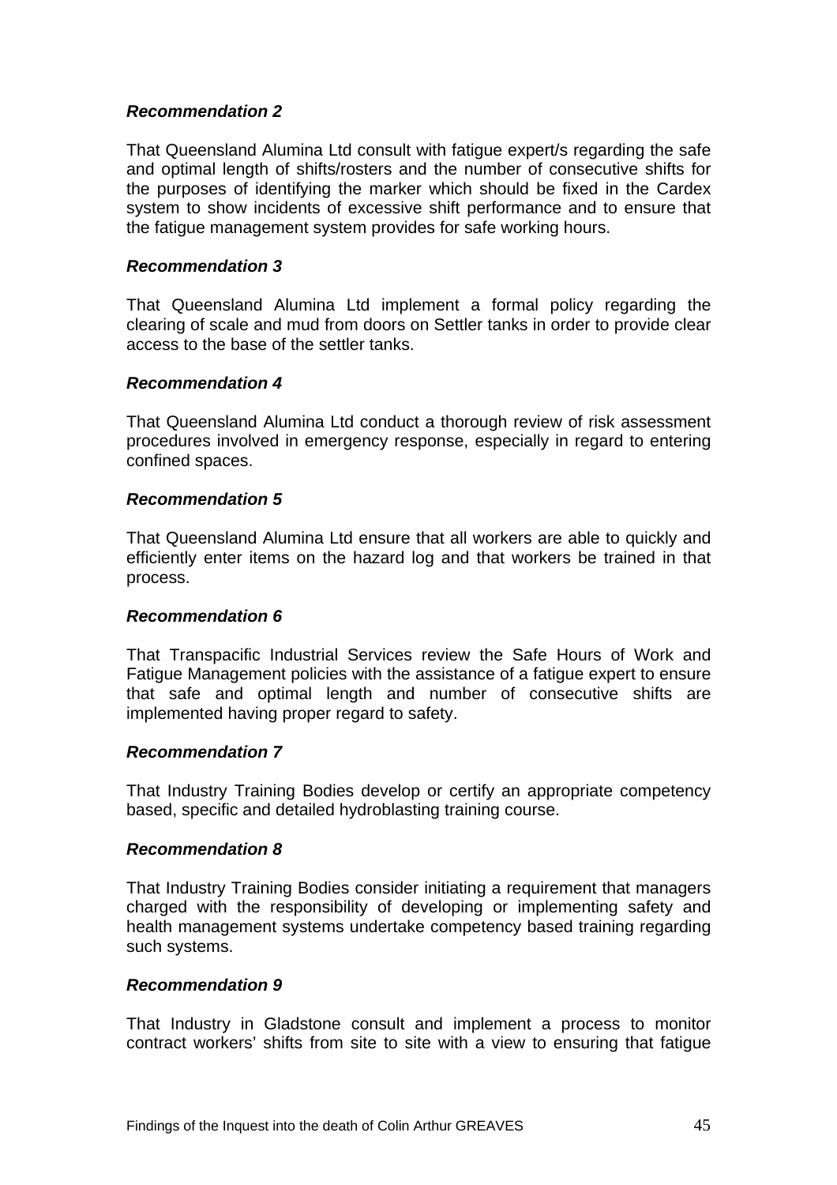***Recommendation 2***

That Queensland Alumina Ltd consult with fatigue expert/s regarding the safe and optimal length of shifts/rosters and the number of consecutive shifts for the purposes of identifying the marker which should be fixed in the Cardex system to show incidents of excessive shift performance and to ensure that the fatigue management system provides for safe working hours.

***Recommendation 3***

That Queensland Alumina Ltd implement a formal policy regarding the clearing of scale and mud from doors on Settler tanks in order to provide clear access to the base of the settler tanks.

***Recommendation 4***

That Queensland Alumina Ltd conduct a thorough review of risk assessment procedures involved in emergency response, especially in regard to entering confined spaces.

***Recommendation 5***

That Queensland Alumina Ltd ensure that all workers are able to quickly and efficiently enter items on the hazard log and that workers be trained in that process.

***Recommendation 6***

That Transpacific Industrial Services review the Safe Hours of Work and Fatigue Management policies with the assistance of a fatigue expert to ensure that safe and optimal length and number of consecutive shifts are implemented having proper regard to safety.

***Recommendation 7***

That Industry Training Bodies develop or certify an appropriate competency based, specific and detailed hydroblasting training course.

***Recommendation 8***

That Industry Training Bodies consider initiating a requirement that managers charged with the responsibility of developing or implementing safety and health management systems undertake competency based training regarding such systems.

***Recommendation 9***

That Industry in Gladstone consult and implement a process to monitor contract workers' shifts from site to site with a view to ensuring that fatigue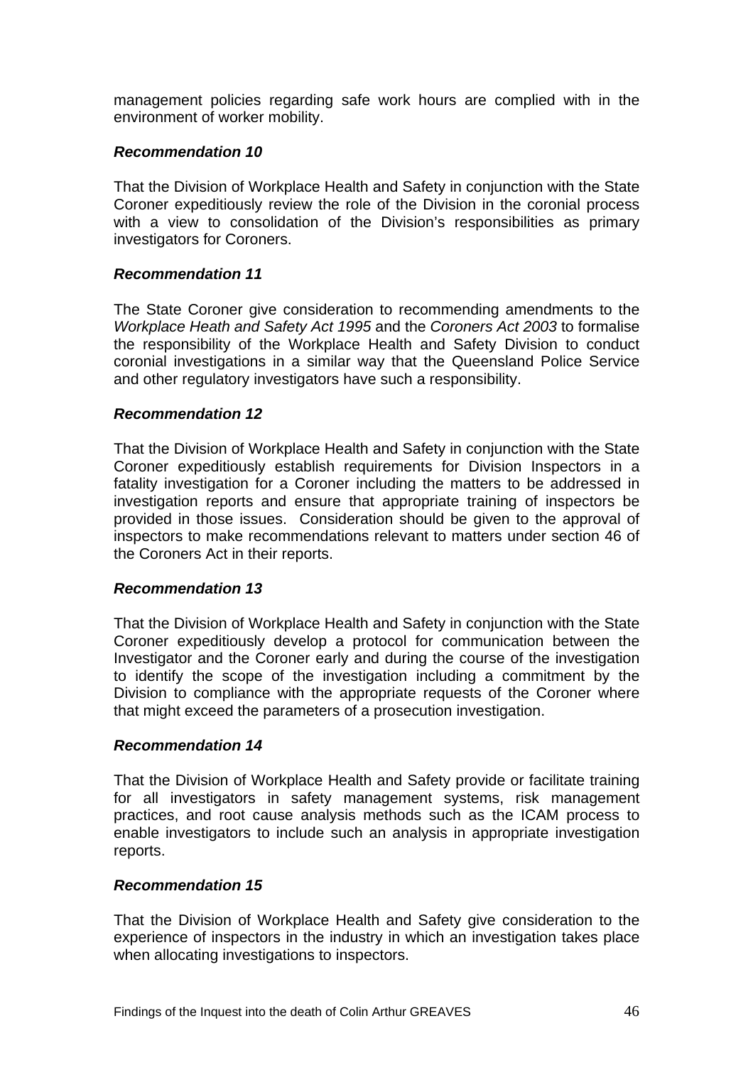management policies regarding safe work hours are complied with in the environment of worker mobility.

***Recommendation 10***

That the Division of Workplace Health and Safety in conjunction with the State Coroner expeditiously review the role of the Division in the coronial process with a view to consolidation of the Division's responsibilities as primary investigators for Coroners.

***Recommendation 11***

The State Coroner give consideration to recommending amendments to the *Workplace Heath and Safety Act 1995* and the *Coroners Act 2003* to formalise the responsibility of the Workplace Health and Safety Division to conduct coronial investigations in a similar way that the Queensland Police Service and other regulatory investigators have such a responsibility.

***Recommendation 12***

That the Division of Workplace Health and Safety in conjunction with the State Coroner expeditiously establish requirements for Division Inspectors in a fatality investigation for a Coroner including the matters to be addressed in investigation reports and ensure that appropriate training of inspectors be provided in those issues. Consideration should be given to the approval of inspectors to make recommendations relevant to matters under section 46 of the Coroners Act in their reports.

***Recommendation 13***

That the Division of Workplace Health and Safety in conjunction with the State Coroner expeditiously develop a protocol for communication between the Investigator and the Coroner early and during the course of the investigation to identify the scope of the investigation including a commitment by the Division to compliance with the appropriate requests of the Coroner where that might exceed the parameters of a prosecution investigation.

***Recommendation 14***

That the Division of Workplace Health and Safety provide or facilitate training for all investigators in safety management systems, risk management practices, and root cause analysis methods such as the ICAM process to enable investigators to include such an analysis in appropriate investigation reports.

***Recommendation 15***

That the Division of Workplace Health and Safety give consideration to the experience of inspectors in the industry in which an investigation takes place when allocating investigations to inspectors.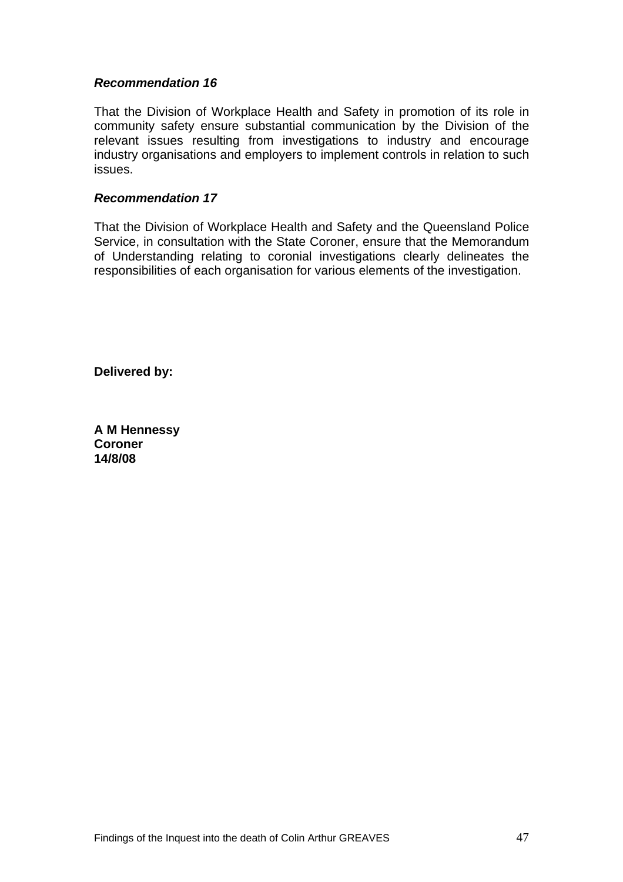***Recommendation 16***

That the Division of Workplace Health and Safety in promotion of its role in community safety ensure substantial communication by the Division of the relevant issues resulting from investigations to industry and encourage industry organisations and employers to implement controls in relation to such issues.

***Recommendation 17***

That the Division of Workplace Health and Safety and the Queensland Police Service, in consultation with the State Coroner, ensure that the Memorandum of Understanding relating to coronial investigations clearly delineates the responsibilities of each organisation for various elements of the investigation.

**Delivered by:**

**A M Hennessy**
**Coroner**
**14/8/08**